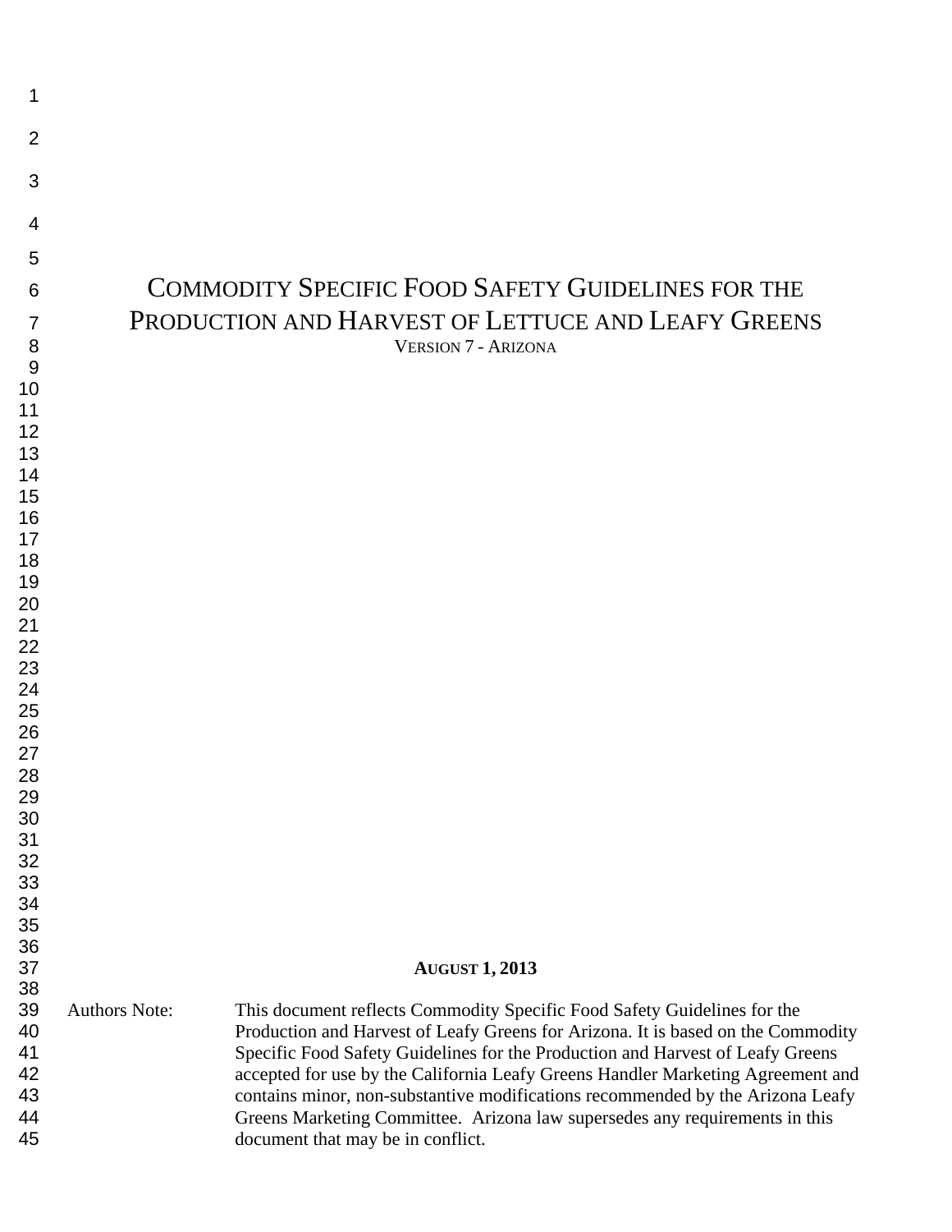# Commodity Specific Food Safety Guidelines for the Production and Harvest of Lettuce and Leafy Greens

Version 7 - Arizona

**August 1, 2013**

Authors Note: This document reflects Commodity Specific Food Safety Guidelines for the Production and Harvest of Leafy Greens for Arizona. It is based on the Commodity Specific Food Safety Guidelines for the Production and Harvest of Leafy Greens accepted for use by the California Leafy Greens Handler Marketing Agreement and contains minor, non-substantive modifications recommended by the Arizona Leafy Greens Marketing Committee. Arizona law supersedes any requirements in this document that may be in conflict.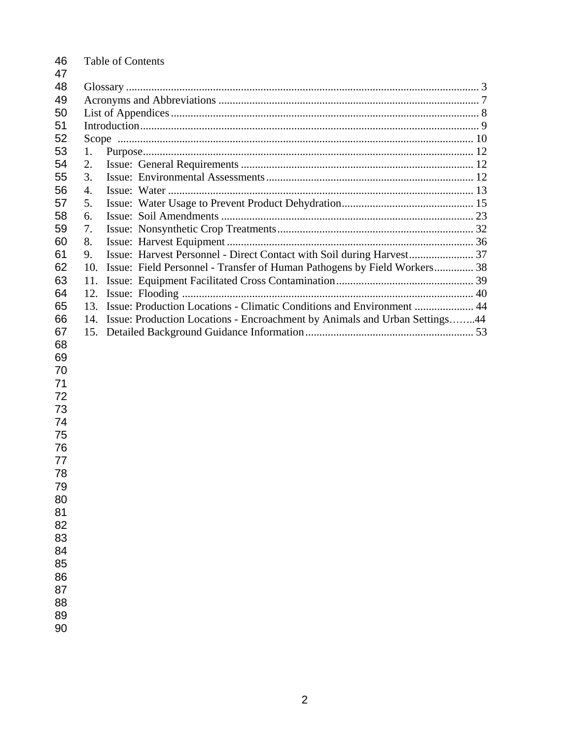# Table of Contents

Glossary ............................................................................................................................ 3
Acronyms and Abbreviations ........................................................................................... 7
List of Appendices ............................................................................................................ 8
Introduction....................................................................................................................... 9
Scope ............................................................................................................................. 10
1. Purpose..................................................................................................................... 12
2. Issue: General Requirements .................................................................................. 12
3. Issue: Environmental Assessments......................................................................... 12
4. Issue: Water ............................................................................................................ 13
5. Issue: Water Usage to Prevent Product Dehydration............................................... 15
6. Issue: Soil Amendments ......................................................................................... 23
7. Issue: Nonsynthetic Crop Treatments..................................................................... 32
8. Issue: Harvest Equipment ....................................................................................... 36
9. Issue: Harvest Personnel - Direct Contact with Soil during Harvest....................... 37
10. Issue: Field Personnel - Transfer of Human Pathogens by Field Workers.............. 38
11. Issue: Equipment Facilitated Cross Contamination................................................. 39
12. Issue: Flooding ....................................................................................................... 40
13. Issue: Production Locations - Climatic Conditions and Environment ..................... 44
14. Issue: Production Locations - Encroachment by Animals and Urban Settings……..44
15. Detailed Background Guidance Information........................................................... 53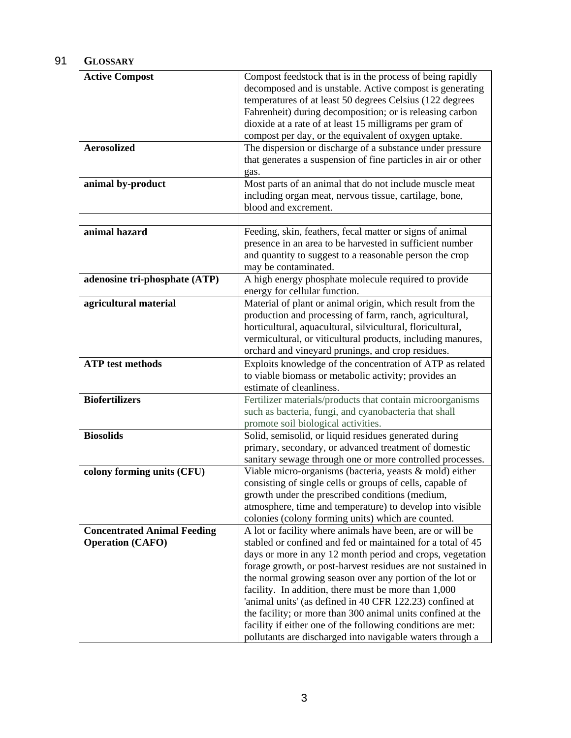# 91 GLOSSARY

| | |
|---|---|
| **Active Compost** | Compost feedstock that is in the process of being rapidly decomposed and is unstable. Active compost is generating temperatures of at least 50 degrees Celsius (122 degrees Fahrenheit) during decomposition; or is releasing carbon dioxide at a rate of at least 15 milligrams per gram of compost per day, or the equivalent of oxygen uptake. |
| **Aerosolized** | The dispersion or discharge of a substance under pressure that generates a suspension of fine particles in air or other gas. |
| **animal by-product** | Most parts of an animal that do not include muscle meat including organ meat, nervous tissue, cartilage, bone, blood and excrement. |
| | |
| **animal hazard** | Feeding, skin, feathers, fecal matter or signs of animal presence in an area to be harvested in sufficient number and quantity to suggest to a reasonable person the crop may be contaminated. |
| **adenosine tri-phosphate (ATP)** | A high energy phosphate molecule required to provide energy for cellular function. |
| **agricultural material** | Material of plant or animal origin, which result from the production and processing of farm, ranch, agricultural, horticultural, aquacultural, silvicultural, floricultural, vermicultural, or viticultural products, including manures, orchard and vineyard prunings, and crop residues. |
| **ATP test methods** | Exploits knowledge of the concentration of ATP as related to viable biomass or metabolic activity; provides an estimate of cleanliness. |
| **Biofertilizers** | Fertilizer materials/products that contain microorganisms such as bacteria, fungi, and cyanobacteria that shall promote soil biological activities. |
| **Biosolids** | Solid, semisolid, or liquid residues generated during primary, secondary, or advanced treatment of domestic sanitary sewage through one or more controlled processes. |
| **colony forming units (CFU)** | Viable micro-organisms (bacteria, yeasts & mold) either consisting of single cells or groups of cells, capable of growth under the prescribed conditions (medium, atmosphere, time and temperature) to develop into visible colonies (colony forming units) which are counted. |
| **Concentrated Animal Feeding Operation (CAFO)** | A lot or facility where animals have been, are or will be stabled or confined and fed or maintained for a total of 45 days or more in any 12 month period and crops, vegetation forage growth, or post-harvest residues are not sustained in the normal growing season over any portion of the lot or facility. In addition, there must be more than 1,000 'animal units' (as defined in 40 CFR 122.23) confined at the facility; or more than 300 animal units confined at the facility if either one of the following conditions are met: pollutants are discharged into navigable waters through a |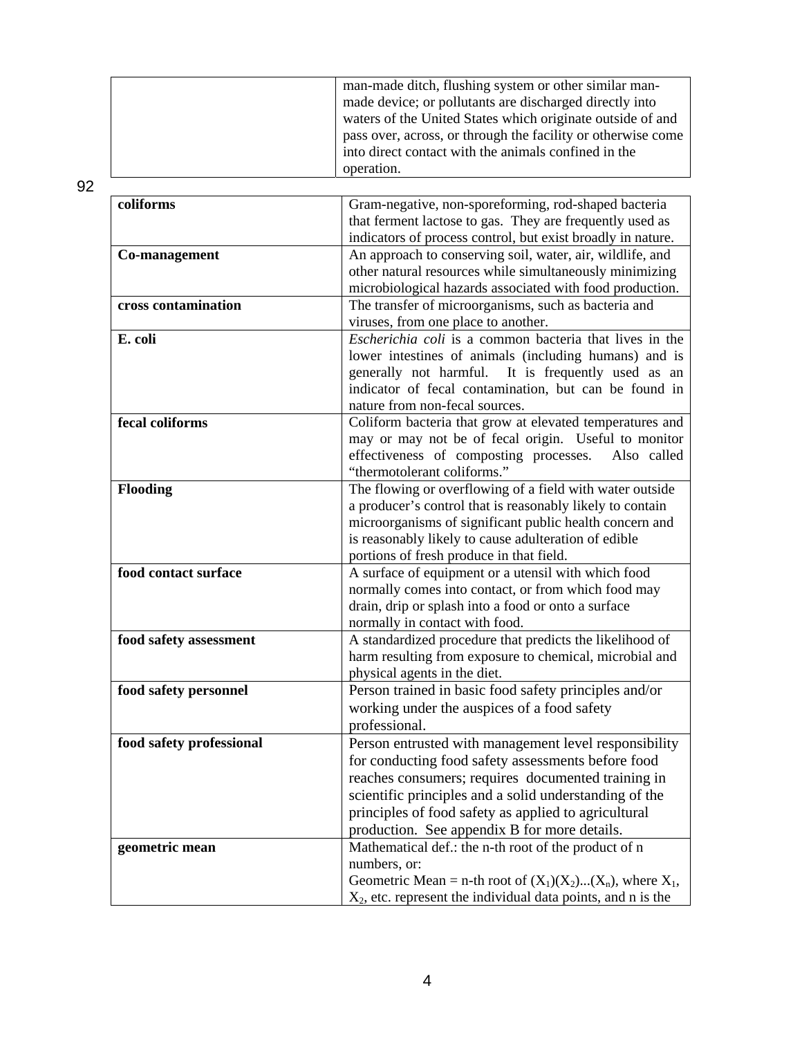| | |
|---|---|
| | man-made ditch, flushing system or other similar man-made device; or pollutants are discharged directly into waters of the United States which originate outside of and pass over, across, or through the facility or otherwise come into direct contact with the animals confined in the operation. |

92

| | |
|---|---|
| **coliforms** | Gram-negative, non-sporeforming, rod-shaped bacteria that ferment lactose to gas. They are frequently used as indicators of process control, but exist broadly in nature. |
| **Co-management** | An approach to conserving soil, water, air, wildlife, and other natural resources while simultaneously minimizing microbiological hazards associated with food production. |
| **cross contamination** | The transfer of microorganisms, such as bacteria and viruses, from one place to another. |
| **E. coli** | *Escherichia coli* is a common bacteria that lives in the lower intestines of animals (including humans) and is generally not harmful. It is frequently used as an indicator of fecal contamination, but can be found in nature from non-fecal sources. |
| **fecal coliforms** | Coliform bacteria that grow at elevated temperatures and may or may not be of fecal origin. Useful to monitor effectiveness of composting processes. Also called "thermotolerant coliforms." |
| **Flooding** | The flowing or overflowing of a field with water outside a producer's control that is reasonably likely to contain microorganisms of significant public health concern and is reasonably likely to cause adulteration of edible portions of fresh produce in that field. |
| **food contact surface** | A surface of equipment or a utensil with which food normally comes into contact, or from which food may drain, drip or splash into a food or onto a surface normally in contact with food. |
| **food safety assessment** | A standardized procedure that predicts the likelihood of harm resulting from exposure to chemical, microbial and physical agents in the diet. |
| **food safety personnel** | Person trained in basic food safety principles and/or working under the auspices of a food safety professional. |
| **food safety professional** | Person entrusted with management level responsibility for conducting food safety assessments before food reaches consumers; requires documented training in scientific principles and a solid understanding of the principles of food safety as applied to agricultural production. See appendix B for more details. |
| **geometric mean** | Mathematical def.: the n-th root of the product of n numbers, or: Geometric Mean = n-th root of $(X_1)(X_2)...(X_n)$, where $X_1$, $X_2$, etc. represent the individual data points, and n is the |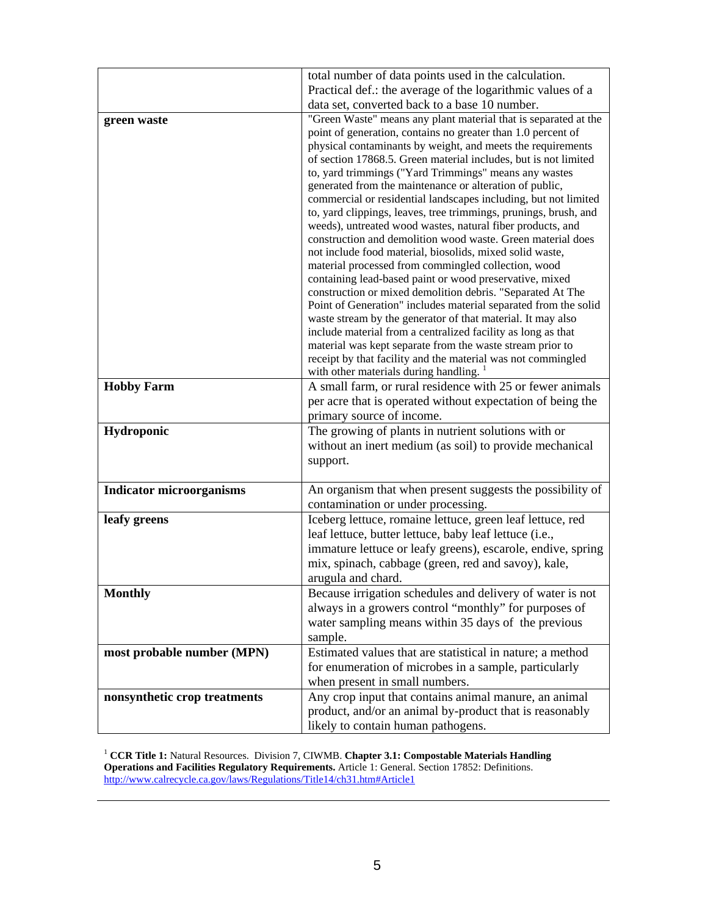| | |
|---|---|
| | total number of data points used in the calculation. Practical def.: the average of the logarithmic values of a data set, converted back to a base 10 number. |
| **green waste** | "Green Waste" means any plant material that is separated at the point of generation, contains no greater than 1.0 percent of physical contaminants by weight, and meets the requirements of section 17868.5. Green material includes, but is not limited to, yard trimmings ("Yard Trimmings" means any wastes generated from the maintenance or alteration of public, commercial or residential landscapes including, but not limited to, yard clippings, leaves, tree trimmings, prunings, brush, and weeds), untreated wood wastes, natural fiber products, and construction and demolition wood waste. Green material does not include food material, biosolids, mixed solid waste, material processed from commingled collection, wood containing lead-based paint or wood preservative, mixed construction or mixed demolition debris. "Separated At The Point of Generation" includes material separated from the solid waste stream by the generator of that material. It may also include material from a centralized facility as long as that material was kept separate from the waste stream prior to receipt by that facility and the material was not commingled with other materials during handling. [1] |
| **Hobby Farm** | A small farm, or rural residence with 25 or fewer animals per acre that is operated without expectation of being the primary source of income. |
| **Hydroponic** | The growing of plants in nutrient solutions with or without an inert medium (as soil) to provide mechanical support. |
| **Indicator microorganisms** | An organism that when present suggests the possibility of contamination or under processing. |
| **leafy greens** | Iceberg lettuce, romaine lettuce, green leaf lettuce, red leaf lettuce, butter lettuce, baby leaf lettuce (i.e., immature lettuce or leafy greens), escarole, endive, spring mix, spinach, cabbage (green, red and savoy), kale, arugula and chard. |
| **Monthly** | Because irrigation schedules and delivery of water is not always in a growers control "monthly" for purposes of water sampling means within 35 days of the previous sample. |
| **most probable number (MPN)** | Estimated values that are statistical in nature; a method for enumeration of microbes in a sample, particularly when present in small numbers. |
| **nonsynthetic crop treatments** | Any crop input that contains animal manure, an animal product, and/or an animal by-product that is reasonably likely to contain human pathogens. |

[1] **CCR Title 1:** Natural Resources. Division 7, CIWMB. **Chapter 3.1: Compostable Materials Handling Operations and Facilities Regulatory Requirements.** Article 1: General. Section 17852: Definitions. http://www.calrecycle.ca.gov/laws/Regulations/Title14/ch31.htm#Article1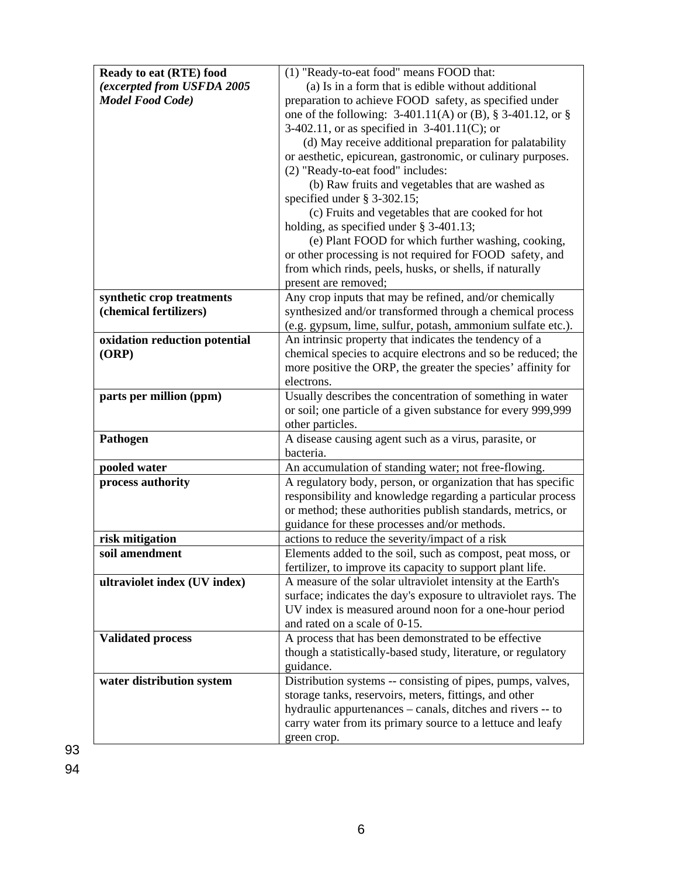| | |
|---|---|
| **Ready to eat (RTE) food** ***(excerpted from USFDA 2005 Model Food Code)*** | (1) "Ready-to-eat food" means FOOD that: (a) Is in a form that is edible without additional preparation to achieve FOOD safety, as specified under one of the following: 3-401.11(A) or (B), § 3-401.12, or § 3-402.11, or as specified in 3-401.11(C); or (d) May receive additional preparation for palatability or aesthetic, epicurean, gastronomic, or culinary purposes. (2) "Ready-to-eat food" includes: (b) Raw fruits and vegetables that are washed as specified under § 3-302.15; (c) Fruits and vegetables that are cooked for hot holding, as specified under § 3-401.13; (e) Plant FOOD for which further washing, cooking, or other processing is not required for FOOD safety, and from which rinds, peels, husks, or shells, if naturally present are removed; |
| **synthetic crop treatments (chemical fertilizers)** | Any crop inputs that may be refined, and/or chemically synthesized and/or transformed through a chemical process (e.g. gypsum, lime, sulfur, potash, ammonium sulfate etc.). |
| **oxidation reduction potential (ORP)** | An intrinsic property that indicates the tendency of a chemical species to acquire electrons and so be reduced; the more positive the ORP, the greater the species' affinity for electrons. |
| **parts per million (ppm)** | Usually describes the concentration of something in water or soil; one particle of a given substance for every 999,999 other particles. |
| **Pathogen** | A disease causing agent such as a virus, parasite, or bacteria. |
| **pooled water** | An accumulation of standing water; not free-flowing. |
| **process authority** | A regulatory body, person, or organization that has specific responsibility and knowledge regarding a particular process or method; these authorities publish standards, metrics, or guidance for these processes and/or methods. |
| **risk mitigation** | actions to reduce the severity/impact of a risk |
| **soil amendment** | Elements added to the soil, such as compost, peat moss, or fertilizer, to improve its capacity to support plant life. |
| **ultraviolet index (UV index)** | A measure of the solar ultraviolet intensity at the Earth's surface; indicates the day's exposure to ultraviolet rays. The UV index is measured around noon for a one-hour period and rated on a scale of 0-15. |
| **Validated process** | A process that has been demonstrated to be effective though a statistically-based study, literature, or regulatory guidance. |
| **water distribution system** | Distribution systems -- consisting of pipes, pumps, valves, storage tanks, reservoirs, meters, fittings, and other hydraulic appurtenances – canals, ditches and rivers -- to carry water from its primary source to a lettuce and leafy green crop. |

93

94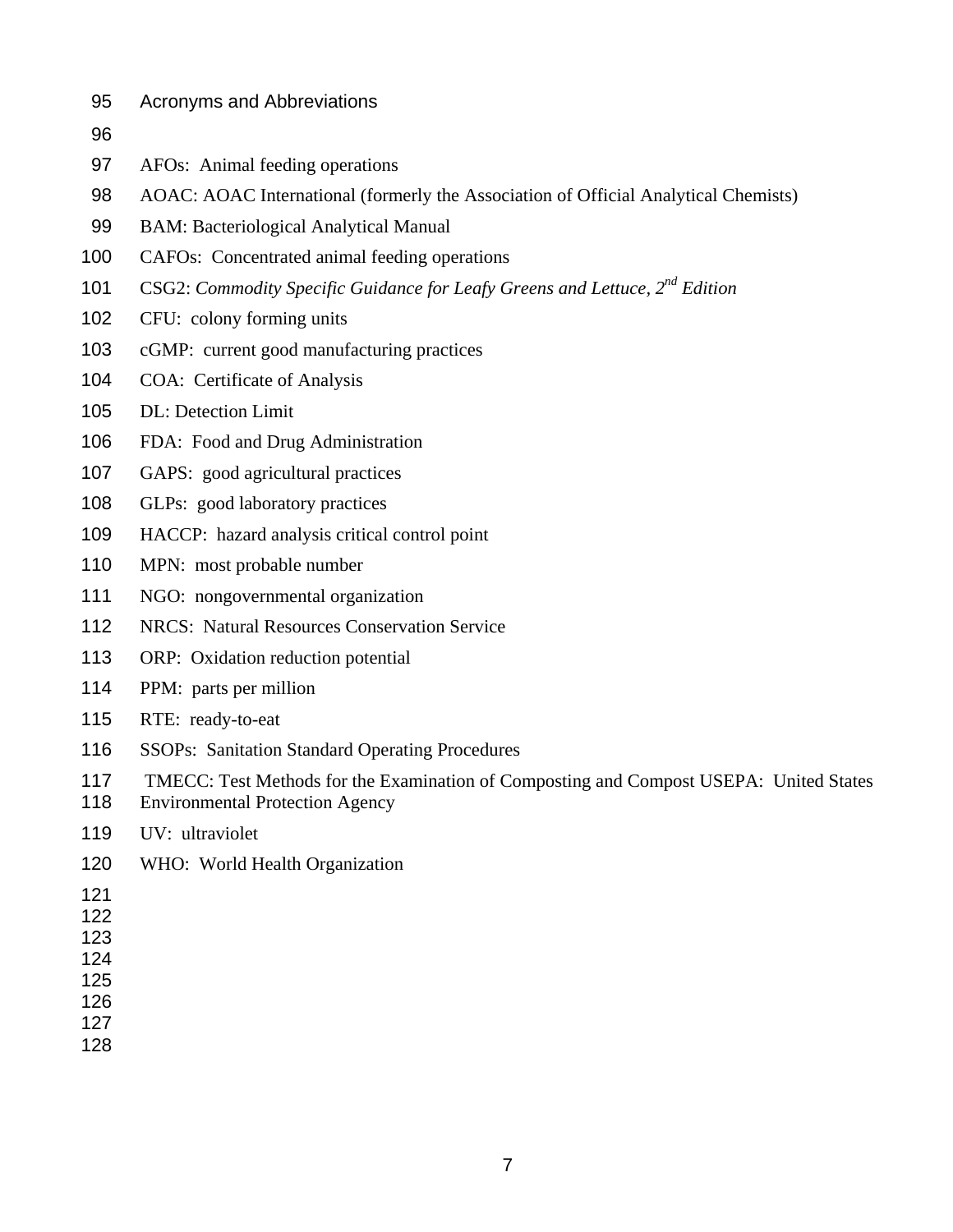## Acronyms and Abbreviations

AFOs: Animal feeding operations

AOAC: AOAC International (formerly the Association of Official Analytical Chemists)

BAM: Bacteriological Analytical Manual

CAFOs: Concentrated animal feeding operations

CSG2: *Commodity Specific Guidance for Leafy Greens and Lettuce, 2nd Edition*

CFU: colony forming units

cGMP: current good manufacturing practices

COA: Certificate of Analysis

DL: Detection Limit

FDA: Food and Drug Administration

GAPS: good agricultural practices

GLPs: good laboratory practices

HACCP: hazard analysis critical control point

MPN: most probable number

NGO: nongovernmental organization

NRCS: Natural Resources Conservation Service

ORP: Oxidation reduction potential

PPM: parts per million

RTE: ready-to-eat

SSOPs: Sanitation Standard Operating Procedures

TMECC: Test Methods for the Examination of Composting and Compost USEPA: United States Environmental Protection Agency

UV: ultraviolet

WHO: World Health Organization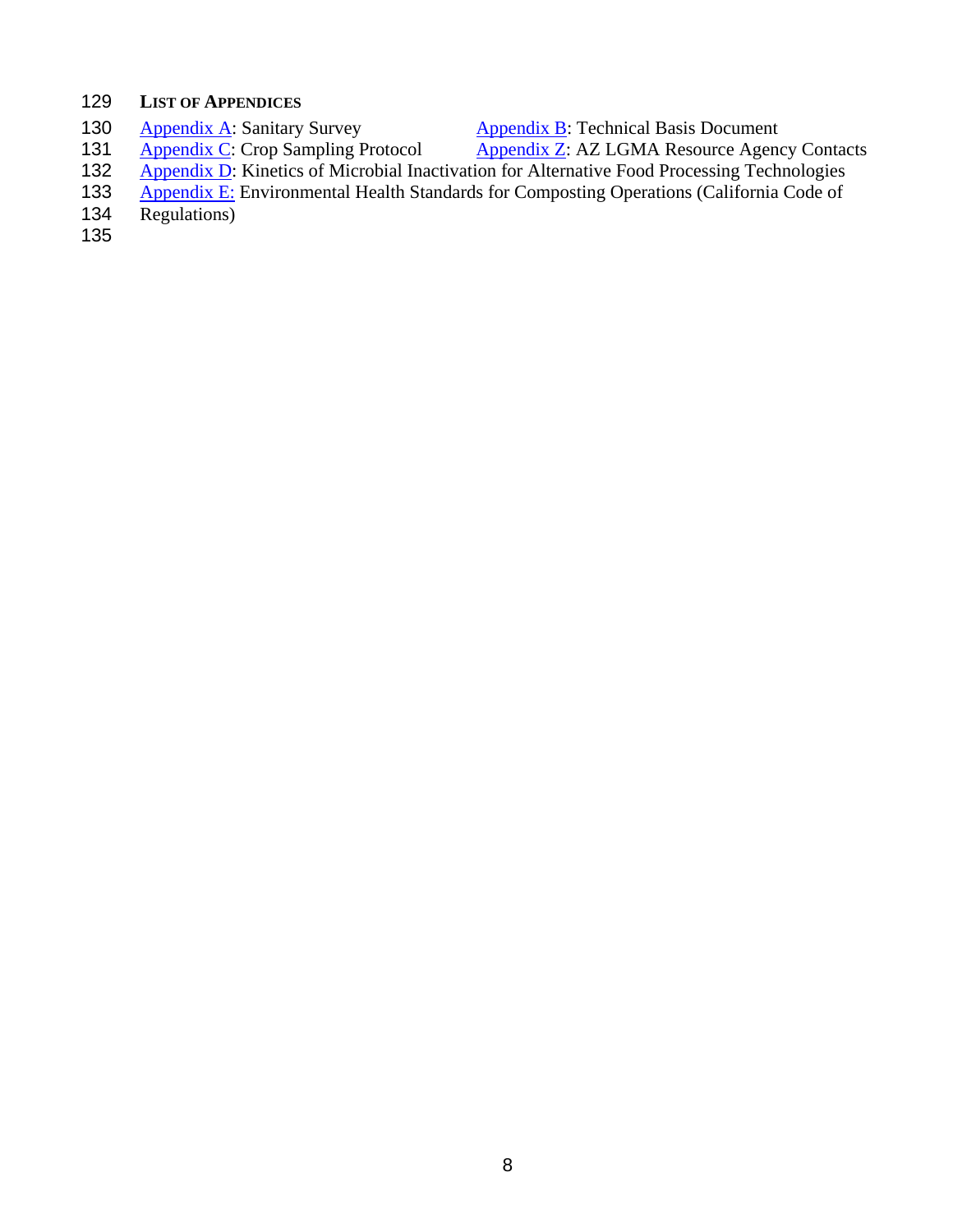## LIST OF APPENDICES

Appendix A: Sanitary Survey

Appendix B: Technical Basis Document

Appendix C: Crop Sampling Protocol

Appendix Z: AZ LGMA Resource Agency Contacts

Appendix D: Kinetics of Microbial Inactivation for Alternative Food Processing Technologies

Appendix E: Environmental Health Standards for Composting Operations (California Code of Regulations)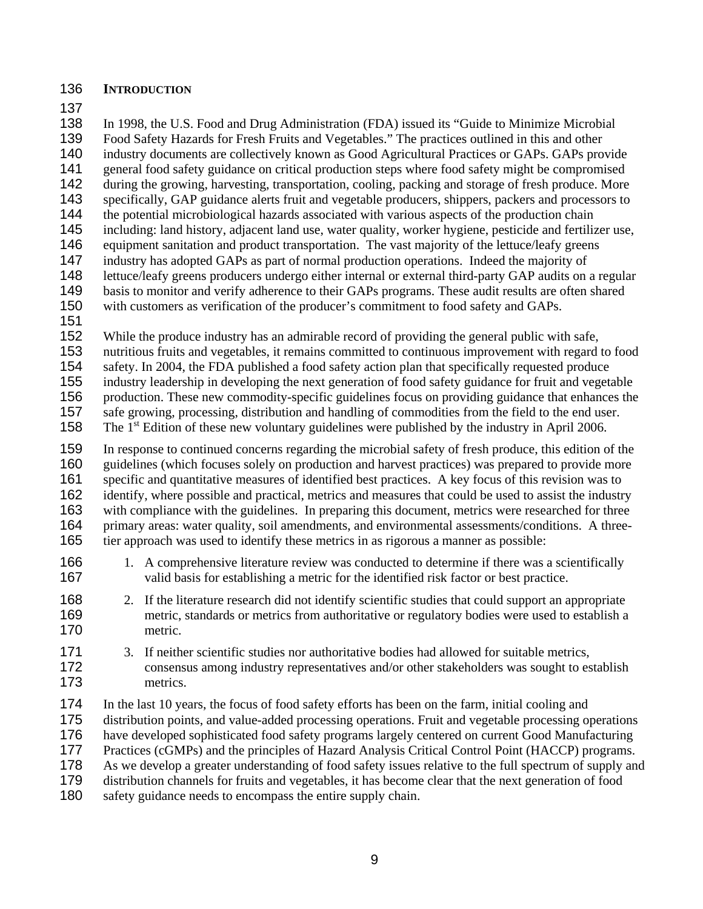## INTRODUCTION

In 1998, the U.S. Food and Drug Administration (FDA) issued its "Guide to Minimize Microbial Food Safety Hazards for Fresh Fruits and Vegetables." The practices outlined in this and other industry documents are collectively known as Good Agricultural Practices or GAPs. GAPs provide general food safety guidance on critical production steps where food safety might be compromised during the growing, harvesting, transportation, cooling, packing and storage of fresh produce. More specifically, GAP guidance alerts fruit and vegetable producers, shippers, packers and processors to the potential microbiological hazards associated with various aspects of the production chain including: land history, adjacent land use, water quality, worker hygiene, pesticide and fertilizer use, equipment sanitation and product transportation. The vast majority of the lettuce/leafy greens industry has adopted GAPs as part of normal production operations. Indeed the majority of lettuce/leafy greens producers undergo either internal or external third-party GAP audits on a regular basis to monitor and verify adherence to their GAPs programs. These audit results are often shared with customers as verification of the producer's commitment to food safety and GAPs.

While the produce industry has an admirable record of providing the general public with safe, nutritious fruits and vegetables, it remains committed to continuous improvement with regard to food safety. In 2004, the FDA published a food safety action plan that specifically requested produce industry leadership in developing the next generation of food safety guidance for fruit and vegetable production. These new commodity-specific guidelines focus on providing guidance that enhances the safe growing, processing, distribution and handling of commodities from the field to the end user. The 1st Edition of these new voluntary guidelines were published by the industry in April 2006.

In response to continued concerns regarding the microbial safety of fresh produce, this edition of the guidelines (which focuses solely on production and harvest practices) was prepared to provide more specific and quantitative measures of identified best practices. A key focus of this revision was to identify, where possible and practical, metrics and measures that could be used to assist the industry with compliance with the guidelines. In preparing this document, metrics were researched for three primary areas: water quality, soil amendments, and environmental assessments/conditions. A three-tier approach was used to identify these metrics in as rigorous a manner as possible:

1. A comprehensive literature review was conducted to determine if there was a scientifically valid basis for establishing a metric for the identified risk factor or best practice.
2. If the literature research did not identify scientific studies that could support an appropriate metric, standards or metrics from authoritative or regulatory bodies were used to establish a metric.
3. If neither scientific studies nor authoritative bodies had allowed for suitable metrics, consensus among industry representatives and/or other stakeholders was sought to establish metrics.

In the last 10 years, the focus of food safety efforts has been on the farm, initial cooling and distribution points, and value-added processing operations. Fruit and vegetable processing operations have developed sophisticated food safety programs largely centered on current Good Manufacturing Practices (cGMPs) and the principles of Hazard Analysis Critical Control Point (HACCP) programs. As we develop a greater understanding of food safety issues relative to the full spectrum of supply and distribution channels for fruits and vegetables, it has become clear that the next generation of food safety guidance needs to encompass the entire supply chain.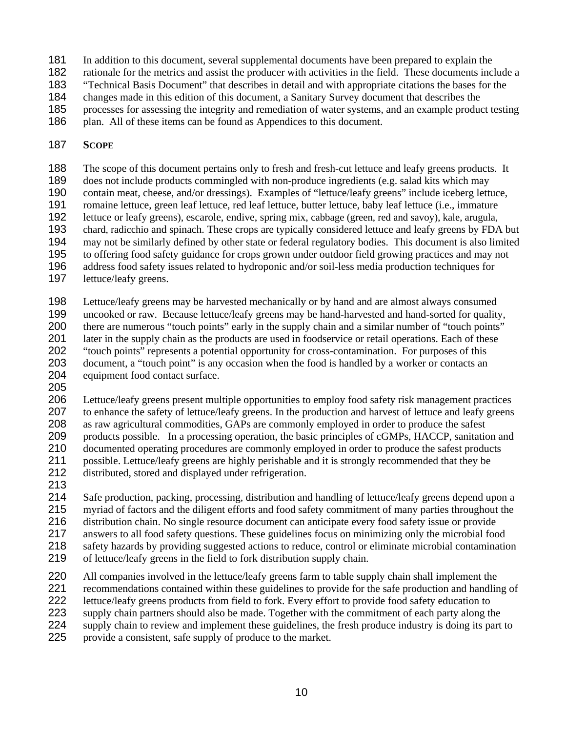In addition to this document, several supplemental documents have been prepared to explain the rationale for the metrics and assist the producer with activities in the field. These documents include a "Technical Basis Document" that describes in detail and with appropriate citations the bases for the changes made in this edition of this document, a Sanitary Survey document that describes the processes for assessing the integrity and remediation of water systems, and an example product testing plan. All of these items can be found as Appendices to this document.

## SCOPE

The scope of this document pertains only to fresh and fresh-cut lettuce and leafy greens products. It does not include products commingled with non-produce ingredients (e.g. salad kits which may contain meat, cheese, and/or dressings). Examples of "lettuce/leafy greens" include iceberg lettuce, romaine lettuce, green leaf lettuce, red leaf lettuce, butter lettuce, baby leaf lettuce (i.e., immature lettuce or leafy greens), escarole, endive, spring mix, cabbage (green, red and savoy), kale, arugula, chard, radicchio and spinach. These crops are typically considered lettuce and leafy greens by FDA but may not be similarly defined by other state or federal regulatory bodies. This document is also limited to offering food safety guidance for crops grown under outdoor field growing practices and may not address food safety issues related to hydroponic and/or soil-less media production techniques for lettuce/leafy greens.

Lettuce/leafy greens may be harvested mechanically or by hand and are almost always consumed uncooked or raw. Because lettuce/leafy greens may be hand-harvested and hand-sorted for quality, there are numerous "touch points" early in the supply chain and a similar number of "touch points" later in the supply chain as the products are used in foodservice or retail operations. Each of these "touch points" represents a potential opportunity for cross-contamination. For purposes of this document, a "touch point" is any occasion when the food is handled by a worker or contacts an equipment food contact surface.

Lettuce/leafy greens present multiple opportunities to employ food safety risk management practices to enhance the safety of lettuce/leafy greens. In the production and harvest of lettuce and leafy greens as raw agricultural commodities, GAPs are commonly employed in order to produce the safest products possible. In a processing operation, the basic principles of cGMPs, HACCP, sanitation and documented operating procedures are commonly employed in order to produce the safest products possible. Lettuce/leafy greens are highly perishable and it is strongly recommended that they be distributed, stored and displayed under refrigeration.

Safe production, packing, processing, distribution and handling of lettuce/leafy greens depend upon a myriad of factors and the diligent efforts and food safety commitment of many parties throughout the distribution chain. No single resource document can anticipate every food safety issue or provide answers to all food safety questions. These guidelines focus on minimizing only the microbial food safety hazards by providing suggested actions to reduce, control or eliminate microbial contamination of lettuce/leafy greens in the field to fork distribution supply chain.

All companies involved in the lettuce/leafy greens farm to table supply chain shall implement the recommendations contained within these guidelines to provide for the safe production and handling of lettuce/leafy greens products from field to fork. Every effort to provide food safety education to supply chain partners should also be made. Together with the commitment of each party along the supply chain to review and implement these guidelines, the fresh produce industry is doing its part to provide a consistent, safe supply of produce to the market.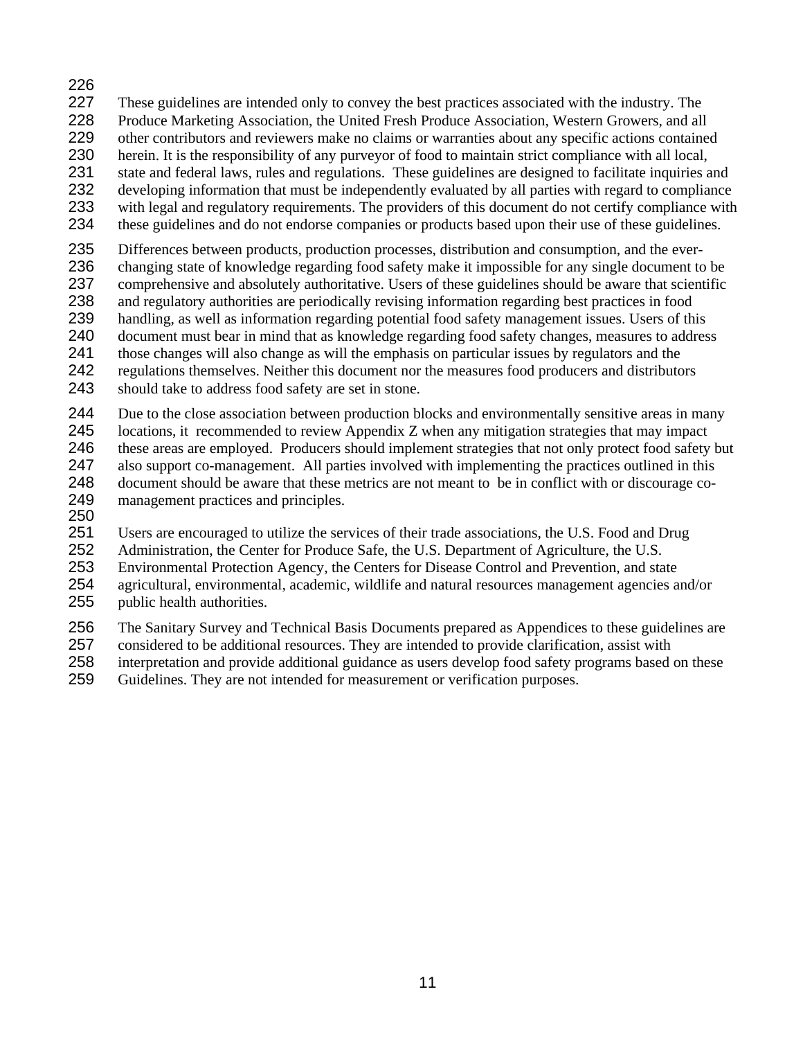These guidelines are intended only to convey the best practices associated with the industry. The Produce Marketing Association, the United Fresh Produce Association, Western Growers, and all other contributors and reviewers make no claims or warranties about any specific actions contained herein. It is the responsibility of any purveyor of food to maintain strict compliance with all local, state and federal laws, rules and regulations. These guidelines are designed to facilitate inquiries and developing information that must be independently evaluated by all parties with regard to compliance with legal and regulatory requirements. The providers of this document do not certify compliance with these guidelines and do not endorse companies or products based upon their use of these guidelines.

Differences between products, production processes, distribution and consumption, and the ever-changing state of knowledge regarding food safety make it impossible for any single document to be comprehensive and absolutely authoritative. Users of these guidelines should be aware that scientific and regulatory authorities are periodically revising information regarding best practices in food handling, as well as information regarding potential food safety management issues. Users of this document must bear in mind that as knowledge regarding food safety changes, measures to address those changes will also change as will the emphasis on particular issues by regulators and the regulations themselves. Neither this document nor the measures food producers and distributors should take to address food safety are set in stone.

Due to the close association between production blocks and environmentally sensitive areas in many locations, it recommended to review Appendix Z when any mitigation strategies that may impact these areas are employed. Producers should implement strategies that not only protect food safety but also support co-management. All parties involved with implementing the practices outlined in this document should be aware that these metrics are not meant to be in conflict with or discourage co-management practices and principles.

Users are encouraged to utilize the services of their trade associations, the U.S. Food and Drug Administration, the Center for Produce Safe, the U.S. Department of Agriculture, the U.S. Environmental Protection Agency, the Centers for Disease Control and Prevention, and state agricultural, environmental, academic, wildlife and natural resources management agencies and/or public health authorities.

The Sanitary Survey and Technical Basis Documents prepared as Appendices to these guidelines are considered to be additional resources. They are intended to provide clarification, assist with interpretation and provide additional guidance as users develop food safety programs based on these Guidelines. They are not intended for measurement or verification purposes.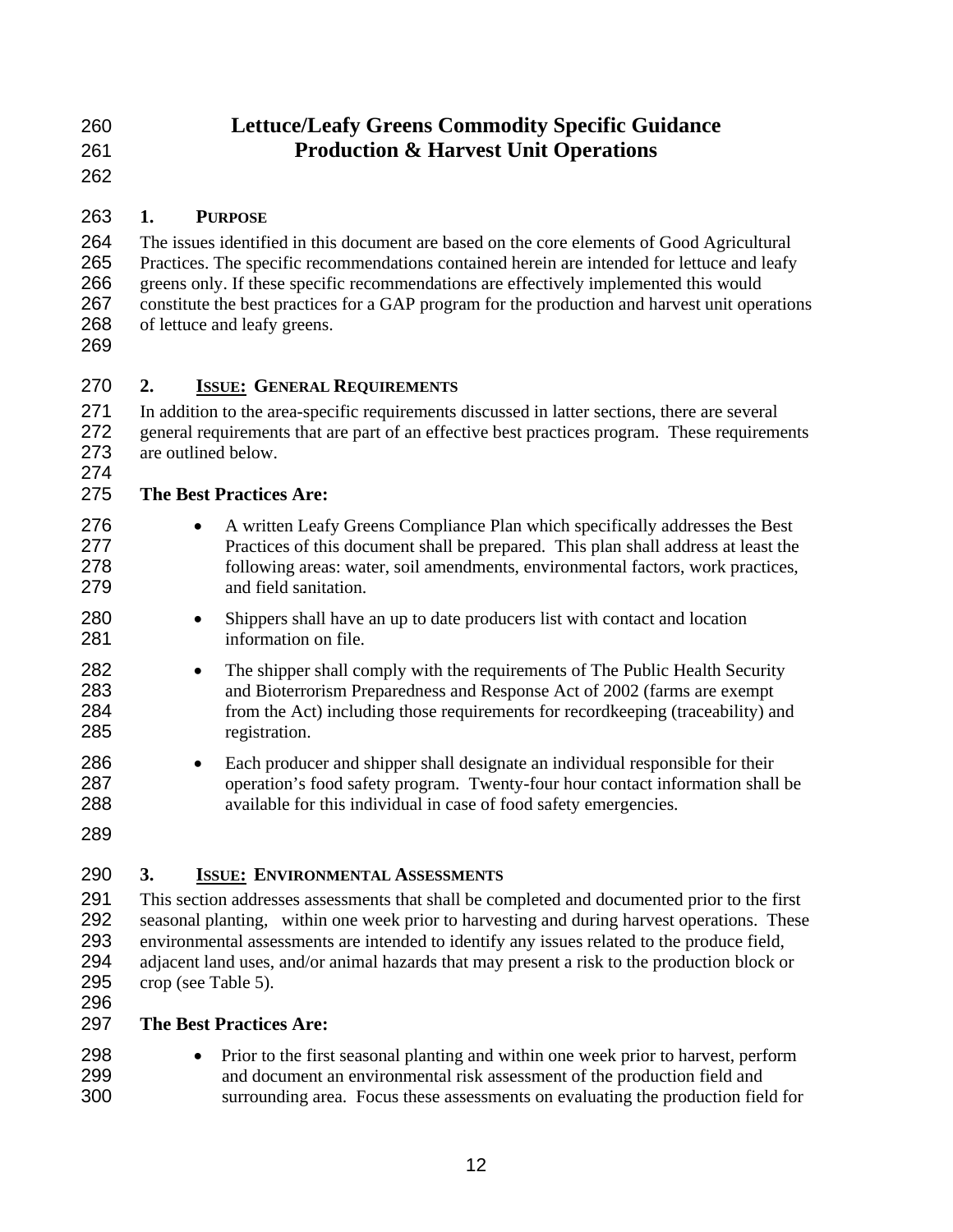# Lettuce/Leafy Greens Commodity Specific Guidance
# Production & Harvest Unit Operations

## 1. PURPOSE

The issues identified in this document are based on the core elements of Good Agricultural Practices. The specific recommendations contained herein are intended for lettuce and leafy greens only. If these specific recommendations are effectively implemented this would constitute the best practices for a GAP program for the production and harvest unit operations of lettuce and leafy greens.

## 2. ISSUE: GENERAL REQUIREMENTS

In addition to the area-specific requirements discussed in latter sections, there are several general requirements that are part of an effective best practices program. These requirements are outlined below.

**The Best Practices Are:**

- A written Leafy Greens Compliance Plan which specifically addresses the Best Practices of this document shall be prepared. This plan shall address at least the following areas: water, soil amendments, environmental factors, work practices, and field sanitation.
- Shippers shall have an up to date producers list with contact and location information on file.
- The shipper shall comply with the requirements of The Public Health Security and Bioterrorism Preparedness and Response Act of 2002 (farms are exempt from the Act) including those requirements for recordkeeping (traceability) and registration.
- Each producer and shipper shall designate an individual responsible for their operation's food safety program. Twenty-four hour contact information shall be available for this individual in case of food safety emergencies.

## 3. ISSUE: ENVIRONMENTAL ASSESSMENTS

This section addresses assessments that shall be completed and documented prior to the first seasonal planting, within one week prior to harvesting and during harvest operations. These environmental assessments are intended to identify any issues related to the produce field, adjacent land uses, and/or animal hazards that may present a risk to the production block or crop (see Table 5).

**The Best Practices Are:**

- Prior to the first seasonal planting and within one week prior to harvest, perform and document an environmental risk assessment of the production field and surrounding area. Focus these assessments on evaluating the production field for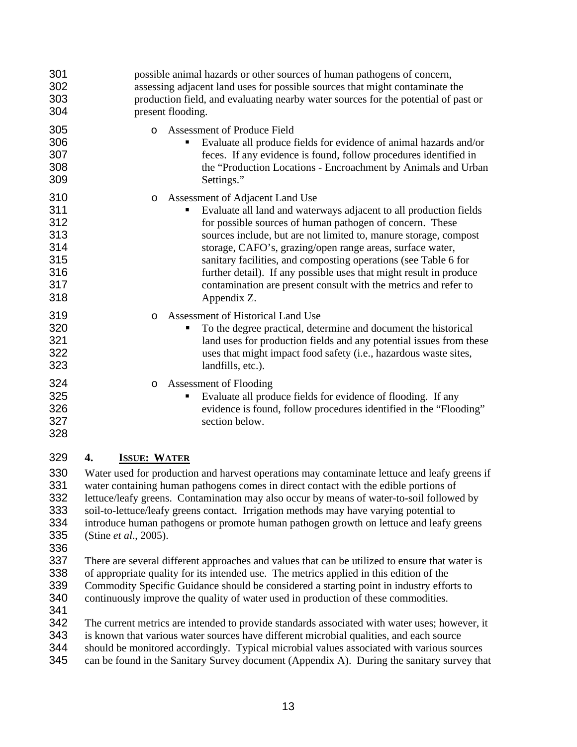possible animal hazards or other sources of human pathogens of concern, assessing adjacent land uses for possible sources that might contaminate the production field, and evaluating nearby water sources for the potential of past or present flooding.

- Assessment of Produce Field
  - Evaluate all produce fields for evidence of animal hazards and/or feces. If any evidence is found, follow procedures identified in the "Production Locations - Encroachment by Animals and Urban Settings."
- Assessment of Adjacent Land Use
  - Evaluate all land and waterways adjacent to all production fields for possible sources of human pathogen of concern. These sources include, but are not limited to, manure storage, compost storage, CAFO's, grazing/open range areas, surface water, sanitary facilities, and composting operations (see Table 6 for further detail). If any possible uses that might result in produce contamination are present consult with the metrics and refer to Appendix Z.
- Assessment of Historical Land Use
  - To the degree practical, determine and document the historical land uses for production fields and any potential issues from these uses that might impact food safety (i.e., hazardous waste sites, landfills, etc.).
- Assessment of Flooding
  - Evaluate all produce fields for evidence of flooding. If any evidence is found, follow procedures identified in the "Flooding" section below.

## 4. ISSUE: WATER

Water used for production and harvest operations may contaminate lettuce and leafy greens if water containing human pathogens comes in direct contact with the edible portions of lettuce/leafy greens. Contamination may also occur by means of water-to-soil followed by soil-to-lettuce/leafy greens contact. Irrigation methods may have varying potential to introduce human pathogens or promote human pathogen growth on lettuce and leafy greens (Stine *et al*., 2005).

There are several different approaches and values that can be utilized to ensure that water is of appropriate quality for its intended use. The metrics applied in this edition of the Commodity Specific Guidance should be considered a starting point in industry efforts to continuously improve the quality of water used in production of these commodities.

The current metrics are intended to provide standards associated with water uses; however, it is known that various water sources have different microbial qualities, and each source should be monitored accordingly. Typical microbial values associated with various sources can be found in the Sanitary Survey document (Appendix A). During the sanitary survey that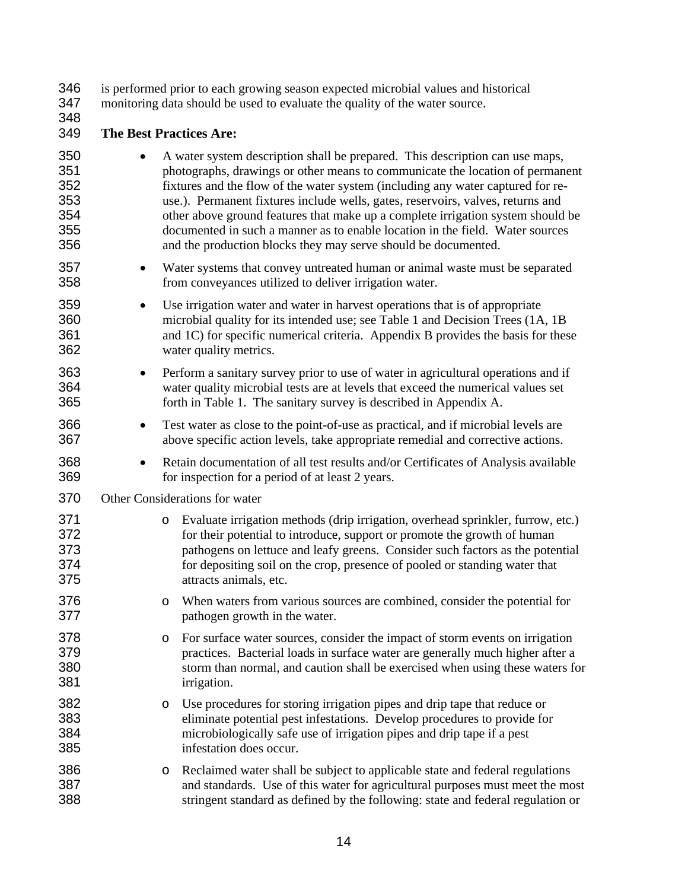is performed prior to each growing season expected microbial values and historical monitoring data should be used to evaluate the quality of the water source.

**The Best Practices Are:**

- A water system description shall be prepared. This description can use maps, photographs, drawings or other means to communicate the location of permanent fixtures and the flow of the water system (including any water captured for re-use.). Permanent fixtures include wells, gates, reservoirs, valves, returns and other above ground features that make up a complete irrigation system should be documented in such a manner as to enable location in the field. Water sources and the production blocks they may serve should be documented.
- Water systems that convey untreated human or animal waste must be separated from conveyances utilized to deliver irrigation water.
- Use irrigation water and water in harvest operations that is of appropriate microbial quality for its intended use; see Table 1 and Decision Trees (1A, 1B and 1C) for specific numerical criteria. Appendix B provides the basis for these water quality metrics.
- Perform a sanitary survey prior to use of water in agricultural operations and if water quality microbial tests are at levels that exceed the numerical values set forth in Table 1. The sanitary survey is described in Appendix A.
- Test water as close to the point-of-use as practical, and if microbial levels are above specific action levels, take appropriate remedial and corrective actions.
- Retain documentation of all test results and/or Certificates of Analysis available for inspection for a period of at least 2 years.

Other Considerations for water

- Evaluate irrigation methods (drip irrigation, overhead sprinkler, furrow, etc.) for their potential to introduce, support or promote the growth of human pathogens on lettuce and leafy greens. Consider such factors as the potential for depositing soil on the crop, presence of pooled or standing water that attracts animals, etc.
- When waters from various sources are combined, consider the potential for pathogen growth in the water.
- For surface water sources, consider the impact of storm events on irrigation practices. Bacterial loads in surface water are generally much higher after a storm than normal, and caution shall be exercised when using these waters for irrigation.
- Use procedures for storing irrigation pipes and drip tape that reduce or eliminate potential pest infestations. Develop procedures to provide for microbiologically safe use of irrigation pipes and drip tape if a pest infestation does occur.
- Reclaimed water shall be subject to applicable state and federal regulations and standards. Use of this water for agricultural purposes must meet the most stringent standard as defined by the following: state and federal regulation or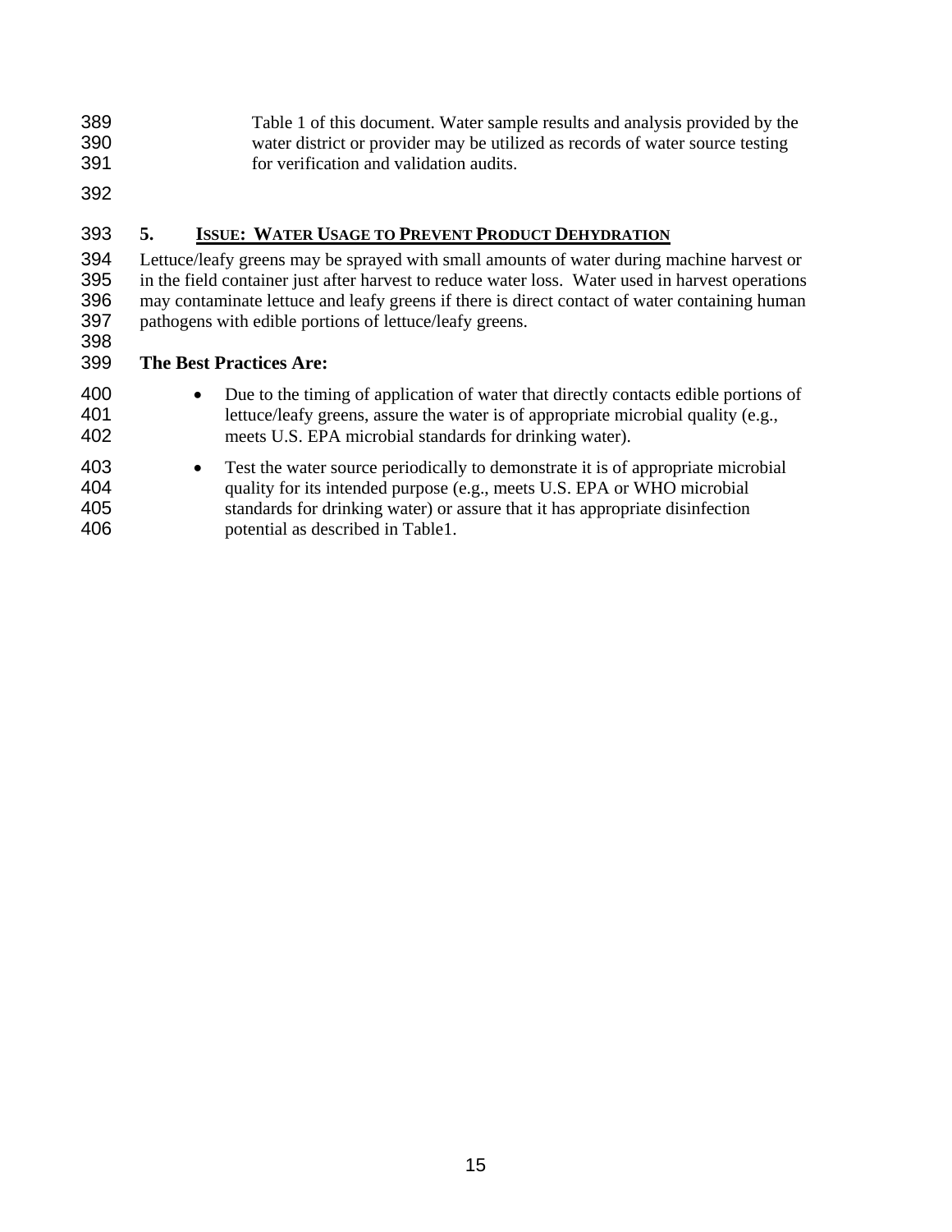Table 1 of this document. Water sample results and analysis provided by the water district or provider may be utilized as records of water source testing for verification and validation audits.

## 5. ISSUE: WATER USAGE TO PREVENT PRODUCT DEHYDRATION

Lettuce/leafy greens may be sprayed with small amounts of water during machine harvest or in the field container just after harvest to reduce water loss. Water used in harvest operations may contaminate lettuce and leafy greens if there is direct contact of water containing human pathogens with edible portions of lettuce/leafy greens.

**The Best Practices Are:**

- Due to the timing of application of water that directly contacts edible portions of lettuce/leafy greens, assure the water is of appropriate microbial quality (e.g., meets U.S. EPA microbial standards for drinking water).
- Test the water source periodically to demonstrate it is of appropriate microbial quality for its intended purpose (e.g., meets U.S. EPA or WHO microbial standards for drinking water) or assure that it has appropriate disinfection potential as described in Table1.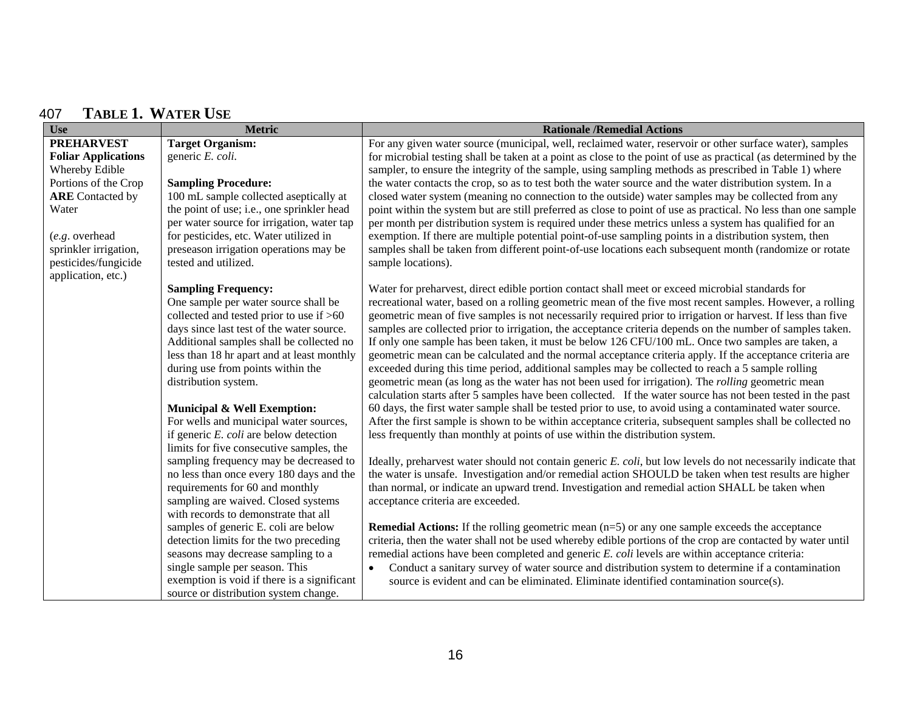407 **TABLE 1. WATER USE**

| Use | Metric | Rationale /Remedial Actions |
| --- | --- | --- |
| **PREHARVEST Foliar Applications** Whereby Edible Portions of the Crop **ARE** Contacted by Water<br><br>(*e.g*. overhead sprinkler irrigation, pesticides/fungicide application, etc.) | **Target Organism:**<br>generic *E. coli*.<br><br>**Sampling Procedure:**<br>100 mL sample collected aseptically at the point of use; i.e., one sprinkler head per water source for irrigation, water tap for pesticides, etc. Water utilized in preseason irrigation operations may be tested and utilized.<br><br>**Sampling Frequency:**<br>One sample per water source shall be collected and tested prior to use if >60 days since last test of the water source. Additional samples shall be collected no less than 18 hr apart and at least monthly during use from points within the distribution system.<br><br>**Municipal & Well Exemption:**<br>For wells and municipal water sources, if generic *E. coli* are below detection limits for five consecutive samples, the sampling frequency may be decreased to no less than once every 180 days and the requirements for 60 and monthly sampling are waived. Closed systems with records to demonstrate that all samples of generic E. coli are below detection limits for the two preceding seasons may decrease sampling to a single sample per season. This exemption is void if there is a significant source or distribution system change. | For any given water source (municipal, well, reclaimed water, reservoir or other surface water), samples for microbial testing shall be taken at a point as close to the point of use as practical (as determined by the sampler, to ensure the integrity of the sample, using sampling methods as prescribed in Table 1) where the water contacts the crop, so as to test both the water source and the water distribution system. In a closed water system (meaning no connection to the outside) water samples may be collected from any point within the system but are still preferred as close to point of use as practical. No less than one sample per month per distribution system is required under these metrics unless a system has qualified for an exemption. If there are multiple potential point-of-use sampling points in a distribution system, then samples shall be taken from different point-of-use locations each subsequent month (randomize or rotate sample locations).<br><br>Water for preharvest, direct edible portion contact shall meet or exceed microbial standards for recreational water, based on a rolling geometric mean of the five most recent samples. However, a rolling geometric mean of five samples is not necessarily required prior to irrigation or harvest. If less than five samples are collected prior to irrigation, the acceptance criteria depends on the number of samples taken. If only one sample has been taken, it must be below 126 CFU/100 mL. Once two samples are taken, a geometric mean can be calculated and the normal acceptance criteria apply. If the acceptance criteria are exceeded during this time period, additional samples may be collected to reach a 5 sample rolling geometric mean (as long as the water has not been used for irrigation). The *rolling* geometric mean calculation starts after 5 samples have been collected. If the water source has not been tested in the past 60 days, the first water sample shall be tested prior to use, to avoid using a contaminated water source. After the first sample is shown to be within acceptance criteria, subsequent samples shall be collected no less frequently than monthly at points of use within the distribution system.<br><br>Ideally, preharvest water should not contain generic *E. coli*, but low levels do not necessarily indicate that the water is unsafe. Investigation and/or remedial action SHOULD be taken when test results are higher than normal, or indicate an upward trend. Investigation and remedial action SHALL be taken when acceptance criteria are exceeded.<br><br>**Remedial Actions:** If the rolling geometric mean (n=5) or any one sample exceeds the acceptance criteria, then the water shall not be used whereby edible portions of the crop are contacted by water until remedial actions have been completed and generic *E. coli* levels are within acceptance criteria:<br>• Conduct a sanitary survey of water source and distribution system to determine if a contamination source is evident and can be eliminated. Eliminate identified contamination source(s). |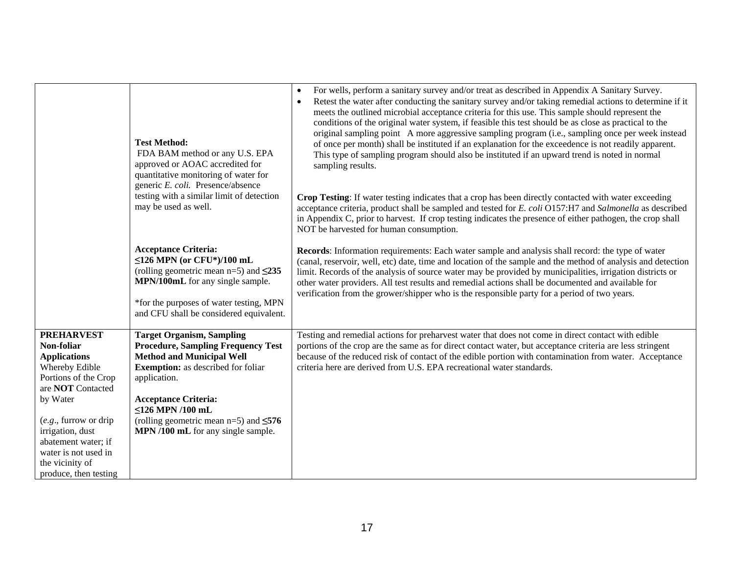| | | |
|---|---|---|
| | **Test Method:** FDA BAM method or any U.S. EPA approved or AOAC accredited for quantitative monitoring of water for generic *E. coli.* Presence/absence testing with a similar limit of detection may be used as well.<br><br>**Acceptance Criteria:**<br>**≤126 MPN (or CFU\*)/100 mL** (rolling geometric mean n=5) and **≤235 MPN/100mL** for any single sample.<br><br>\*for the purposes of water testing, MPN and CFU shall be considered equivalent. | • For wells, perform a sanitary survey and/or treat as described in Appendix A Sanitary Survey.<br>• Retest the water after conducting the sanitary survey and/or taking remedial actions to determine if it meets the outlined microbial acceptance criteria for this use. This sample should represent the conditions of the original water system, if feasible this test should be as close as practical to the original sampling point A more aggressive sampling program (i.e., sampling once per week instead of once per month) shall be instituted if an explanation for the exceedence is not readily apparent. This type of sampling program should also be instituted if an upward trend is noted in normal sampling results.<br><br>**Crop Testing**: If water testing indicates that a crop has been directly contacted with water exceeding acceptance criteria, product shall be sampled and tested for *E. coli* O157:H7 and *Salmonella* as described in Appendix C, prior to harvest. If crop testing indicates the presence of either pathogen, the crop shall NOT be harvested for human consumption.<br><br>**Records**: Information requirements: Each water sample and analysis shall record: the type of water (canal, reservoir, well, etc) date, time and location of the sample and the method of analysis and detection limit. Records of the analysis of source water may be provided by municipalities, irrigation districts or other water providers. All test results and remedial actions shall be documented and available for verification from the grower/shipper who is the responsible party for a period of two years. |
| **PREHARVEST Non-foliar Applications** Whereby Edible Portions of the Crop are **NOT** Contacted by Water<br><br>(*e.g*., furrow or drip irrigation, dust abatement water; if water is not used in the vicinity of produce, then testing | **Target Organism, Sampling Procedure, Sampling Frequency Test Method and Municipal Well Exemption:** as described for foliar application.<br><br>**Acceptance Criteria:**<br>**≤126 MPN /100 mL** (rolling geometric mean n=5) and **≤576 MPN /100 mL** for any single sample. | Testing and remedial actions for preharvest water that does not come in direct contact with edible portions of the crop are the same as for direct contact water, but acceptance criteria are less stringent because of the reduced risk of contact of the edible portion with contamination from water. Acceptance criteria here are derived from U.S. EPA recreational water standards. |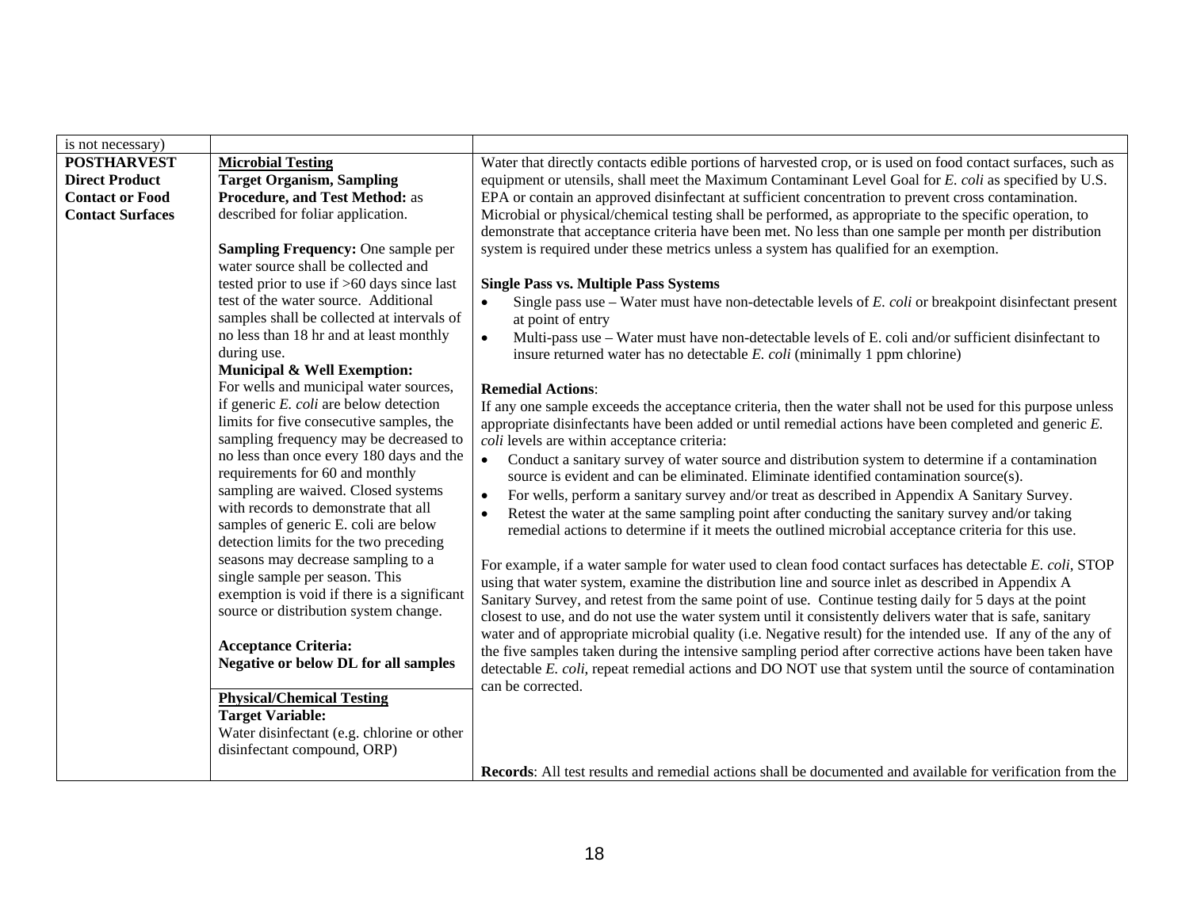| | | |
|---|---|---|
| is not necessary) | | |
| **POSTHARVEST Direct Product Contact or Food Contact Surfaces** | **Microbial Testing**<br>**Target Organism, Sampling Procedure, and Test Method:** as described for foliar application.<br><br>**Sampling Frequency:** One sample per water source shall be collected and tested prior to use if >60 days since last test of the water source. Additional samples shall be collected at intervals of no less than 18 hr and at least monthly during use.<br>**Municipal & Well Exemption:**<br>For wells and municipal water sources, if generic *E. coli* are below detection limits for five consecutive samples, the sampling frequency may be decreased to no less than once every 180 days and the requirements for 60 and monthly sampling are waived. Closed systems with records to demonstrate that all samples of generic E. coli are below detection limits for the two preceding seasons may decrease sampling to a single sample per season. This exemption is void if there is a significant source or distribution system change.<br><br>**Acceptance Criteria:**<br>**Negative or below DL for all samples** | Water that directly contacts edible portions of harvested crop, or is used on food contact surfaces, such as equipment or utensils, shall meet the Maximum Contaminant Level Goal for *E. coli* as specified by U.S. EPA or contain an approved disinfectant at sufficient concentration to prevent cross contamination. Microbial or physical/chemical testing shall be performed, as appropriate to the specific operation, to demonstrate that acceptance criteria have been met. No less than one sample per month per distribution system is required under these metrics unless a system has qualified for an exemption.<br><br>**Single Pass vs. Multiple Pass Systems**<br>• Single pass use – Water must have non-detectable levels of *E. coli* or breakpoint disinfectant present at point of entry<br>• Multi-pass use – Water must have non-detectable levels of E. coli and/or sufficient disinfectant to insure returned water has no detectable *E. coli* (minimally 1 ppm chlorine)<br><br>**Remedial Actions**:<br>If any one sample exceeds the acceptance criteria, then the water shall not be used for this purpose unless appropriate disinfectants have been added or until remedial actions have been completed and generic *E. coli* levels are within acceptance criteria:<br>• Conduct a sanitary survey of water source and distribution system to determine if a contamination source is evident and can be eliminated. Eliminate identified contamination source(s).<br>• For wells, perform a sanitary survey and/or treat as described in Appendix A Sanitary Survey.<br>• Retest the water at the same sampling point after conducting the sanitary survey and/or taking remedial actions to determine if it meets the outlined microbial acceptance criteria for this use.<br><br>For example, if a water sample for water used to clean food contact surfaces has detectable *E. coli*, STOP using that water system, examine the distribution line and source inlet as described in Appendix A Sanitary Survey, and retest from the same point of use. Continue testing daily for 5 days at the point closest to use, and do not use the water system until it consistently delivers water that is safe, sanitary water and of appropriate microbial quality (i.e. Negative result) for the intended use. If any of the any of the five samples taken during the intensive sampling period after corrective actions have been taken have detectable *E. coli*, repeat remedial actions and DO NOT use that system until the source of contamination can be corrected. |
| | **Physical/Chemical Testing**<br>**Target Variable:**<br>Water disinfectant (e.g. chlorine or other disinfectant compound, ORP) | **Records**: All test results and remedial actions shall be documented and available for verification from the |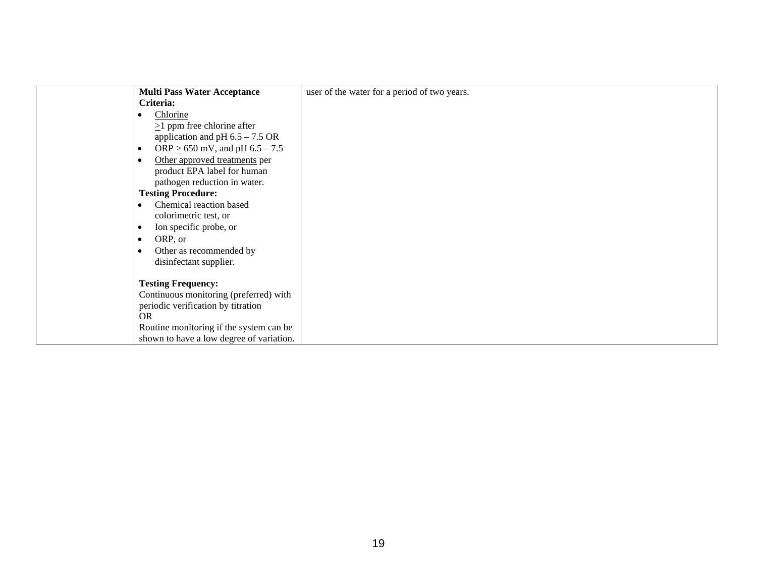| | | |
|---|---|---|
| | **Multi Pass Water Acceptance Criteria:**<br>• <u>Chlorine</u><br>$\geq$1 ppm free chlorine after application and pH 6.5 – 7.5 OR<br>• ORP $\geq$ 650 mV, and pH 6.5 – 7.5<br>• <u>Other approved treatments</u> per product EPA label for human pathogen reduction in water.<br>**Testing Procedure:**<br>• Chemical reaction based colorimetric test, or<br>• Ion specific probe, or<br>• ORP, or<br>• Other as recommended by disinfectant supplier.<br><br>**Testing Frequency:**<br>Continuous monitoring (preferred) with periodic verification by titration<br>OR<br>Routine monitoring if the system can be shown to have a low degree of variation. | user of the water for a period of two years. |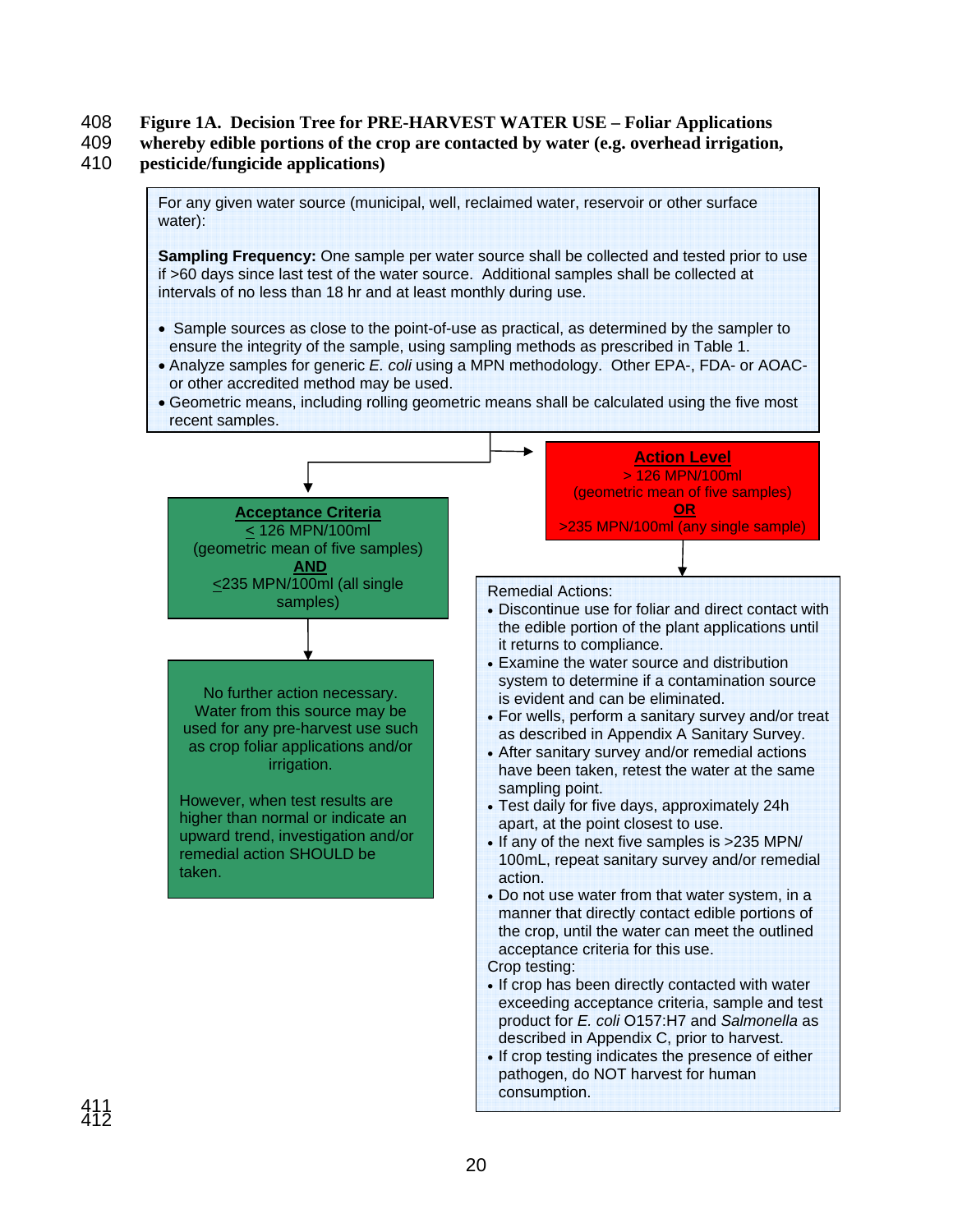**Figure 1A. Decision Tree for PRE-HARVEST WATER USE – Foliar Applications whereby edible portions of the crop are contacted by water (e.g. overhead irrigation, pesticide/fungicide applications)**

For any given water source (municipal, well, reclaimed water, reservoir or other surface water):

**Sampling Frequency:** One sample per water source shall be collected and tested prior to use if >60 days since last test of the water source. Additional samples shall be collected at intervals of no less than 18 hr and at least monthly during use.

- Sample sources as close to the point-of-use as practical, as determined by the sampler to ensure the integrity of the sample, using sampling methods as prescribed in Table 1.
- Analyze samples for generic *E. coli* using a MPN methodology. Other EPA-, FDA- or AOAC- or other accredited method may be used.
- Geometric means, including rolling geometric means shall be calculated using the five most recent samples.

**Acceptance Criteria**

≤ 126 MPN/100ml (geometric mean of five samples)

**AND**

≤235 MPN/100ml (all single samples)

No further action necessary. Water from this source may be used for any pre-harvest use such as crop foliar applications and/or irrigation.

However, when test results are higher than normal or indicate an upward trend, investigation and/or remedial action SHOULD be taken.

**Action Level**

> 126 MPN/100ml (geometric mean of five samples)

**OR**

>235 MPN/100ml (any single sample)

Remedial Actions:

- Discontinue use for foliar and direct contact with the edible portion of the plant applications until it returns to compliance.
- Examine the water source and distribution system to determine if a contamination source is evident and can be eliminated.
- For wells, perform a sanitary survey and/or treat as described in Appendix A Sanitary Survey.
- After sanitary survey and/or remedial actions have been taken, retest the water at the same sampling point.
- Test daily for five days, approximately 24h apart, at the point closest to use.
- If any of the next five samples is >235 MPN/ 100mL, repeat sanitary survey and/or remedial action.
- Do not use water from that water system, in a manner that directly contact edible portions of the crop, until the water can meet the outlined acceptance criteria for this use.

Crop testing:

- If crop has been directly contacted with water exceeding acceptance criteria, sample and test product for *E. coli* O157:H7 and *Salmonella* as described in Appendix C, prior to harvest.
- If crop testing indicates the presence of either pathogen, do NOT harvest for human consumption.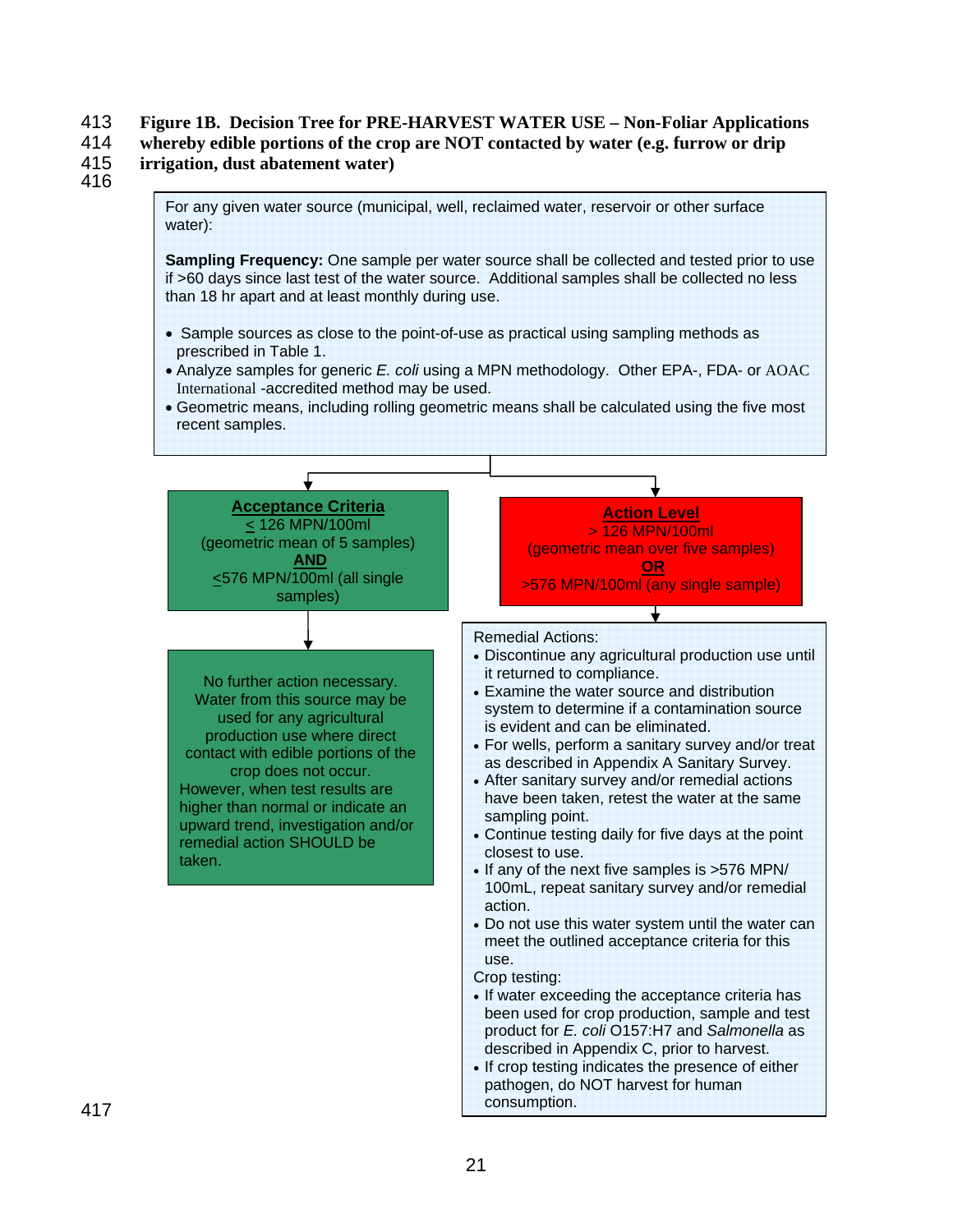**Figure 1B. Decision Tree for PRE-HARVEST WATER USE – Non-Foliar Applications whereby edible portions of the crop are NOT contacted by water (e.g. furrow or drip irrigation, dust abatement water)**

For any given water source (municipal, well, reclaimed water, reservoir or other surface water):

**Sampling Frequency:** One sample per water source shall be collected and tested prior to use if >60 days since last test of the water source. Additional samples shall be collected no less than 18 hr apart and at least monthly during use.

- Sample sources as close to the point-of-use as practical using sampling methods as prescribed in Table 1.
- Analyze samples for generic *E. coli* using a MPN methodology. Other EPA-, FDA- or AOAC International -accredited method may be used.
- Geometric means, including rolling geometric means shall be calculated using the five most recent samples.

**Acceptance Criteria**

≤ 126 MPN/100ml (geometric mean of 5 samples)

**AND**

≤576 MPN/100ml (all single samples)

No further action necessary. Water from this source may be used for any agricultural production use where direct contact with edible portions of the crop does not occur. However, when test results are higher than normal or indicate an upward trend, investigation and/or remedial action SHOULD be taken.

**Action Level**

> 126 MPN/100ml (geometric mean over five samples)

**OR**

>576 MPN/100ml (any single sample)

Remedial Actions:

- Discontinue any agricultural production use until it returned to compliance.
- Examine the water source and distribution system to determine if a contamination source is evident and can be eliminated.
- For wells, perform a sanitary survey and/or treat as described in Appendix A Sanitary Survey.
- After sanitary survey and/or remedial actions have been taken, retest the water at the same sampling point.
- Continue testing daily for five days at the point closest to use.
- If any of the next five samples is >576 MPN/ 100mL, repeat sanitary survey and/or remedial action.
- Do not use this water system until the water can meet the outlined acceptance criteria for this use.

Crop testing:

- If water exceeding the acceptance criteria has been used for crop production, sample and test product for *E. coli* O157:H7 and *Salmonella* as described in Appendix C, prior to harvest.
- If crop testing indicates the presence of either pathogen, do NOT harvest for human consumption.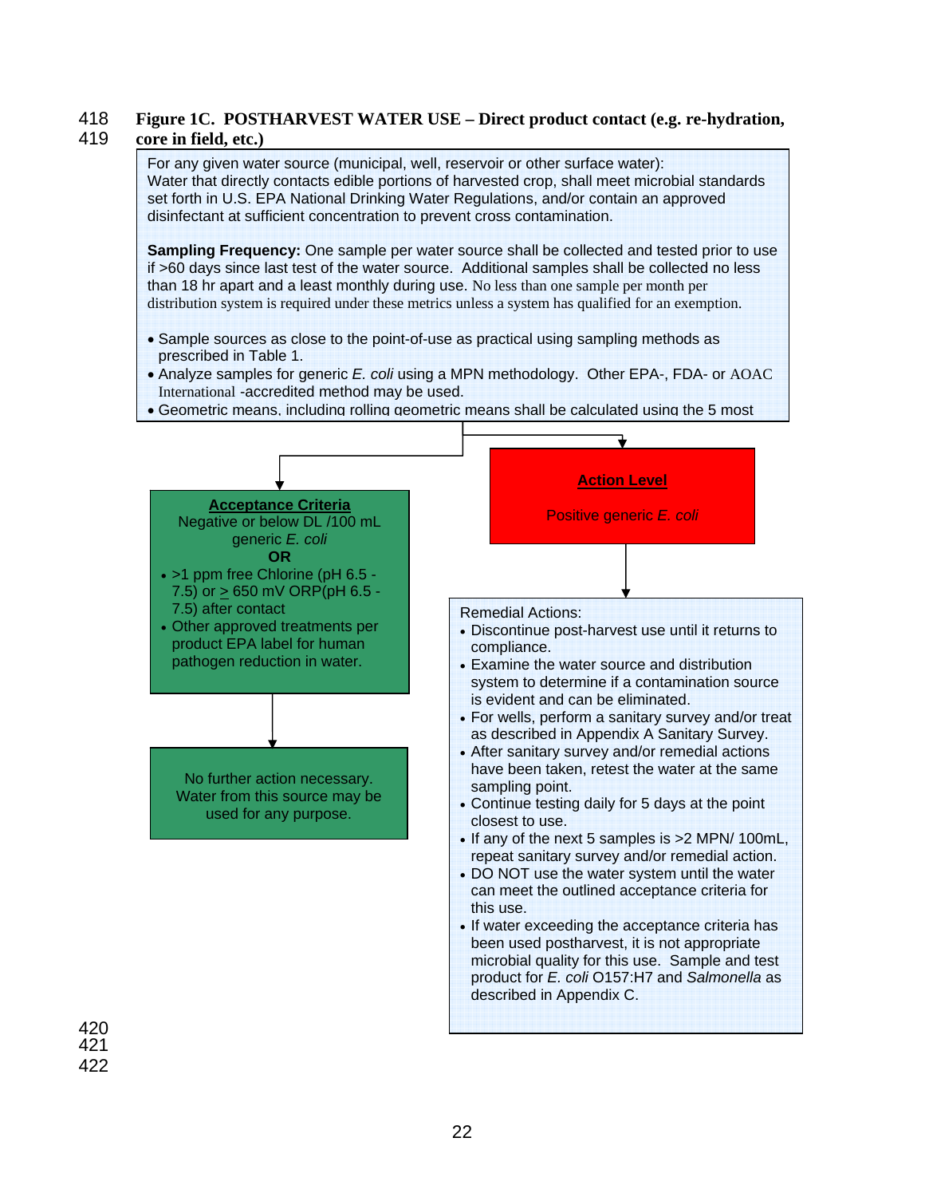**Figure 1C. POSTHARVEST WATER USE – Direct product contact (e.g. re-hydration, core in field, etc.)**

For any given water source (municipal, well, reservoir or other surface water):
Water that directly contacts edible portions of harvested crop, shall meet microbial standards set forth in U.S. EPA National Drinking Water Regulations, and/or contain an approved disinfectant at sufficient concentration to prevent cross contamination.

**Sampling Frequency:** One sample per water source shall be collected and tested prior to use if >60 days since last test of the water source. Additional samples shall be collected no less than 18 hr apart and a least monthly during use. No less than one sample per month per distribution system is required under these metrics unless a system has qualified for an exemption.

- Sample sources as close to the point-of-use as practical using sampling methods as prescribed in Table 1.
- Analyze samples for generic *E. coli* using a MPN methodology. Other EPA-, FDA- or AOAC International -accredited method may be used.
- Geometric means, including rolling geometric means shall be calculated using the 5 most

**Acceptance Criteria**

Negative or below DL /100 mL generic *E. coli*

**OR**

- >1 ppm free Chlorine (pH 6.5 - 7.5) or ≥ 650 mV ORP(pH 6.5 - 7.5) after contact
- Other approved treatments per product EPA label for human pathogen reduction in water.

No further action necessary. Water from this source may be used for any purpose.

**Action Level**

Positive generic *E. coli*

Remedial Actions:

- Discontinue post-harvest use until it returns to compliance.
- Examine the water source and distribution system to determine if a contamination source is evident and can be eliminated.
- For wells, perform a sanitary survey and/or treat as described in Appendix A Sanitary Survey.
- After sanitary survey and/or remedial actions have been taken, retest the water at the same sampling point.
- Continue testing daily for 5 days at the point closest to use.
- If any of the next 5 samples is >2 MPN/ 100mL, repeat sanitary survey and/or remedial action.
- DO NOT use the water system until the water can meet the outlined acceptance criteria for this use.
- If water exceeding the acceptance criteria has been used postharvest, it is not appropriate microbial quality for this use. Sample and test product for *E. coli* O157:H7 and *Salmonella* as described in Appendix C.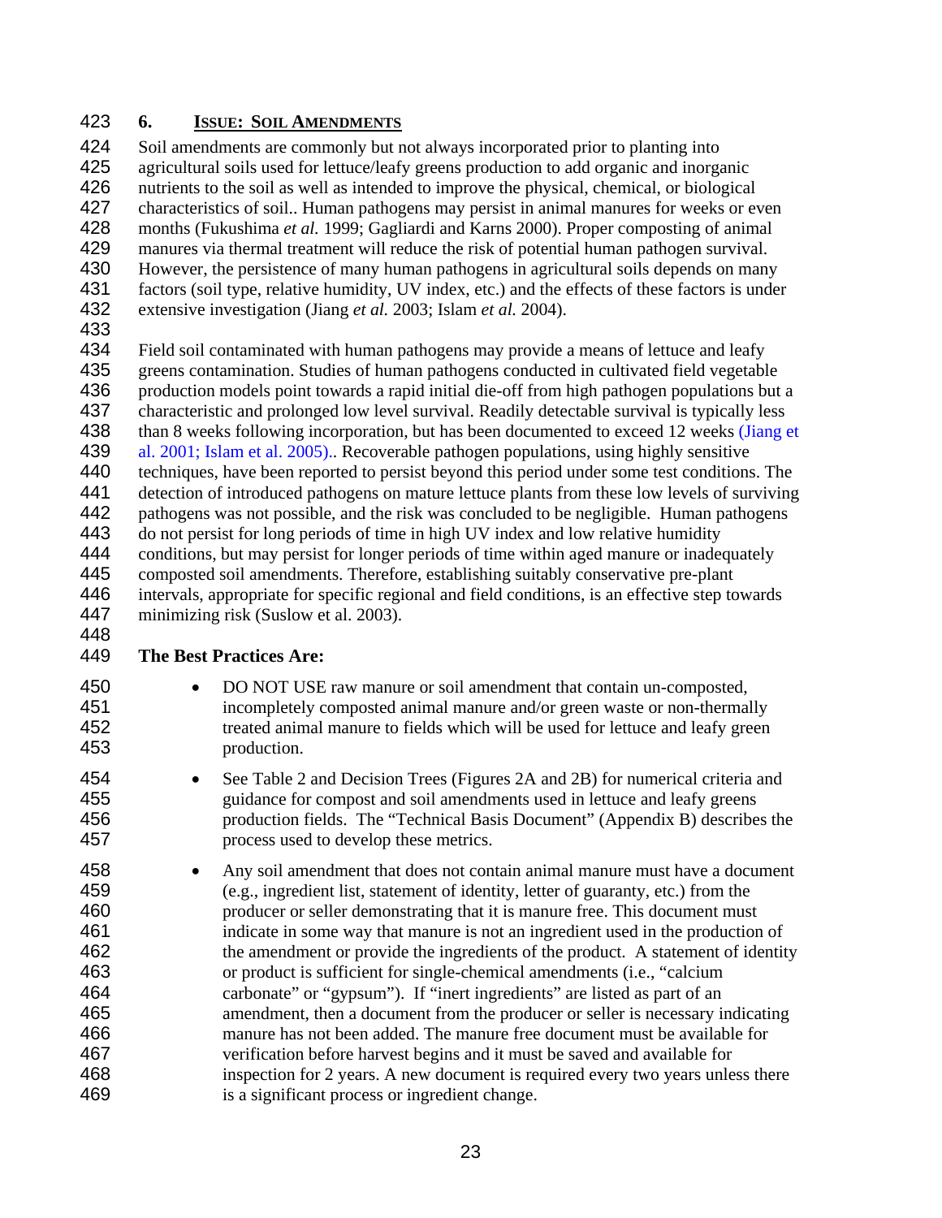## 6. ISSUE: SOIL AMENDMENTS

Soil amendments are commonly but not always incorporated prior to planting into agricultural soils used for lettuce/leafy greens production to add organic and inorganic nutrients to the soil as well as intended to improve the physical, chemical, or biological characteristics of soil.. Human pathogens may persist in animal manures for weeks or even months (Fukushima *et al.* 1999; Gagliardi and Karns 2000). Proper composting of animal manures via thermal treatment will reduce the risk of potential human pathogen survival. However, the persistence of many human pathogens in agricultural soils depends on many factors (soil type, relative humidity, UV index, etc.) and the effects of these factors is under extensive investigation (Jiang *et al.* 2003; Islam *et al.* 2004).

Field soil contaminated with human pathogens may provide a means of lettuce and leafy greens contamination. Studies of human pathogens conducted in cultivated field vegetable production models point towards a rapid initial die-off from high pathogen populations but a characteristic and prolonged low level survival. Readily detectable survival is typically less than 8 weeks following incorporation, but has been documented to exceed 12 weeks (Jiang et al. 2001; Islam et al. 2005).. Recoverable pathogen populations, using highly sensitive techniques, have been reported to persist beyond this period under some test conditions. The detection of introduced pathogens on mature lettuce plants from these low levels of surviving pathogens was not possible, and the risk was concluded to be negligible. Human pathogens do not persist for long periods of time in high UV index and low relative humidity conditions, but may persist for longer periods of time within aged manure or inadequately composted soil amendments. Therefore, establishing suitably conservative pre-plant intervals, appropriate for specific regional and field conditions, is an effective step towards minimizing risk (Suslow et al. 2003).

**The Best Practices Are:**

- DO NOT USE raw manure or soil amendment that contain un-composted, incompletely composted animal manure and/or green waste or non-thermally treated animal manure to fields which will be used for lettuce and leafy green production.
- See Table 2 and Decision Trees (Figures 2A and 2B) for numerical criteria and guidance for compost and soil amendments used in lettuce and leafy greens production fields. The "Technical Basis Document" (Appendix B) describes the process used to develop these metrics.
- Any soil amendment that does not contain animal manure must have a document (e.g., ingredient list, statement of identity, letter of guaranty, etc.) from the producer or seller demonstrating that it is manure free. This document must indicate in some way that manure is not an ingredient used in the production of the amendment or provide the ingredients of the product. A statement of identity or product is sufficient for single-chemical amendments (i.e., "calcium carbonate" or "gypsum"). If "inert ingredients" are listed as part of an amendment, then a document from the producer or seller is necessary indicating manure has not been added. The manure free document must be available for verification before harvest begins and it must be saved and available for inspection for 2 years. A new document is required every two years unless there is a significant process or ingredient change.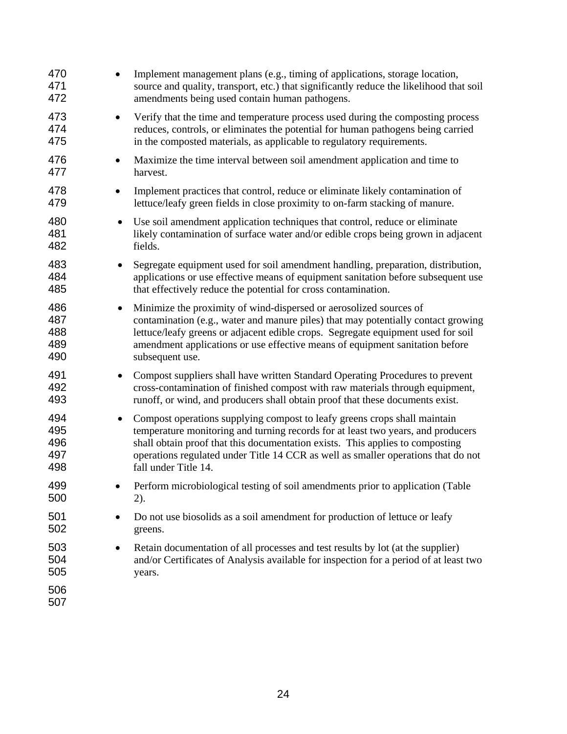- Implement management plans (e.g., timing of applications, storage location, source and quality, transport, etc.) that significantly reduce the likelihood that soil amendments being used contain human pathogens.
- Verify that the time and temperature process used during the composting process reduces, controls, or eliminates the potential for human pathogens being carried in the composted materials, as applicable to regulatory requirements.
- Maximize the time interval between soil amendment application and time to harvest.
- Implement practices that control, reduce or eliminate likely contamination of lettuce/leafy green fields in close proximity to on-farm stacking of manure.
- Use soil amendment application techniques that control, reduce or eliminate likely contamination of surface water and/or edible crops being grown in adjacent fields.
- Segregate equipment used for soil amendment handling, preparation, distribution, applications or use effective means of equipment sanitation before subsequent use that effectively reduce the potential for cross contamination.
- Minimize the proximity of wind-dispersed or aerosolized sources of contamination (e.g., water and manure piles) that may potentially contact growing lettuce/leafy greens or adjacent edible crops. Segregate equipment used for soil amendment applications or use effective means of equipment sanitation before subsequent use.
- Compost suppliers shall have written Standard Operating Procedures to prevent cross-contamination of finished compost with raw materials through equipment, runoff, or wind, and producers shall obtain proof that these documents exist.
- Compost operations supplying compost to leafy greens crops shall maintain temperature monitoring and turning records for at least two years, and producers shall obtain proof that this documentation exists. This applies to composting operations regulated under Title 14 CCR as well as smaller operations that do not fall under Title 14.
- Perform microbiological testing of soil amendments prior to application (Table 2).
- Do not use biosolids as a soil amendment for production of lettuce or leafy greens.
- Retain documentation of all processes and test results by lot (at the supplier) and/or Certificates of Analysis available for inspection for a period of at least two years.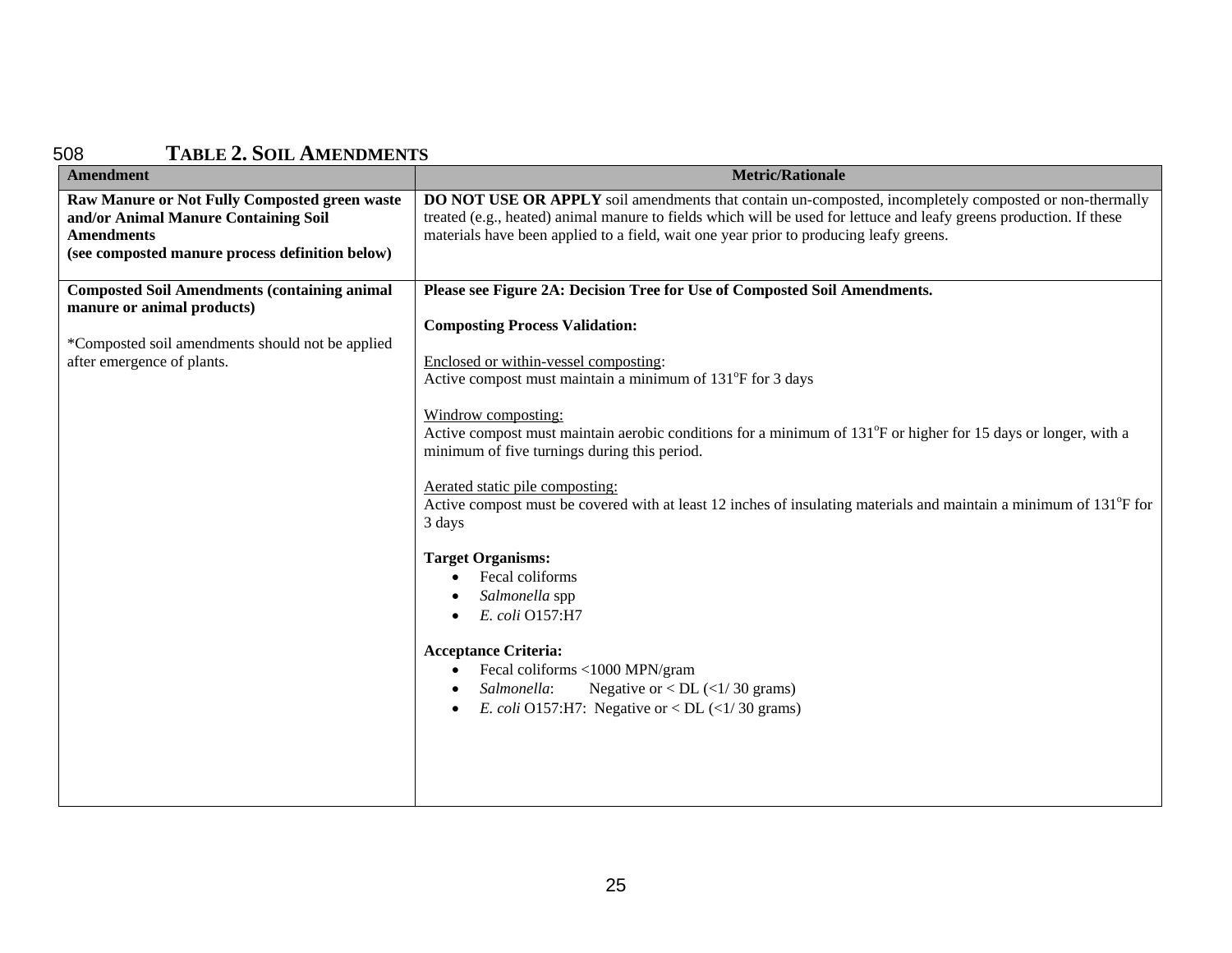## TABLE 2. SOIL AMENDMENTS

| Amendment | Metric/Rationale |
|---|---|
| **Raw Manure or Not Fully Composted green waste and/or Animal Manure Containing Soil Amendments (see composted manure process definition below)** | **DO NOT USE OR APPLY** soil amendments that contain un-composted, incompletely composted or non-thermally treated (e.g., heated) animal manure to fields which will be used for lettuce and leafy greens production. If these materials have been applied to a field, wait one year prior to producing leafy greens. |
| **Composted Soil Amendments (containing animal manure or animal products)**<br><br>*Composted soil amendments should not be applied after emergence of plants. | **Please see Figure 2A: Decision Tree for Use of Composted Soil Amendments.**<br><br>**Composting Process Validation:**<br><br>Enclosed or within-vessel composting:<br>Active compost must maintain a minimum of 131°F for 3 days<br><br>Windrow composting:<br>Active compost must maintain aerobic conditions for a minimum of 131°F or higher for 15 days or longer, with a minimum of five turnings during this period.<br><br>Aerated static pile composting:<br>Active compost must be covered with at least 12 inches of insulating materials and maintain a minimum of 131°F for 3 days<br><br>**Target Organisms:**<br>• Fecal coliforms<br>• *Salmonella* spp<br>• *E. coli* O157:H7<br><br>**Acceptance Criteria:**<br>• Fecal coliforms <1000 MPN/gram<br>• *Salmonella*: Negative or < DL (<1/ 30 grams)<br>• *E. coli* O157:H7: Negative or < DL (<1/ 30 grams) |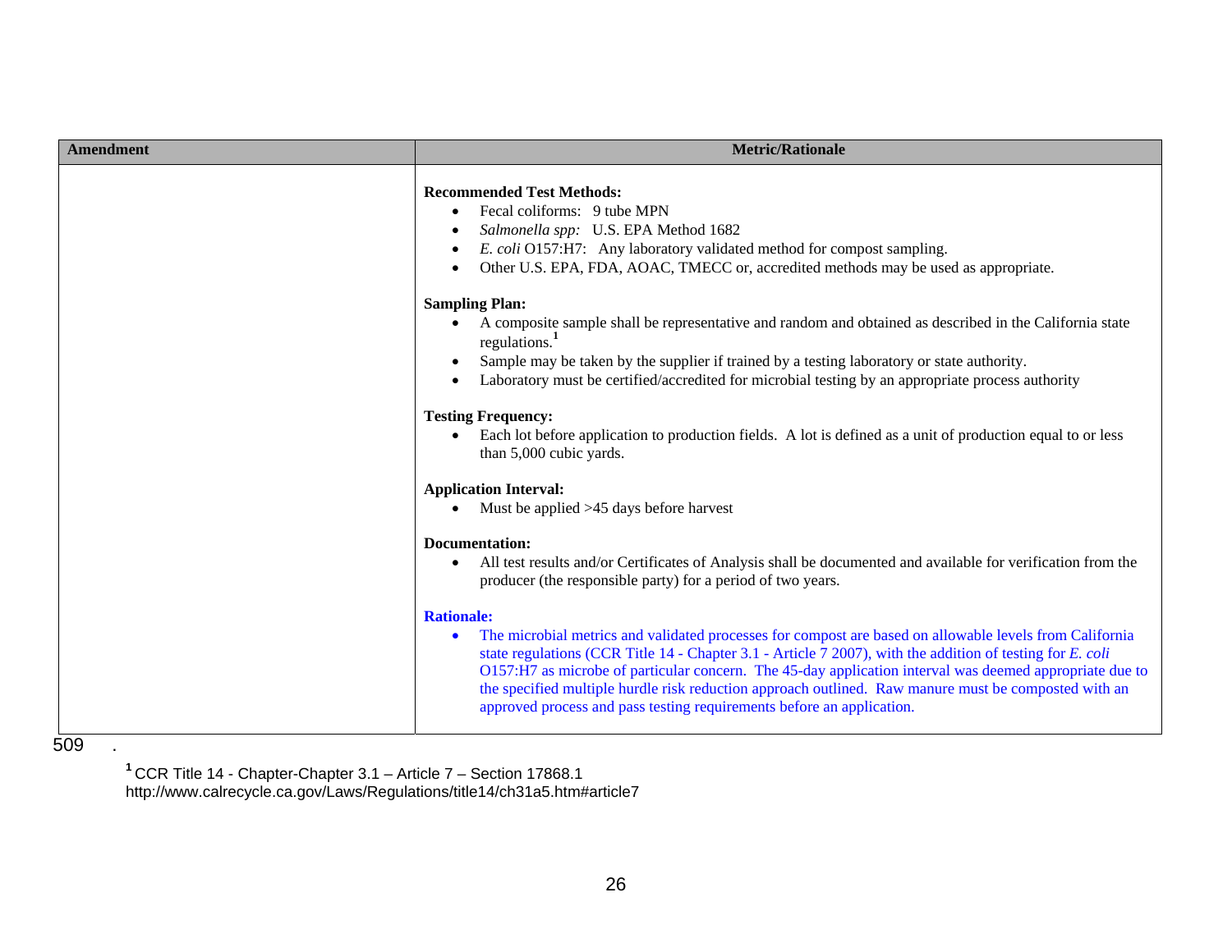| Amendment | Metric/Rationale |
|---|---|
| | **Recommended Test Methods:**<br>• Fecal coliforms: 9 tube MPN<br>• *Salmonella spp:* U.S. EPA Method 1682<br>• *E. coli* O157:H7: Any laboratory validated method for compost sampling.<br>• Other U.S. EPA, FDA, AOAC, TMECC or, accredited methods may be used as appropriate.<br><br>**Sampling Plan:**<br>• A composite sample shall be representative and random and obtained as described in the California state regulations.[1]<br>• Sample may be taken by the supplier if trained by a testing laboratory or state authority.<br>• Laboratory must be certified/accredited for microbial testing by an appropriate process authority<br><br>**Testing Frequency:**<br>• Each lot before application to production fields. A lot is defined as a unit of production equal to or less than 5,000 cubic yards.<br><br>**Application Interval:**<br>• Must be applied >45 days before harvest<br><br>**Documentation:**<br>• All test results and/or Certificates of Analysis shall be documented and available for verification from the producer (the responsible party) for a period of two years.<br><br>**Rationale:**<br>• The microbial metrics and validated processes for compost are based on allowable levels from California state regulations (CCR Title 14 - Chapter 3.1 - Article 7 2007), with the addition of testing for *E. coli* O157:H7 as microbe of particular concern. The 45-day application interval was deemed appropriate due to the specified multiple hurdle risk reduction approach outlined. Raw manure must be composted with an approved process and pass testing requirements before an application. |

509 .

[1] CCR Title 14 - Chapter-Chapter 3.1 – Article 7 – Section 17868.1
http://www.calrecycle.ca.gov/Laws/Regulations/title14/ch31a5.htm#article7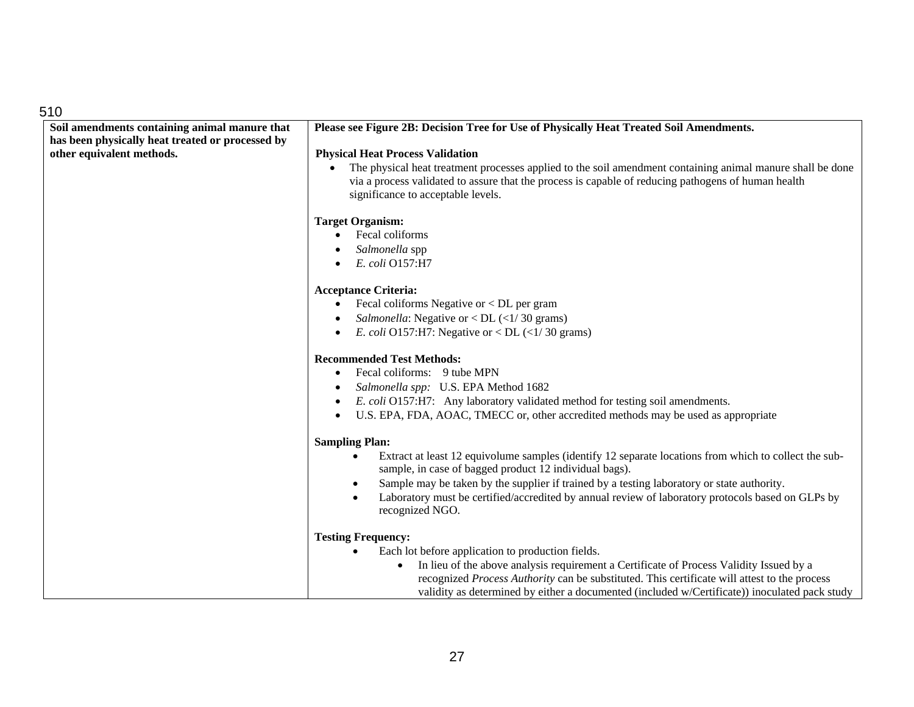510

| Soil amendments containing animal manure that has been physically heat treated or processed by other equivalent methods. | **Please see Figure 2B: Decision Tree for Use of Physically Heat Treated Soil Amendments.**<br><br>**Physical Heat Process Validation**<br>• The physical heat treatment processes applied to the soil amendment containing animal manure shall be done via a process validated to assure that the process is capable of reducing pathogens of human health significance to acceptable levels.<br><br>**Target Organism:**<br>• Fecal coliforms<br>• *Salmonella* spp<br>• *E. coli* O157:H7<br><br>**Acceptance Criteria:**<br>• Fecal coliforms Negative or < DL per gram<br>• *Salmonella*: Negative or < DL (<1/ 30 grams)<br>• *E. coli* O157:H7: Negative or < DL (<1/ 30 grams)<br><br>**Recommended Test Methods:**<br>• Fecal coliforms: 9 tube MPN<br>• *Salmonella spp:* U.S. EPA Method 1682<br>• *E. coli* O157:H7: Any laboratory validated method for testing soil amendments.<br>• U.S. EPA, FDA, AOAC, TMECC or, other accredited methods may be used as appropriate<br><br>**Sampling Plan:**<br>• Extract at least 12 equivolume samples (identify 12 separate locations from which to collect the sub-sample, in case of bagged product 12 individual bags).<br>• Sample may be taken by the supplier if trained by a testing laboratory or state authority.<br>• Laboratory must be certified/accredited by annual review of laboratory protocols based on GLPs by recognized NGO.<br><br>**Testing Frequency:**<br>• Each lot before application to production fields.<br>&nbsp;&nbsp;&nbsp;&nbsp;• In lieu of the above analysis requirement a Certificate of Process Validity Issued by a recognized *Process Authority* can be substituted. This certificate will attest to the process validity as determined by either a documented (included w/Certificate)) inoculated pack study |
|---|---|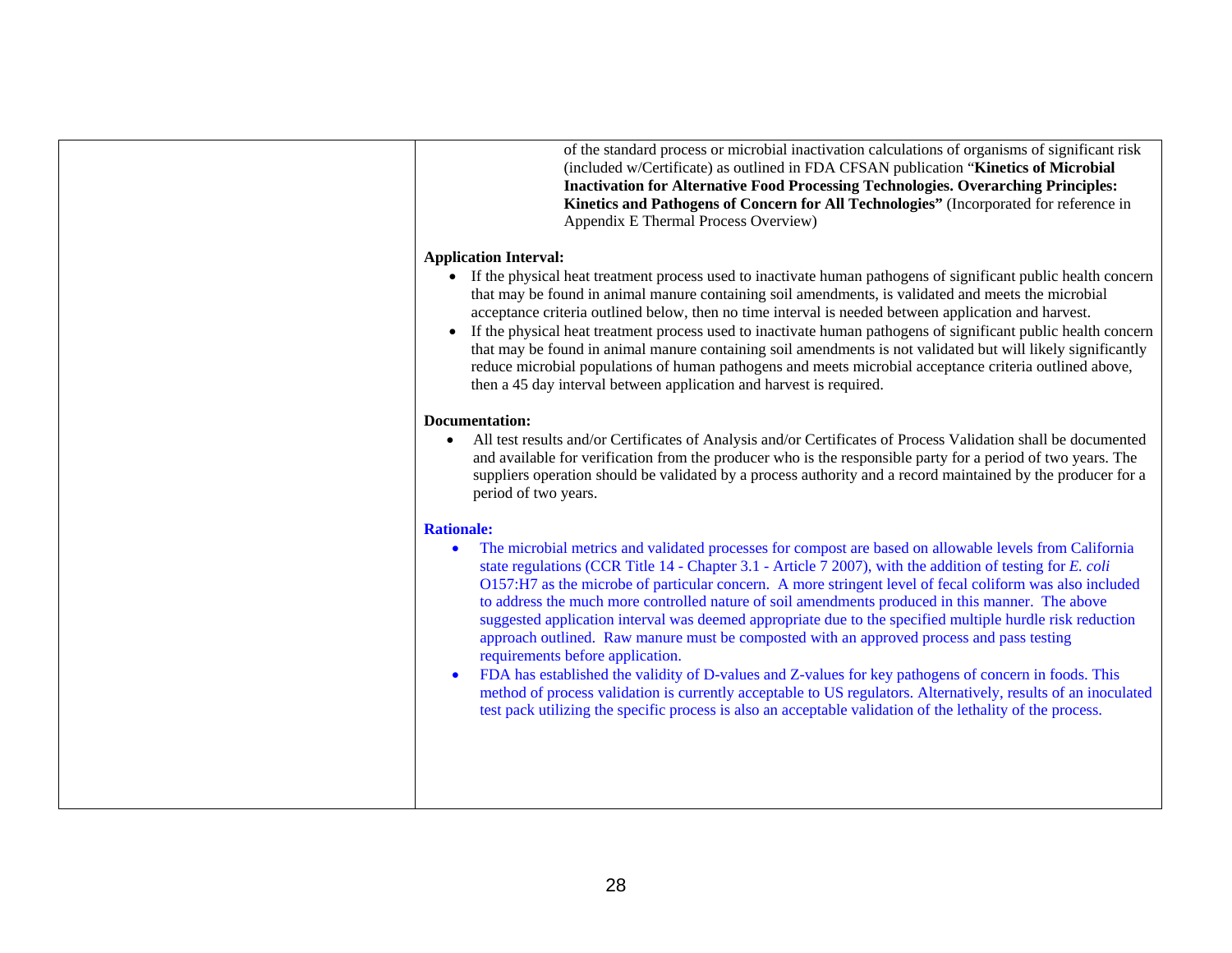of the standard process or microbial inactivation calculations of organisms of significant risk (included w/Certificate) as outlined in FDA CFSAN publication "**Kinetics of Microbial Inactivation for Alternative Food Processing Technologies. Overarching Principles: Kinetics and Pathogens of Concern for All Technologies"** (Incorporated for reference in Appendix E Thermal Process Overview)

**Application Interval:**

- If the physical heat treatment process used to inactivate human pathogens of significant public health concern that may be found in animal manure containing soil amendments, is validated and meets the microbial acceptance criteria outlined below, then no time interval is needed between application and harvest.
- If the physical heat treatment process used to inactivate human pathogens of significant public health concern that may be found in animal manure containing soil amendments is not validated but will likely significantly reduce microbial populations of human pathogens and meets microbial acceptance criteria outlined above, then a 45 day interval between application and harvest is required.

**Documentation:**

- All test results and/or Certificates of Analysis and/or Certificates of Process Validation shall be documented and available for verification from the producer who is the responsible party for a period of two years. The suppliers operation should be validated by a process authority and a record maintained by the producer for a period of two years.

**Rationale:**

- The microbial metrics and validated processes for compost are based on allowable levels from California state regulations (CCR Title 14 - Chapter 3.1 - Article 7 2007), with the addition of testing for *E. coli* O157:H7 as the microbe of particular concern. A more stringent level of fecal coliform was also included to address the much more controlled nature of soil amendments produced in this manner. The above suggested application interval was deemed appropriate due to the specified multiple hurdle risk reduction approach outlined. Raw manure must be composted with an approved process and pass testing requirements before application.
- FDA has established the validity of D-values and Z-values for key pathogens of concern in foods. This method of process validation is currently acceptable to US regulators. Alternatively, results of an inoculated test pack utilizing the specific process is also an acceptable validation of the lethality of the process.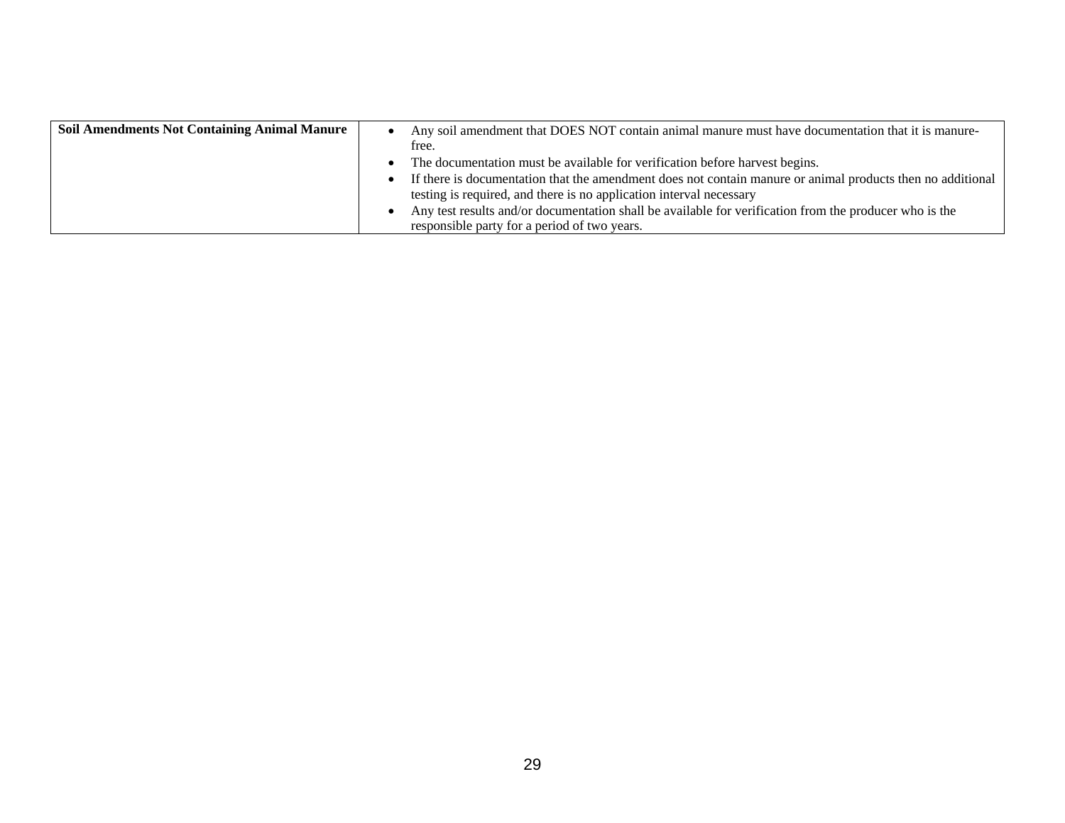| Soil Amendments Not Containing Animal Manure | • Any soil amendment that DOES NOT contain animal manure must have documentation that it is manure-free.<br>• The documentation must be available for verification before harvest begins.<br>• If there is documentation that the amendment does not contain manure or animal products then no additional testing is required, and there is no application interval necessary<br>• Any test results and/or documentation shall be available for verification from the producer who is the responsible party for a period of two years. |
|---|---|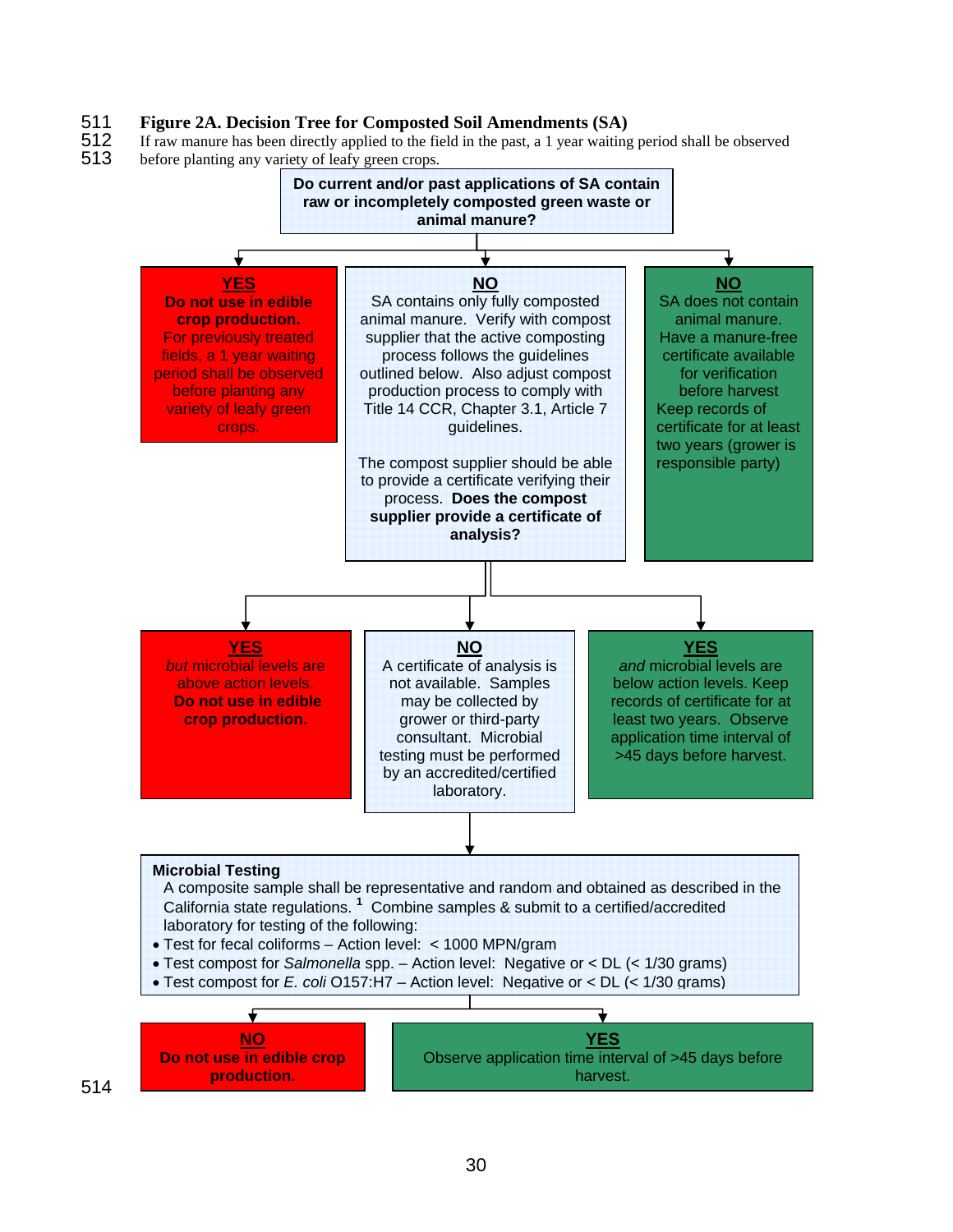**Figure 2A. Decision Tree for Composted Soil Amendments (SA)**

If raw manure has been directly applied to the field in the past, a 1 year waiting period shall be observed before planting any variety of leafy green crops.

**Do current and/or past applications of SA contain raw or incompletely composted green waste or animal manure?**

**YES**
**Do not use in edible crop production.** For previously treated fields, a 1 year waiting period shall be observed before planting any variety of leafy green crops.

**NO**
SA contains only fully composted animal manure. Verify with compost supplier that the active composting process follows the guidelines outlined below. Also adjust compost production process to comply with Title 14 CCR, Chapter 3.1, Article 7 guidelines.

The compost supplier should be able to provide a certificate verifying their process. **Does the compost supplier provide a certificate of analysis?**

- **YES** *but* microbial levels are above action levels. **Do not use in edible crop production.**
- **NO**
  A certificate of analysis is not available. Samples may be collected by grower or third-party consultant. Microbial testing must be performed by an accredited/certified laboratory.
- **YES** *and* microbial levels are below action levels. Keep records of certificate for at least two years. Observe application time interval of >45 days before harvest.

**NO**
SA does not contain animal manure. Have a manure-free certificate available for verification before harvest. Keep records of certificate for at least two years (grower is responsible party)

**Microbial Testing**

A composite sample shall be representative and random and obtained as described in the California state regulations.[1] Combine samples & submit to a certified/accredited laboratory for testing of the following:

- Test for fecal coliforms – Action level: < 1000 MPN/gram
- Test compost for *Salmonella* spp. – Action level: Negative or < DL (< 1/30 grams)
- Test compost for *E. coli* O157:H7 – Action level: Negative or < DL (< 1/30 grams)

**NO**
**Do not use in edible crop production.**

**YES**
Observe application time interval of >45 days before harvest.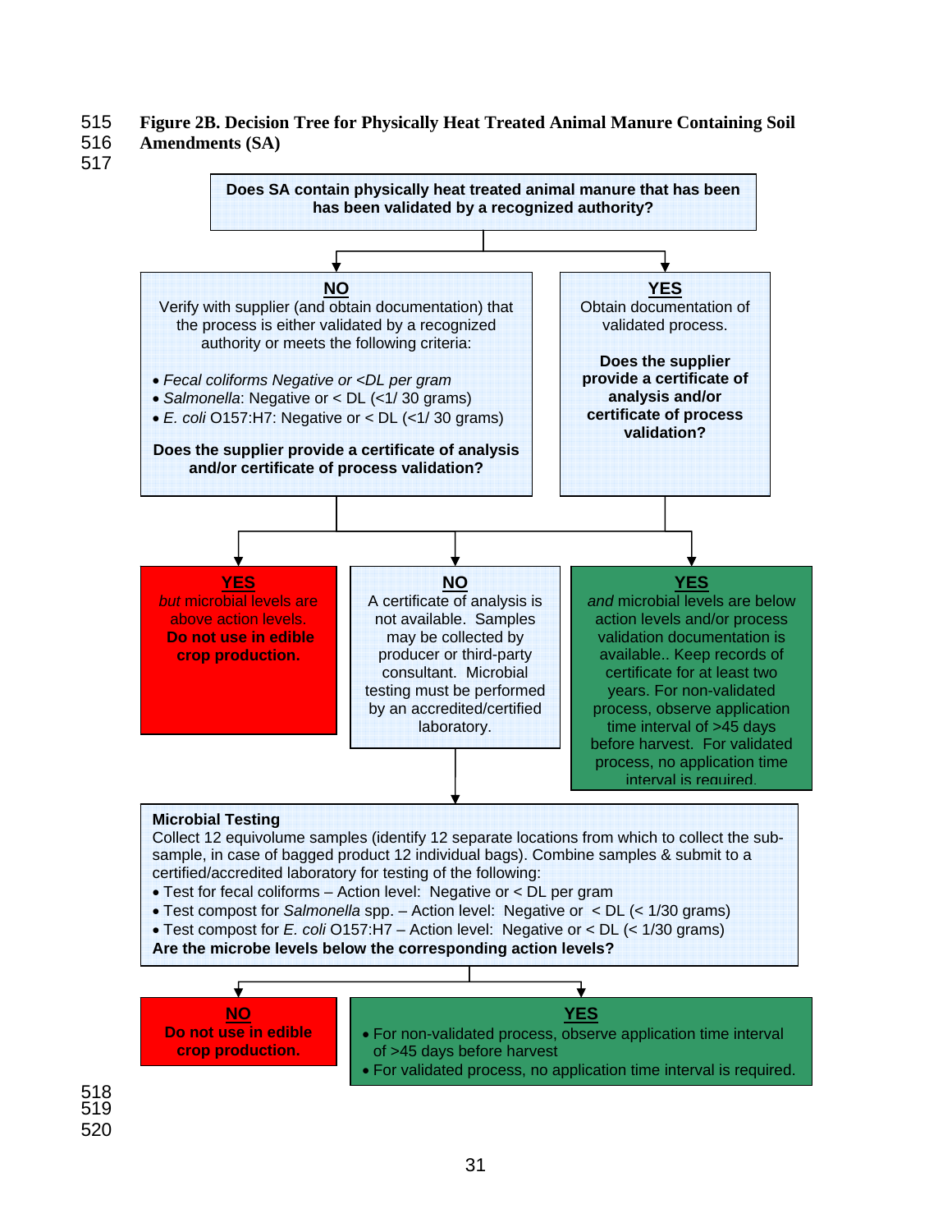**Figure 2B. Decision Tree for Physically Heat Treated Animal Manure Containing Soil Amendments (SA)**

**Does SA contain physically heat treated animal manure that has been has been validated by a recognized authority?**

**NO**
Verify with supplier (and obtain documentation) that the process is either validated by a recognized authority or meets the following criteria:

- *Fecal coliforms Negative or <DL per gram*
- *Salmonella*: Negative or < DL (<1/ 30 grams)
- *E. coli* O157:H7: Negative or < DL (<1/ 30 grams)

**Does the supplier provide a certificate of analysis and/or certificate of process validation?**

**YES**
Obtain documentation of validated process.

**Does the supplier provide a certificate of analysis and/or certificate of process validation?**

---

**YES** *but* microbial levels are above action levels. **Do not use in edible crop production.**

**NO**
A certificate of analysis is not available. Samples may be collected by producer or third-party consultant. Microbial testing must be performed by an accredited/certified laboratory.

**YES** *and* microbial levels are below action levels and/or process validation documentation is available.. Keep records of certificate for at least two years. For non-validated process, observe application time interval of >45 days before harvest. For validated process, no application time interval is required.

---

**Microbial Testing**
Collect 12 equivolume samples (identify 12 separate locations from which to collect the sub-sample, in case of bagged product 12 individual bags). Combine samples & submit to a certified/accredited laboratory for testing of the following:

- Test for fecal coliforms – Action level: Negative or < DL per gram
- Test compost for *Salmonella* spp. – Action level: Negative or < DL (< 1/30 grams)
- Test compost for *E. coli* O157:H7 – Action level: Negative or < DL (< 1/30 grams)

**Are the microbe levels below the corresponding action levels?**

**NO**
**Do not use in edible crop production.**

**YES**

- For non-validated process, observe application time interval of >45 days before harvest
- For validated process, no application time interval is required.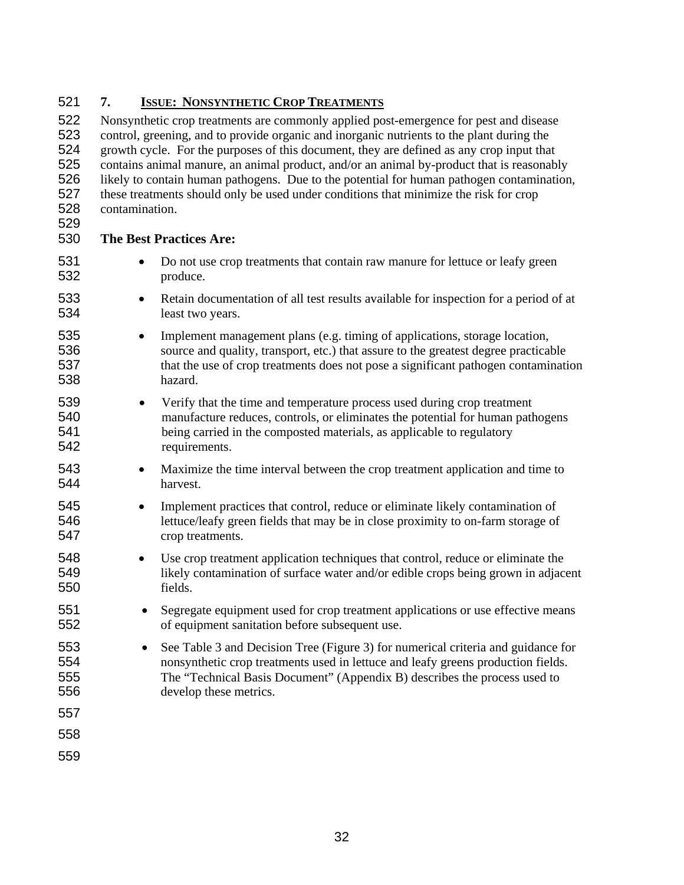## 7. ISSUE: NONSYNTHETIC CROP TREATMENTS

Nonsynthetic crop treatments are commonly applied post-emergence for pest and disease control, greening, and to provide organic and inorganic nutrients to the plant during the growth cycle. For the purposes of this document, they are defined as any crop input that contains animal manure, an animal product, and/or an animal by-product that is reasonably likely to contain human pathogens. Due to the potential for human pathogen contamination, these treatments should only be used under conditions that minimize the risk for crop contamination.

**The Best Practices Are:**

- Do not use crop treatments that contain raw manure for lettuce or leafy green produce.
- Retain documentation of all test results available for inspection for a period of at least two years.
- Implement management plans (e.g. timing of applications, storage location, source and quality, transport, etc.) that assure to the greatest degree practicable that the use of crop treatments does not pose a significant pathogen contamination hazard.
- Verify that the time and temperature process used during crop treatment manufacture reduces, controls, or eliminates the potential for human pathogens being carried in the composted materials, as applicable to regulatory requirements.
- Maximize the time interval between the crop treatment application and time to harvest.
- Implement practices that control, reduce or eliminate likely contamination of lettuce/leafy green fields that may be in close proximity to on-farm storage of crop treatments.
- Use crop treatment application techniques that control, reduce or eliminate the likely contamination of surface water and/or edible crops being grown in adjacent fields.
- Segregate equipment used for crop treatment applications or use effective means of equipment sanitation before subsequent use.
- See Table 3 and Decision Tree (Figure 3) for numerical criteria and guidance for nonsynthetic crop treatments used in lettuce and leafy greens production fields. The "Technical Basis Document" (Appendix B) describes the process used to develop these metrics.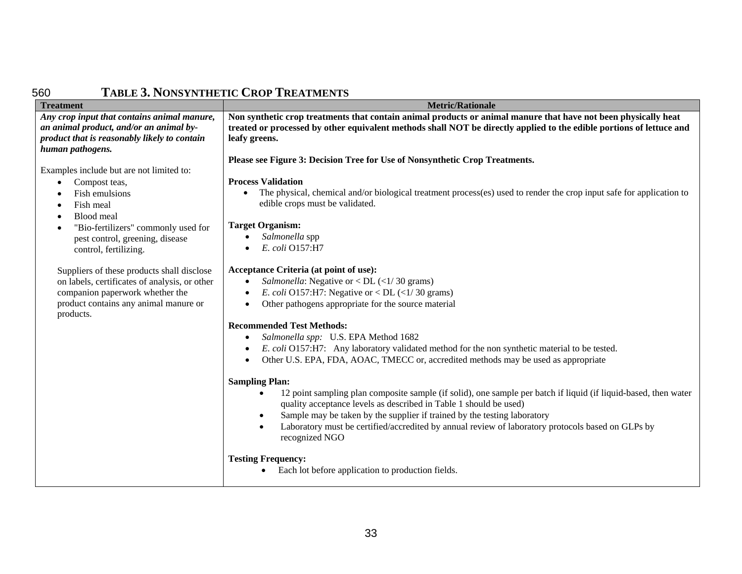## TABLE 3. NONSYNTHETIC CROP TREATMENTS

| Treatment | Metric/Rationale |
|---|---|
| ***Any crop input that contains animal manure, an animal product, and/or an animal by-product that is reasonably likely to contain human pathogens.***<br><br>Examples include but are not limited to:<br>• Compost teas,<br>• Fish emulsions<br>• Fish meal<br>• Blood meal<br>• "Bio-fertilizers" commonly used for pest control, greening, disease control, fertilizing.<br><br>Suppliers of these products shall disclose on labels, certificates of analysis, or other companion paperwork whether the product contains any animal manure or products. | **Non synthetic crop treatments that contain animal products or animal manure that have not been physically heat treated or processed by other equivalent methods shall NOT be directly applied to the edible portions of lettuce and leafy greens.**<br><br>**Please see Figure 3: Decision Tree for Use of Nonsynthetic Crop Treatments.**<br><br>**Process Validation**<br>• The physical, chemical and/or biological treatment process(es) used to render the crop input safe for application to edible crops must be validated.<br><br>**Target Organism:**<br>• *Salmonella* spp<br>• *E. coli* O157:H7<br><br>**Acceptance Criteria (at point of use):**<br>• *Salmonella*: Negative or < DL (<1/ 30 grams)<br>• *E. coli* O157:H7: Negative or < DL (<1/ 30 grams)<br>• Other pathogens appropriate for the source material<br><br>**Recommended Test Methods:**<br>• *Salmonella spp:* U.S. EPA Method 1682<br>• *E. coli* O157:H7: Any laboratory validated method for the non synthetic material to be tested.<br>• Other U.S. EPA, FDA, AOAC, TMECC or, accredited methods may be used as appropriate<br><br>**Sampling Plan:**<br>• 12 point sampling plan composite sample (if solid), one sample per batch if liquid (if liquid-based, then water quality acceptance levels as described in Table 1 should be used)<br>• Sample may be taken by the supplier if trained by the testing laboratory<br>• Laboratory must be certified/accredited by annual review of laboratory protocols based on GLPs by recognized NGO<br><br>**Testing Frequency:**<br>• Each lot before application to production fields. |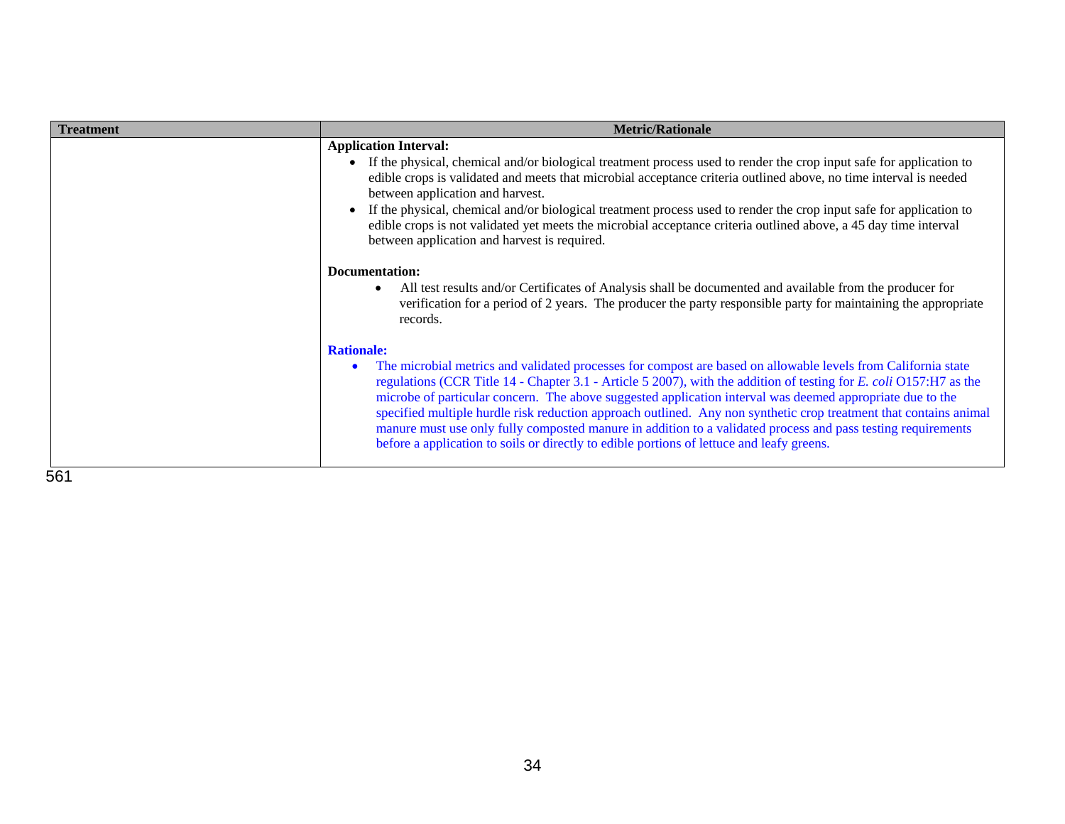| Treatment | Metric/Rationale |
| --- | --- |
| | **Application Interval:**<br>• If the physical, chemical and/or biological treatment process used to render the crop input safe for application to edible crops is validated and meets that microbial acceptance criteria outlined above, no time interval is needed between application and harvest.<br>• If the physical, chemical and/or biological treatment process used to render the crop input safe for application to edible crops is not validated yet meets the microbial acceptance criteria outlined above, a 45 day time interval between application and harvest is required.<br><br>**Documentation:**<br>• All test results and/or Certificates of Analysis shall be documented and available from the producer for verification for a period of 2 years. The producer the party responsible party for maintaining the appropriate records.<br><br>**Rationale:**<br>• The microbial metrics and validated processes for compost are based on allowable levels from California state regulations (CCR Title 14 - Chapter 3.1 - Article 5 2007), with the addition of testing for *E. coli* O157:H7 as the microbe of particular concern. The above suggested application interval was deemed appropriate due to the specified multiple hurdle risk reduction approach outlined. Any non synthetic crop treatment that contains animal manure must use only fully composted manure in addition to a validated process and pass testing requirements before a application to soils or directly to edible portions of lettuce and leafy greens. |

561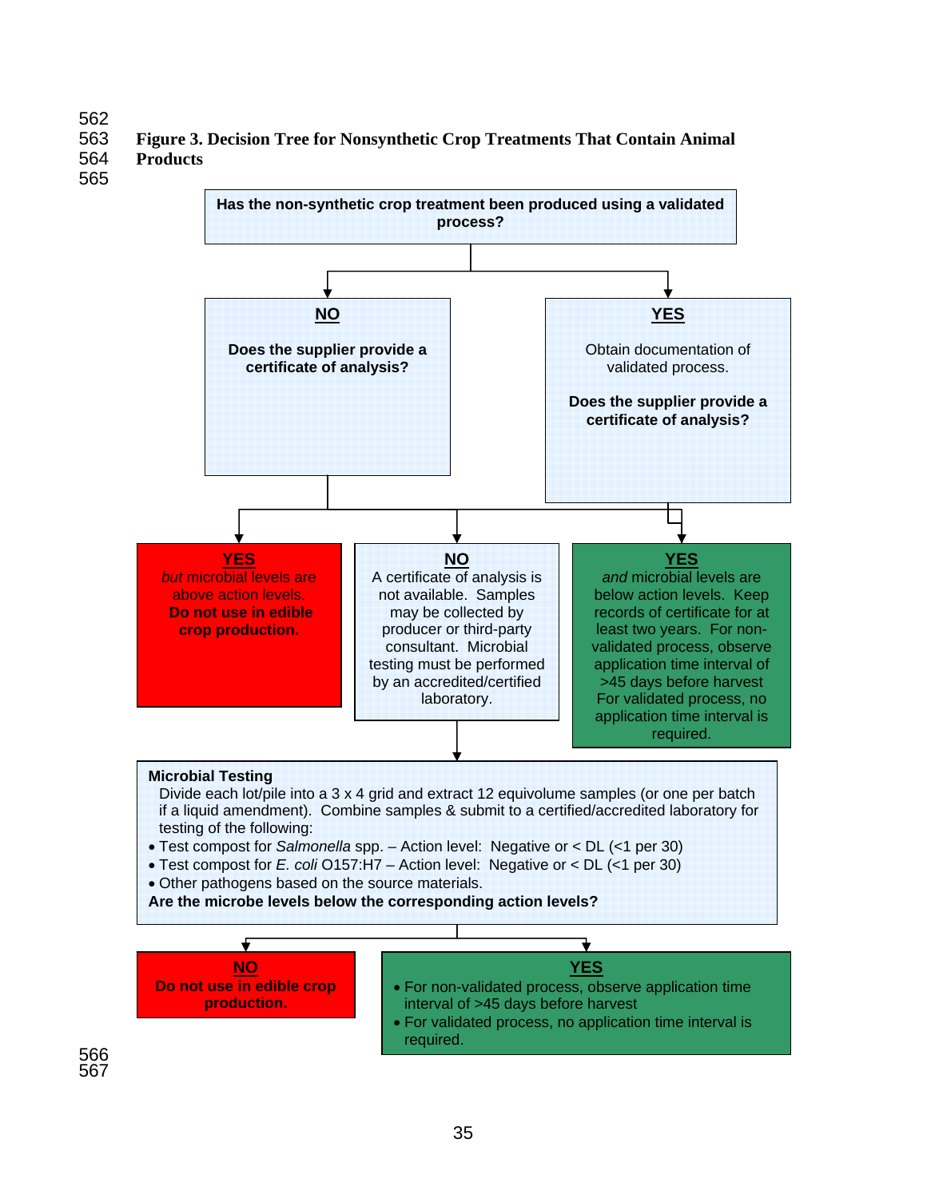**Figure 3. Decision Tree for Nonsynthetic Crop Treatments That Contain Animal Products**

**Has the non-synthetic crop treatment been produced using a validated process?**

**NO**

**Does the supplier provide a certificate of analysis?**

**YES**

Obtain documentation of validated process.

**Does the supplier provide a certificate of analysis?**

**YES**
*but* microbial levels are above action levels.
**Do not use in edible crop production.**

**NO**
A certificate of analysis is not available. Samples may be collected by producer or third-party consultant. Microbial testing must be performed by an accredited/certified laboratory.

**YES**
*and* microbial levels are below action levels. Keep records of certificate for at least two years. For non-validated process, observe application time interval of >45 days before harvest For validated process, no application time interval is required.

**Microbial Testing**

Divide each lot/pile into a 3 x 4 grid and extract 12 equivolume samples (or one per batch if a liquid amendment). Combine samples & submit to a certified/accredited laboratory for testing of the following:

- Test compost for *Salmonella* spp. – Action level: Negative or < DL (<1 per 30)
- Test compost for *E. coli* O157:H7 – Action level: Negative or < DL (<1 per 30)
- Other pathogens based on the source materials.

**Are the microbe levels below the corresponding action levels?**

**NO**
**Do not use in edible crop production.**

**YES**
- For non-validated process, observe application time interval of >45 days before harvest
- For validated process, no application time interval is required.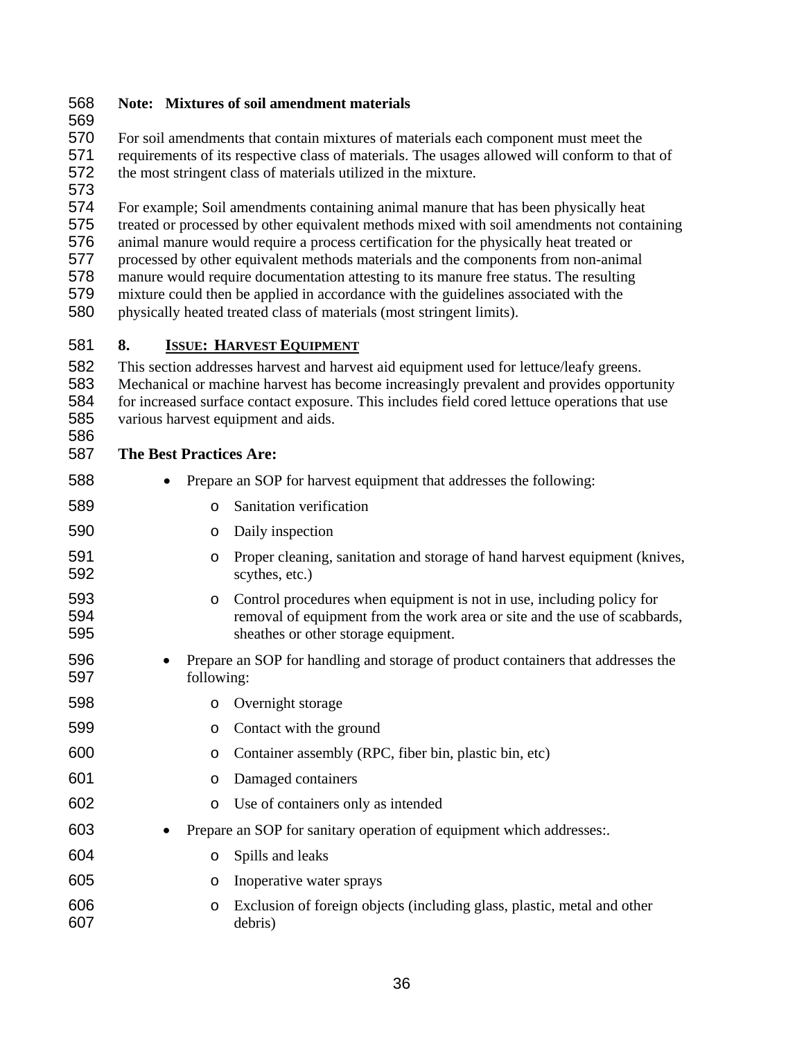**Note: Mixtures of soil amendment materials**

For soil amendments that contain mixtures of materials each component must meet the requirements of its respective class of materials. The usages allowed will conform to that of the most stringent class of materials utilized in the mixture.

For example; Soil amendments containing animal manure that has been physically heat treated or processed by other equivalent methods mixed with soil amendments not containing animal manure would require a process certification for the physically heat treated or processed by other equivalent methods materials and the components from non-animal manure would require documentation attesting to its manure free status. The resulting mixture could then be applied in accordance with the guidelines associated with the physically heated treated class of materials (most stringent limits).

## 8. ISSUE: HARVEST EQUIPMENT

This section addresses harvest and harvest aid equipment used for lettuce/leafy greens. Mechanical or machine harvest has become increasingly prevalent and provides opportunity for increased surface contact exposure. This includes field cored lettuce operations that use various harvest equipment and aids.

**The Best Practices Are:**

- Prepare an SOP for harvest equipment that addresses the following:
  - Sanitation verification
  - Daily inspection
  - Proper cleaning, sanitation and storage of hand harvest equipment (knives, scythes, etc.)
  - Control procedures when equipment is not in use, including policy for removal of equipment from the work area or site and the use of scabbards, sheathes or other storage equipment.
- Prepare an SOP for handling and storage of product containers that addresses the following:
  - Overnight storage
  - Contact with the ground
  - Container assembly (RPC, fiber bin, plastic bin, etc)
  - Damaged containers
  - Use of containers only as intended
- Prepare an SOP for sanitary operation of equipment which addresses:.
  - Spills and leaks
  - Inoperative water sprays
  - Exclusion of foreign objects (including glass, plastic, metal and other debris)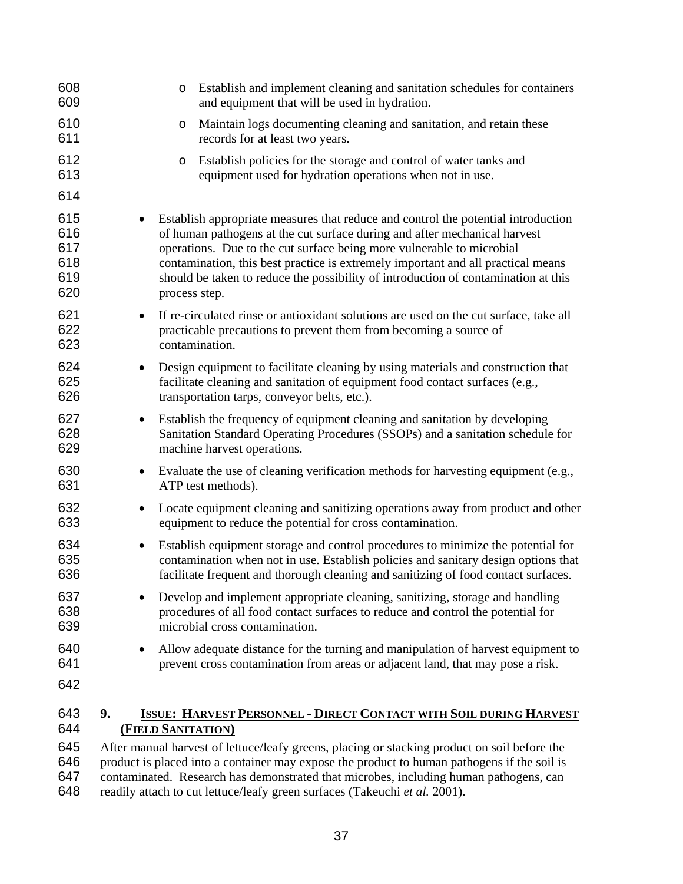- Establish and implement cleaning and sanitation schedules for containers and equipment that will be used in hydration.
    - Maintain logs documenting cleaning and sanitation, and retain these records for at least two years.
    - Establish policies for the storage and control of water tanks and equipment used for hydration operations when not in use.

- Establish appropriate measures that reduce and control the potential introduction of human pathogens at the cut surface during and after mechanical harvest operations. Due to the cut surface being more vulnerable to microbial contamination, this best practice is extremely important and all practical means should be taken to reduce the possibility of introduction of contamination at this process step.
- If re-circulated rinse or antioxidant solutions are used on the cut surface, take all practicable precautions to prevent them from becoming a source of contamination.
- Design equipment to facilitate cleaning by using materials and construction that facilitate cleaning and sanitation of equipment food contact surfaces (e.g., transportation tarps, conveyor belts, etc.).
- Establish the frequency of equipment cleaning and sanitation by developing Sanitation Standard Operating Procedures (SSOPs) and a sanitation schedule for machine harvest operations.
- Evaluate the use of cleaning verification methods for harvesting equipment (e.g., ATP test methods).
- Locate equipment cleaning and sanitizing operations away from product and other equipment to reduce the potential for cross contamination.
- Establish equipment storage and control procedures to minimize the potential for contamination when not in use. Establish policies and sanitary design options that facilitate frequent and thorough cleaning and sanitizing of food contact surfaces.
- Develop and implement appropriate cleaning, sanitizing, storage and handling procedures of all food contact surfaces to reduce and control the potential for microbial cross contamination.
- Allow adequate distance for the turning and manipulation of harvest equipment to prevent cross contamination from areas or adjacent land, that may pose a risk.

## 9. ISSUE: HARVEST PERSONNEL - DIRECT CONTACT WITH SOIL DURING HARVEST (FIELD SANITATION)

After manual harvest of lettuce/leafy greens, placing or stacking product on soil before the product is placed into a container may expose the product to human pathogens if the soil is contaminated. Research has demonstrated that microbes, including human pathogens, can readily attach to cut lettuce/leafy green surfaces (Takeuchi *et al.* 2001).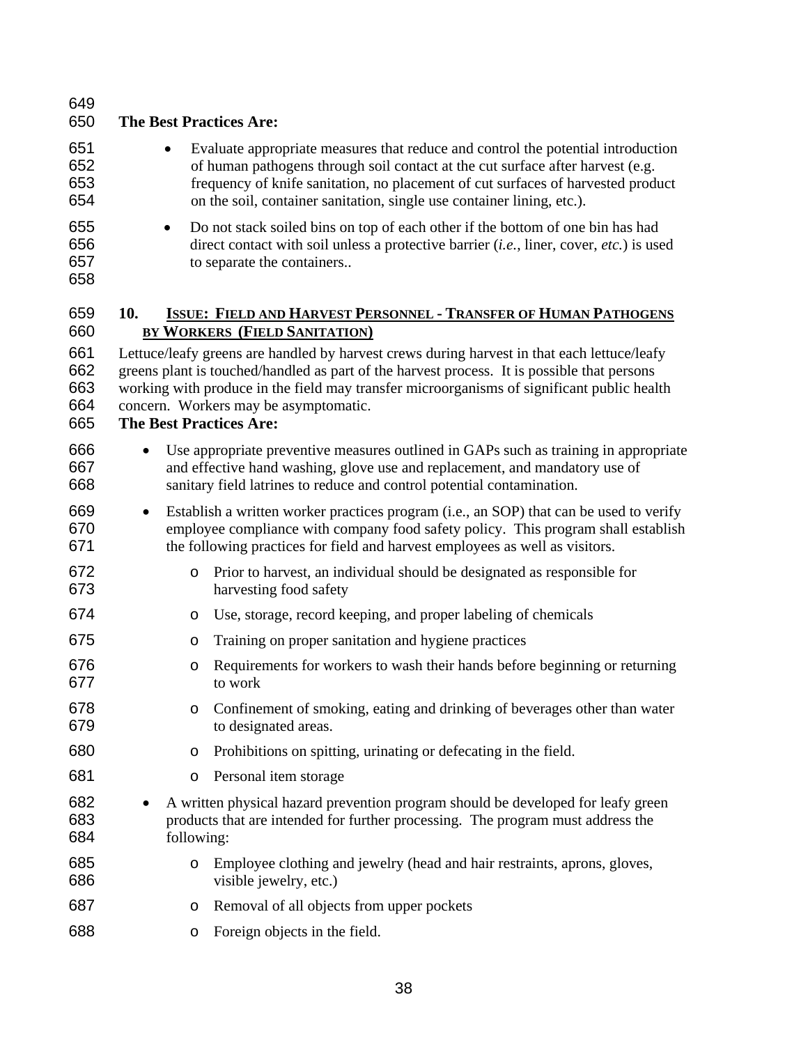**The Best Practices Are:**

- Evaluate appropriate measures that reduce and control the potential introduction of human pathogens through soil contact at the cut surface after harvest (e.g. frequency of knife sanitation, no placement of cut surfaces of harvested product on the soil, container sanitation, single use container lining, etc.).
- Do not stack soiled bins on top of each other if the bottom of one bin has had direct contact with soil unless a protective barrier (*i.e.*, liner, cover, *etc.*) is used to separate the containers..

## 10. ISSUE: FIELD AND HARVEST PERSONNEL - TRANSFER OF HUMAN PATHOGENS BY WORKERS (FIELD SANITATION)

Lettuce/leafy greens are handled by harvest crews during harvest in that each lettuce/leafy greens plant is touched/handled as part of the harvest process. It is possible that persons working with produce in the field may transfer microorganisms of significant public health concern. Workers may be asymptomatic.

**The Best Practices Are:**

- Use appropriate preventive measures outlined in GAPs such as training in appropriate and effective hand washing, glove use and replacement, and mandatory use of sanitary field latrines to reduce and control potential contamination.
- Establish a written worker practices program (i.e., an SOP) that can be used to verify employee compliance with company food safety policy. This program shall establish the following practices for field and harvest employees as well as visitors.
  - Prior to harvest, an individual should be designated as responsible for harvesting food safety
  - Use, storage, record keeping, and proper labeling of chemicals
  - Training on proper sanitation and hygiene practices
  - Requirements for workers to wash their hands before beginning or returning to work
  - Confinement of smoking, eating and drinking of beverages other than water to designated areas.
  - Prohibitions on spitting, urinating or defecating in the field.
  - Personal item storage
- A written physical hazard prevention program should be developed for leafy green products that are intended for further processing. The program must address the following:
  - Employee clothing and jewelry (head and hair restraints, aprons, gloves, visible jewelry, etc.)
  - Removal of all objects from upper pockets
  - Foreign objects in the field.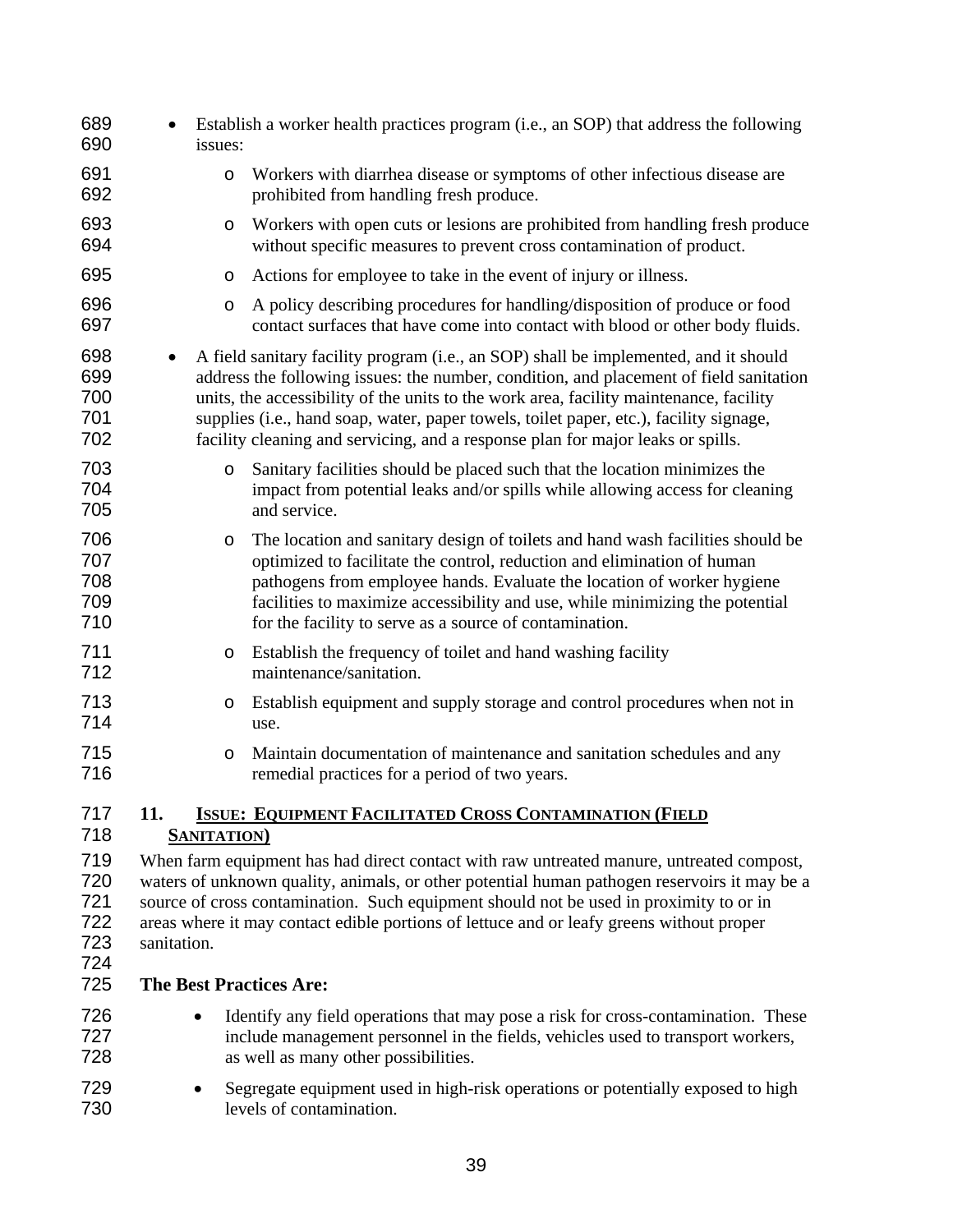- Establish a worker health practices program (i.e., an SOP) that address the following issues:
    - Workers with diarrhea disease or symptoms of other infectious disease are prohibited from handling fresh produce.
    - Workers with open cuts or lesions are prohibited from handling fresh produce without specific measures to prevent cross contamination of product.
    - Actions for employee to take in the event of injury or illness.
    - A policy describing procedures for handling/disposition of produce or food contact surfaces that have come into contact with blood or other body fluids.
- A field sanitary facility program (i.e., an SOP) shall be implemented, and it should address the following issues: the number, condition, and placement of field sanitation units, the accessibility of the units to the work area, facility maintenance, facility supplies (i.e., hand soap, water, paper towels, toilet paper, etc.), facility signage, facility cleaning and servicing, and a response plan for major leaks or spills.
    - Sanitary facilities should be placed such that the location minimizes the impact from potential leaks and/or spills while allowing access for cleaning and service.
    - The location and sanitary design of toilets and hand wash facilities should be optimized to facilitate the control, reduction and elimination of human pathogens from employee hands. Evaluate the location of worker hygiene facilities to maximize accessibility and use, while minimizing the potential for the facility to serve as a source of contamination.
    - Establish the frequency of toilet and hand washing facility maintenance/sanitation.
    - Establish equipment and supply storage and control procedures when not in use.
    - Maintain documentation of maintenance and sanitation schedules and any remedial practices for a period of two years.

## 11. ISSUE: EQUIPMENT FACILITATED CROSS CONTAMINATION (FIELD SANITATION)

When farm equipment has had direct contact with raw untreated manure, untreated compost, waters of unknown quality, animals, or other potential human pathogen reservoirs it may be a source of cross contamination. Such equipment should not be used in proximity to or in areas where it may contact edible portions of lettuce and or leafy greens without proper sanitation.

**The Best Practices Are:**

- Identify any field operations that may pose a risk for cross-contamination. These include management personnel in the fields, vehicles used to transport workers, as well as many other possibilities.
- Segregate equipment used in high-risk operations or potentially exposed to high levels of contamination.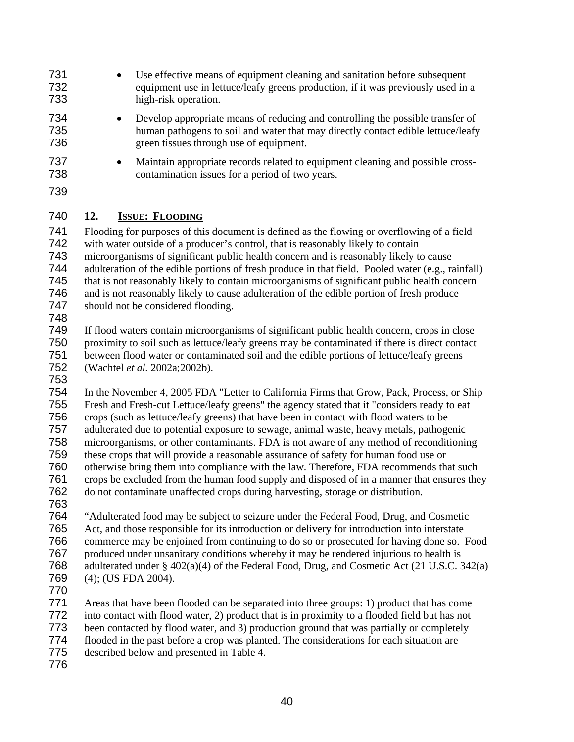- Use effective means of equipment cleaning and sanitation before subsequent equipment use in lettuce/leafy greens production, if it was previously used in a high-risk operation.
- Develop appropriate means of reducing and controlling the possible transfer of human pathogens to soil and water that may directly contact edible lettuce/leafy green tissues through use of equipment.
- Maintain appropriate records related to equipment cleaning and possible cross-contamination issues for a period of two years.

## 12. ISSUE: FLOODING

Flooding for purposes of this document is defined as the flowing or overflowing of a field with water outside of a producer's control, that is reasonably likely to contain microorganisms of significant public health concern and is reasonably likely to cause adulteration of the edible portions of fresh produce in that field. Pooled water (e.g., rainfall) that is not reasonably likely to contain microorganisms of significant public health concern and is not reasonably likely to cause adulteration of the edible portion of fresh produce should not be considered flooding.

If flood waters contain microorganisms of significant public health concern, crops in close proximity to soil such as lettuce/leafy greens may be contaminated if there is direct contact between flood water or contaminated soil and the edible portions of lettuce/leafy greens (Wachtel *et al.* 2002a;2002b).

In the November 4, 2005 FDA "Letter to California Firms that Grow, Pack, Process, or Ship Fresh and Fresh-cut Lettuce/leafy greens" the agency stated that it "considers ready to eat crops (such as lettuce/leafy greens) that have been in contact with flood waters to be adulterated due to potential exposure to sewage, animal waste, heavy metals, pathogenic microorganisms, or other contaminants. FDA is not aware of any method of reconditioning these crops that will provide a reasonable assurance of safety for human food use or otherwise bring them into compliance with the law. Therefore, FDA recommends that such crops be excluded from the human food supply and disposed of in a manner that ensures they do not contaminate unaffected crops during harvesting, storage or distribution.

"Adulterated food may be subject to seizure under the Federal Food, Drug, and Cosmetic Act, and those responsible for its introduction or delivery for introduction into interstate commerce may be enjoined from continuing to do so or prosecuted for having done so. Food produced under unsanitary conditions whereby it may be rendered injurious to health is adulterated under § 402(a)(4) of the Federal Food, Drug, and Cosmetic Act (21 U.S.C. 342(a) (4); (US FDA 2004).

Areas that have been flooded can be separated into three groups: 1) product that has come into contact with flood water, 2) product that is in proximity to a flooded field but has not been contacted by flood water, and 3) production ground that was partially or completely flooded in the past before a crop was planted. The considerations for each situation are described below and presented in Table 4.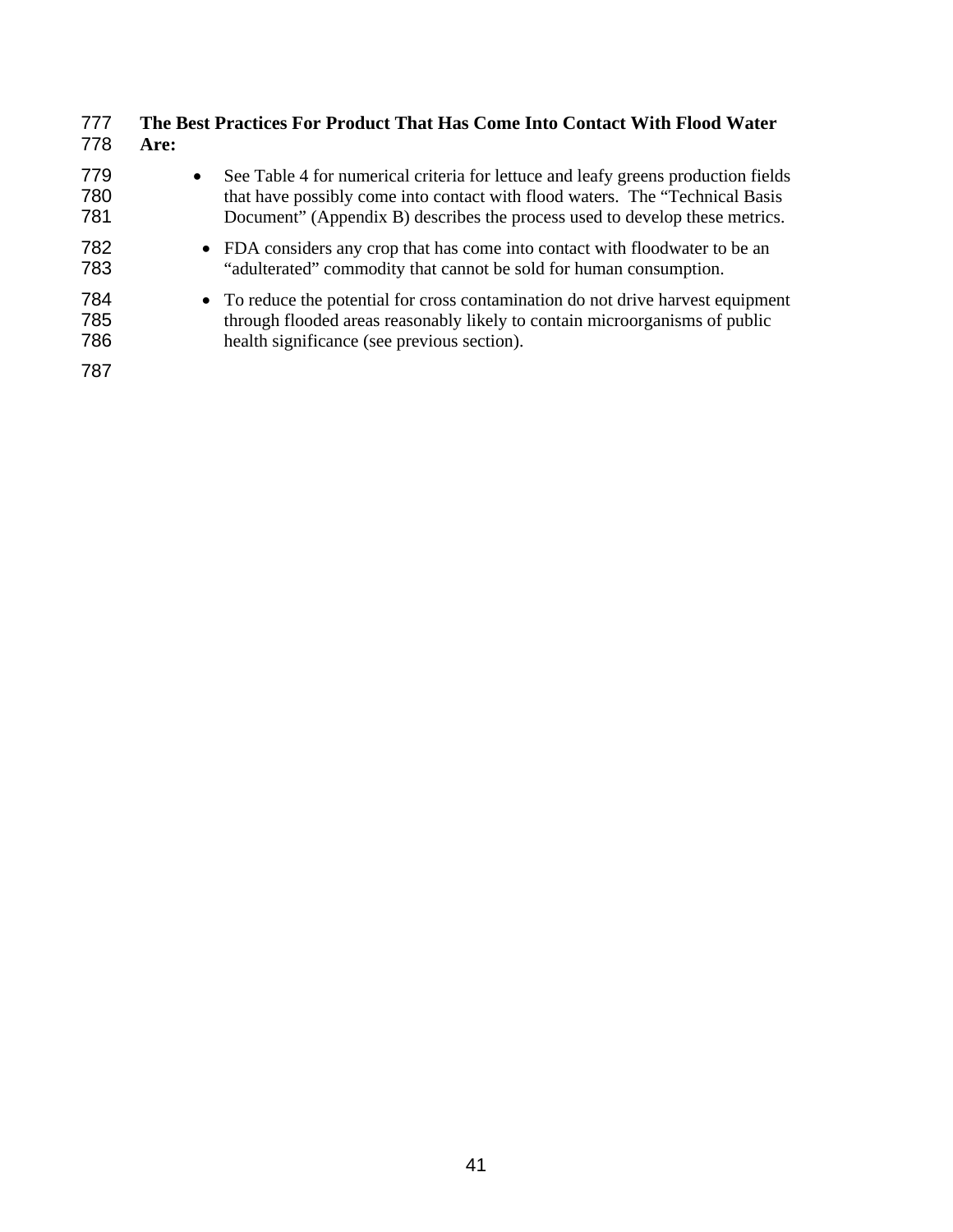**The Best Practices For Product That Has Come Into Contact With Flood Water Are:**

- See Table 4 for numerical criteria for lettuce and leafy greens production fields that have possibly come into contact with flood waters. The "Technical Basis Document" (Appendix B) describes the process used to develop these metrics.
- FDA considers any crop that has come into contact with floodwater to be an "adulterated" commodity that cannot be sold for human consumption.
- To reduce the potential for cross contamination do not drive harvest equipment through flooded areas reasonably likely to contain microorganisms of public health significance (see previous section).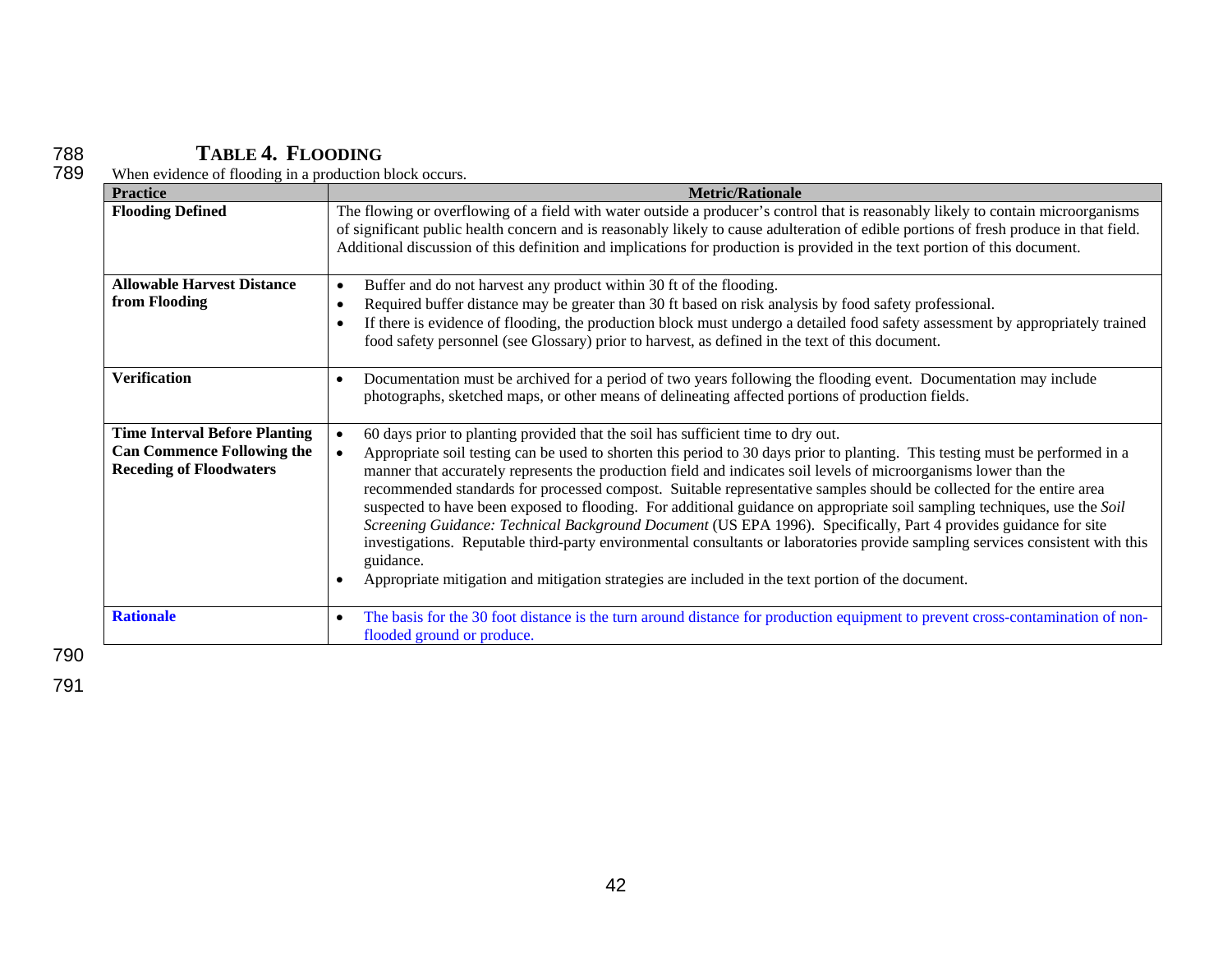### TABLE 4. FLOODING

When evidence of flooding in a production block occurs.

| Practice | Metric/Rationale |
|---|---|
| **Flooding Defined** | The flowing or overflowing of a field with water outside a producer's control that is reasonably likely to contain microorganisms of significant public health concern and is reasonably likely to cause adulteration of edible portions of fresh produce in that field. Additional discussion of this definition and implications for production is provided in the text portion of this document. |
| **Allowable Harvest Distance from Flooding** | • Buffer and do not harvest any product within 30 ft of the flooding.<br>• Required buffer distance may be greater than 30 ft based on risk analysis by food safety professional.<br>• If there is evidence of flooding, the production block must undergo a detailed food safety assessment by appropriately trained food safety personnel (see Glossary) prior to harvest, as defined in the text of this document. |
| **Verification** | • Documentation must be archived for a period of two years following the flooding event. Documentation may include photographs, sketched maps, or other means of delineating affected portions of production fields. |
| **Time Interval Before Planting Can Commence Following the Receding of Floodwaters** | • 60 days prior to planting provided that the soil has sufficient time to dry out.<br>• Appropriate soil testing can be used to shorten this period to 30 days prior to planting. This testing must be performed in a manner that accurately represents the production field and indicates soil levels of microorganisms lower than the recommended standards for processed compost. Suitable representative samples should be collected for the entire area suspected to have been exposed to flooding. For additional guidance on appropriate soil sampling techniques, use the *Soil Screening Guidance: Technical Background Document* (US EPA 1996). Specifically, Part 4 provides guidance for site investigations. Reputable third-party environmental consultants or laboratories provide sampling services consistent with this guidance.<br>• Appropriate mitigation and mitigation strategies are included in the text portion of the document. |
| **Rationale** | • The basis for the 30 foot distance is the turn around distance for production equipment to prevent cross-contamination of non-flooded ground or produce. |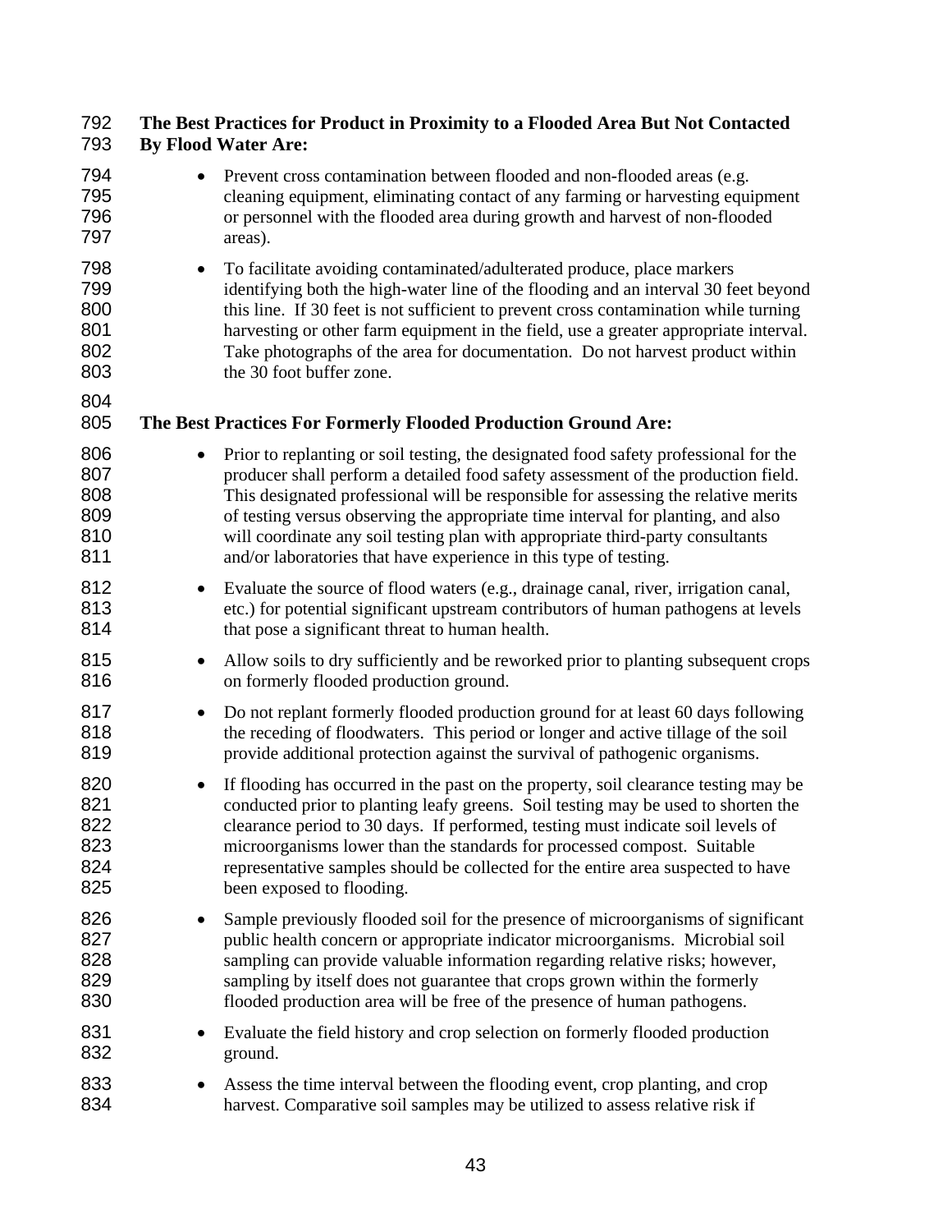**The Best Practices for Product in Proximity to a Flooded Area But Not Contacted By Flood Water Are:**

- Prevent cross contamination between flooded and non-flooded areas (e.g. cleaning equipment, eliminating contact of any farming or harvesting equipment or personnel with the flooded area during growth and harvest of non-flooded areas).
- To facilitate avoiding contaminated/adulterated produce, place markers identifying both the high-water line of the flooding and an interval 30 feet beyond this line. If 30 feet is not sufficient to prevent cross contamination while turning harvesting or other farm equipment in the field, use a greater appropriate interval. Take photographs of the area for documentation. Do not harvest product within the 30 foot buffer zone.

**The Best Practices For Formerly Flooded Production Ground Are:**

- Prior to replanting or soil testing, the designated food safety professional for the producer shall perform a detailed food safety assessment of the production field. This designated professional will be responsible for assessing the relative merits of testing versus observing the appropriate time interval for planting, and also will coordinate any soil testing plan with appropriate third-party consultants and/or laboratories that have experience in this type of testing.
- Evaluate the source of flood waters (e.g., drainage canal, river, irrigation canal, etc.) for potential significant upstream contributors of human pathogens at levels that pose a significant threat to human health.
- Allow soils to dry sufficiently and be reworked prior to planting subsequent crops on formerly flooded production ground.
- Do not replant formerly flooded production ground for at least 60 days following the receding of floodwaters. This period or longer and active tillage of the soil provide additional protection against the survival of pathogenic organisms.
- If flooding has occurred in the past on the property, soil clearance testing may be conducted prior to planting leafy greens. Soil testing may be used to shorten the clearance period to 30 days. If performed, testing must indicate soil levels of microorganisms lower than the standards for processed compost. Suitable representative samples should be collected for the entire area suspected to have been exposed to flooding.
- Sample previously flooded soil for the presence of microorganisms of significant public health concern or appropriate indicator microorganisms. Microbial soil sampling can provide valuable information regarding relative risks; however, sampling by itself does not guarantee that crops grown within the formerly flooded production area will be free of the presence of human pathogens.
- Evaluate the field history and crop selection on formerly flooded production ground.
- Assess the time interval between the flooding event, crop planting, and crop harvest. Comparative soil samples may be utilized to assess relative risk if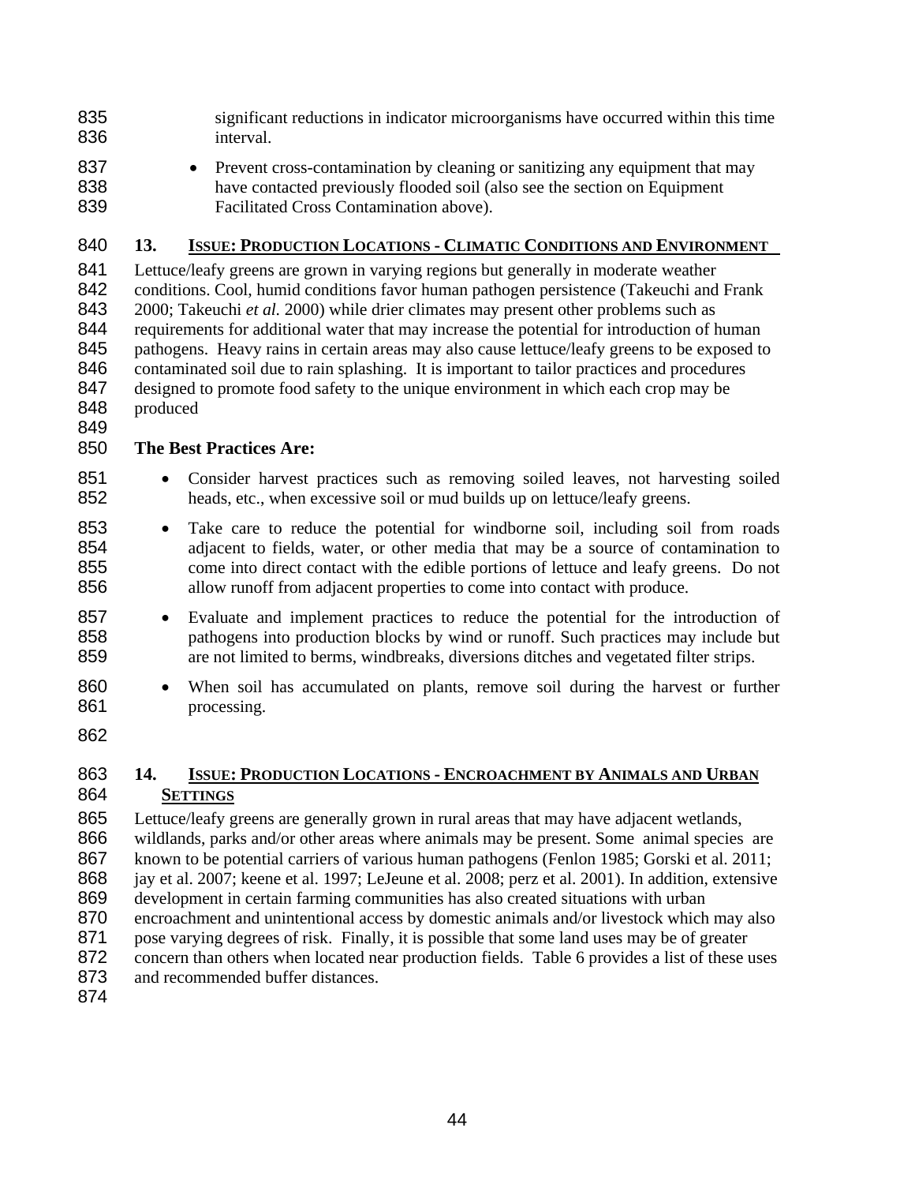significant reductions in indicator microorganisms have occurred within this time interval.

- Prevent cross-contamination by cleaning or sanitizing any equipment that may have contacted previously flooded soil (also see the section on Equipment Facilitated Cross Contamination above).

## 13. ISSUE: PRODUCTION LOCATIONS - CLIMATIC CONDITIONS AND ENVIRONMENT

Lettuce/leafy greens are grown in varying regions but generally in moderate weather conditions. Cool, humid conditions favor human pathogen persistence (Takeuchi and Frank 2000; Takeuchi *et al.* 2000) while drier climates may present other problems such as requirements for additional water that may increase the potential for introduction of human pathogens. Heavy rains in certain areas may also cause lettuce/leafy greens to be exposed to contaminated soil due to rain splashing. It is important to tailor practices and procedures designed to promote food safety to the unique environment in which each crop may be produced

**The Best Practices Are:**

- Consider harvest practices such as removing soiled leaves, not harvesting soiled heads, etc., when excessive soil or mud builds up on lettuce/leafy greens.
- Take care to reduce the potential for windborne soil, including soil from roads adjacent to fields, water, or other media that may be a source of contamination to come into direct contact with the edible portions of lettuce and leafy greens. Do not allow runoff from adjacent properties to come into contact with produce.
- Evaluate and implement practices to reduce the potential for the introduction of pathogens into production blocks by wind or runoff. Such practices may include but are not limited to berms, windbreaks, diversions ditches and vegetated filter strips.
- When soil has accumulated on plants, remove soil during the harvest or further processing.

## 14. ISSUE: PRODUCTION LOCATIONS - ENCROACHMENT BY ANIMALS AND URBAN SETTINGS

Lettuce/leafy greens are generally grown in rural areas that may have adjacent wetlands, wildlands, parks and/or other areas where animals may be present. Some animal species are known to be potential carriers of various human pathogens (Fenlon 1985; Gorski et al. 2011; jay et al. 2007; keene et al. 1997; LeJeune et al. 2008; perz et al. 2001). In addition, extensive development in certain farming communities has also created situations with urban encroachment and unintentional access by domestic animals and/or livestock which may also pose varying degrees of risk. Finally, it is possible that some land uses may be of greater concern than others when located near production fields. Table 6 provides a list of these uses and recommended buffer distances.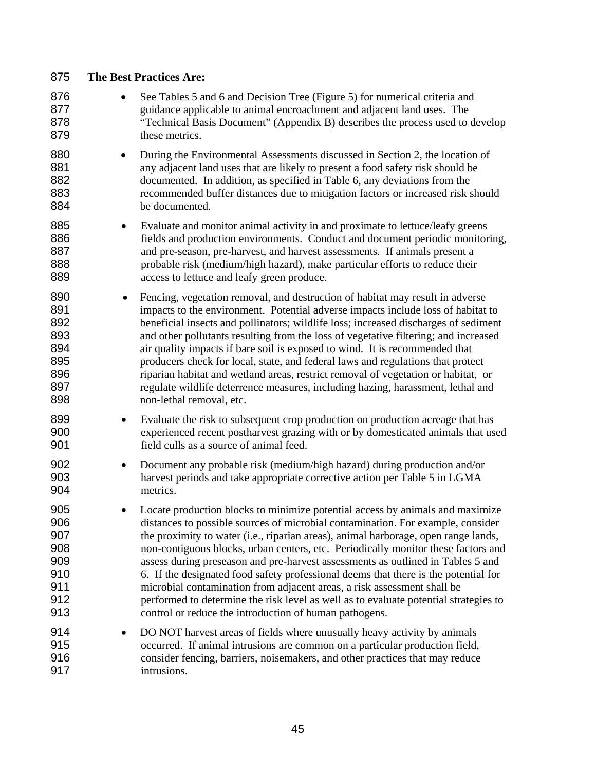**The Best Practices Are:**

- See Tables 5 and 6 and Decision Tree (Figure 5) for numerical criteria and guidance applicable to animal encroachment and adjacent land uses. The "Technical Basis Document" (Appendix B) describes the process used to develop these metrics.
- During the Environmental Assessments discussed in Section 2, the location of any adjacent land uses that are likely to present a food safety risk should be documented. In addition, as specified in Table 6, any deviations from the recommended buffer distances due to mitigation factors or increased risk should be documented.
- Evaluate and monitor animal activity in and proximate to lettuce/leafy greens fields and production environments. Conduct and document periodic monitoring, and pre-season, pre-harvest, and harvest assessments. If animals present a probable risk (medium/high hazard), make particular efforts to reduce their access to lettuce and leafy green produce.
- Fencing, vegetation removal, and destruction of habitat may result in adverse impacts to the environment. Potential adverse impacts include loss of habitat to beneficial insects and pollinators; wildlife loss; increased discharges of sediment and other pollutants resulting from the loss of vegetative filtering; and increased air quality impacts if bare soil is exposed to wind. It is recommended that producers check for local, state, and federal laws and regulations that protect riparian habitat and wetland areas, restrict removal of vegetation or habitat, or regulate wildlife deterrence measures, including hazing, harassment, lethal and non-lethal removal, etc.
- Evaluate the risk to subsequent crop production on production acreage that has experienced recent postharvest grazing with or by domesticated animals that used field culls as a source of animal feed.
- Document any probable risk (medium/high hazard) during production and/or harvest periods and take appropriate corrective action per Table 5 in LGMA metrics.
- Locate production blocks to minimize potential access by animals and maximize distances to possible sources of microbial contamination. For example, consider the proximity to water (i.e., riparian areas), animal harborage, open range lands, non-contiguous blocks, urban centers, etc. Periodically monitor these factors and assess during preseason and pre-harvest assessments as outlined in Tables 5 and 6. If the designated food safety professional deems that there is the potential for microbial contamination from adjacent areas, a risk assessment shall be performed to determine the risk level as well as to evaluate potential strategies to control or reduce the introduction of human pathogens.
- DO NOT harvest areas of fields where unusually heavy activity by animals occurred. If animal intrusions are common on a particular production field, consider fencing, barriers, noisemakers, and other practices that may reduce intrusions.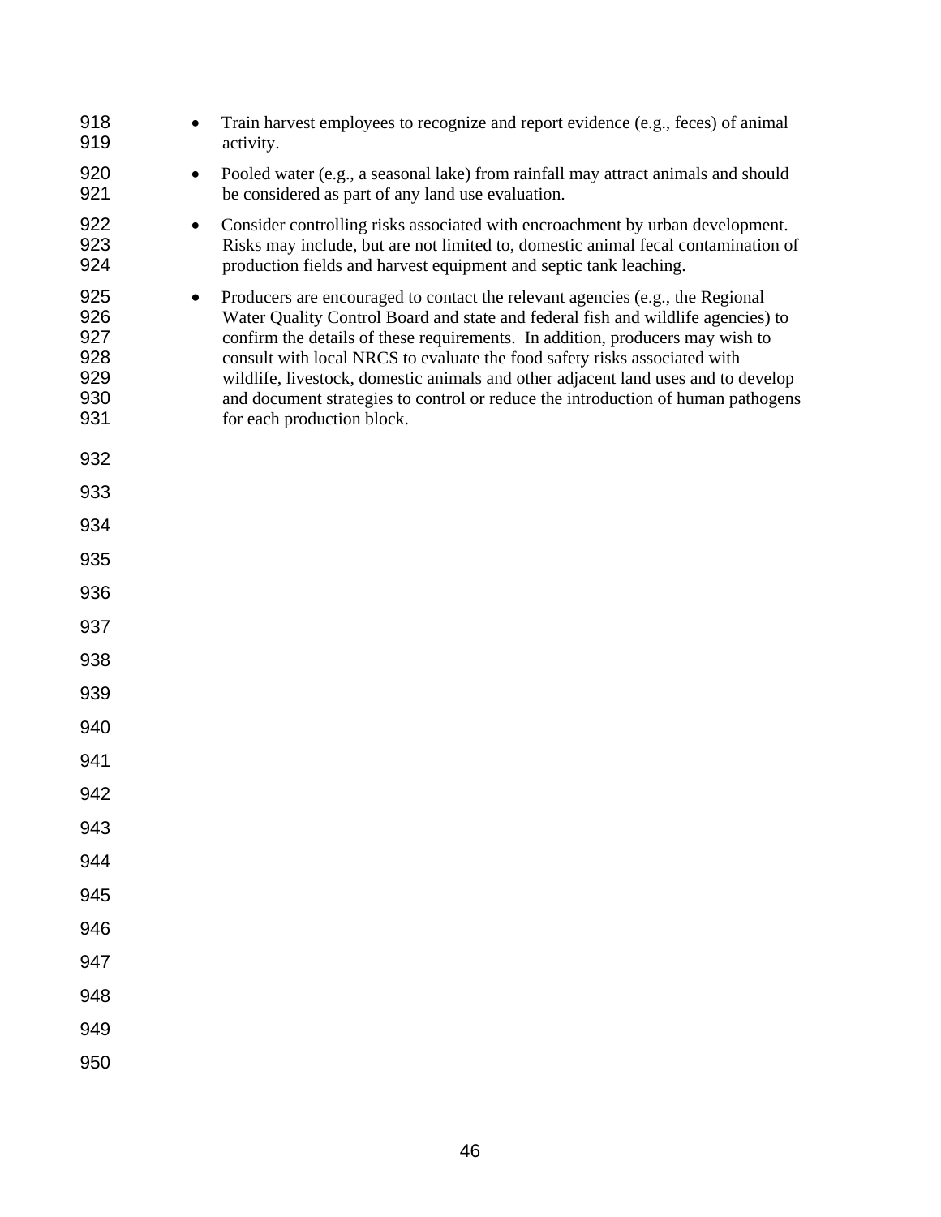- Train harvest employees to recognize and report evidence (e.g., feces) of animal activity.
- Pooled water (e.g., a seasonal lake) from rainfall may attract animals and should be considered as part of any land use evaluation.
- Consider controlling risks associated with encroachment by urban development. Risks may include, but are not limited to, domestic animal fecal contamination of production fields and harvest equipment and septic tank leaching.
- Producers are encouraged to contact the relevant agencies (e.g., the Regional Water Quality Control Board and state and federal fish and wildlife agencies) to confirm the details of these requirements. In addition, producers may wish to consult with local NRCS to evaluate the food safety risks associated with wildlife, livestock, domestic animals and other adjacent land uses and to develop and document strategies to control or reduce the introduction of human pathogens for each production block.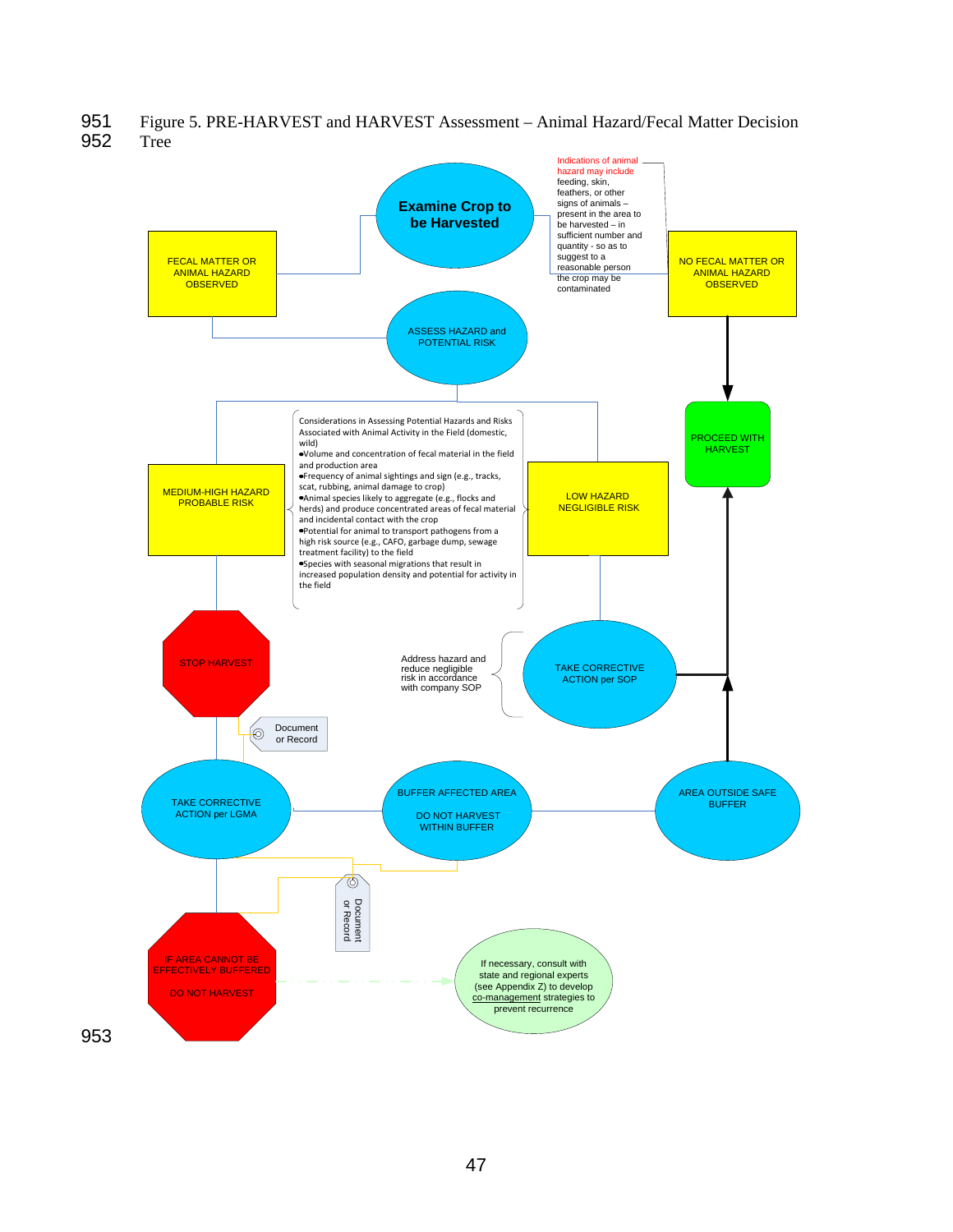Figure 5. PRE-HARVEST and HARVEST Assessment – Animal Hazard/Fecal Matter Decision Tree

**Examine Crop to be Harvested**

Indications of animal hazard may include feeding, skin, feathers, or other signs of animals – present in the area to be harvested – in sufficient number and quantity - so as to suggest to a reasonable person the crop may be contaminated

FECAL MATTER OR ANIMAL HAZARD OBSERVED

NO FECAL MATTER OR ANIMAL HAZARD OBSERVED

ASSESS HAZARD and POTENTIAL RISK

PROCEED WITH HARVEST

Considerations in Assessing Potential Hazards and Risks Associated with Animal Activity in the Field (domestic, wild)

- Volume and concentration of fecal material in the field and production area
- Frequency of animal sightings and sign (e.g., tracks, scat, rubbing, animal damage to crop)
- Animal species likely to aggregate (e.g., flocks and herds) and produce concentrated areas of fecal material and incidental contact with the crop
- Potential for animal to transport pathogens from a high risk source (e.g., CAFO, garbage dump, sewage treatment facility) to the field
- Species with seasonal migrations that result in increased population density and potential for activity in the field

MEDIUM-HIGH HAZARD PROBABLE RISK

LOW HAZARD NEGLIGIBLE RISK

STOP HARVEST

Address hazard and reduce negligible risk in accordance with company SOP

TAKE CORRECTIVE ACTION per SOP

Document or Record

TAKE CORRECTIVE ACTION per LGMA

BUFFER AFFECTED AREA

DO NOT HARVEST WITHIN BUFFER

AREA OUTSIDE SAFE BUFFER

Document or Record

IF AREA CANNOT BE EFFECTIVELY BUFFERED

DO NOT HARVEST

If necessary, consult with state and regional experts (see Appendix Z) to develop co-management strategies to prevent recurrence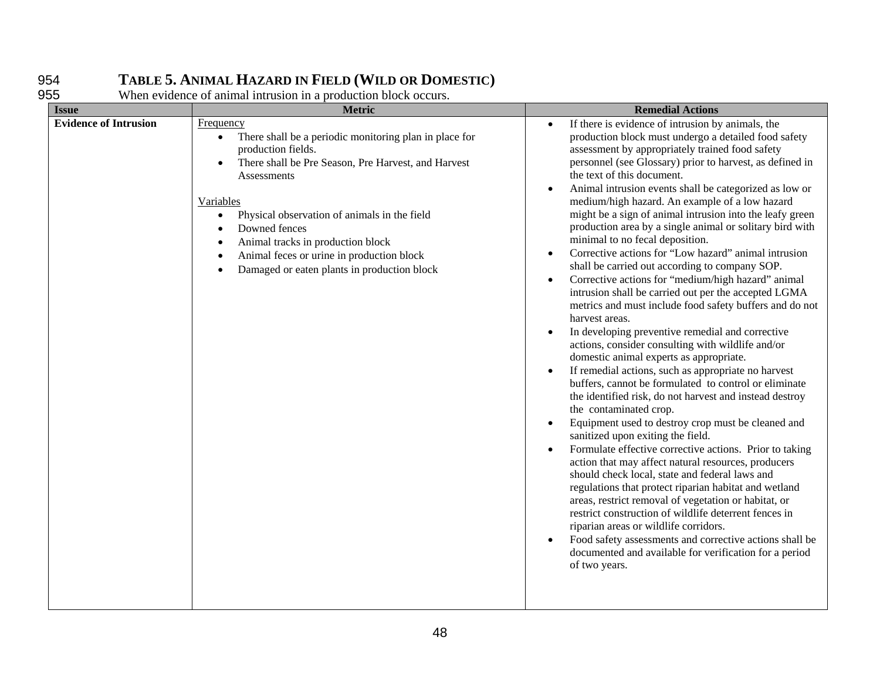### TABLE 5. ANIMAL HAZARD IN FIELD (WILD OR DOMESTIC)

When evidence of animal intrusion in a production block occurs.

| Issue | Metric | Remedial Actions |
|---|---|---|
| **Evidence of Intrusion** | Frequency<br>• There shall be a periodic monitoring plan in place for production fields.<br>• There shall be Pre Season, Pre Harvest, and Harvest Assessments<br><br>Variables<br>• Physical observation of animals in the field<br>• Downed fences<br>• Animal tracks in production block<br>• Animal feces or urine in production block<br>• Damaged or eaten plants in production block | • If there is evidence of intrusion by animals, the production block must undergo a detailed food safety assessment by appropriately trained food safety personnel (see Glossary) prior to harvest, as defined in the text of this document.<br>• Animal intrusion events shall be categorized as low or medium/high hazard. An example of a low hazard might be a sign of animal intrusion into the leafy green production area by a single animal or solitary bird with minimal to no fecal deposition.<br>• Corrective actions for "Low hazard" animal intrusion shall be carried out according to company SOP.<br>• Corrective actions for "medium/high hazard" animal intrusion shall be carried out per the accepted LGMA metrics and must include food safety buffers and do not harvest areas.<br>• In developing preventive remedial and corrective actions, consider consulting with wildlife and/or domestic animal experts as appropriate.<br>• If remedial actions, such as appropriate no harvest buffers, cannot be formulated to control or eliminate the identified risk, do not harvest and instead destroy the contaminated crop.<br>• Equipment used to destroy crop must be cleaned and sanitized upon exiting the field.<br>• Formulate effective corrective actions. Prior to taking action that may affect natural resources, producers should check local, state and federal laws and regulations that protect riparian habitat and wetland areas, restrict removal of vegetation or habitat, or restrict construction of wildlife deterrent fences in riparian areas or wildlife corridors.<br>• Food safety assessments and corrective actions shall be documented and available for verification for a period of two years. |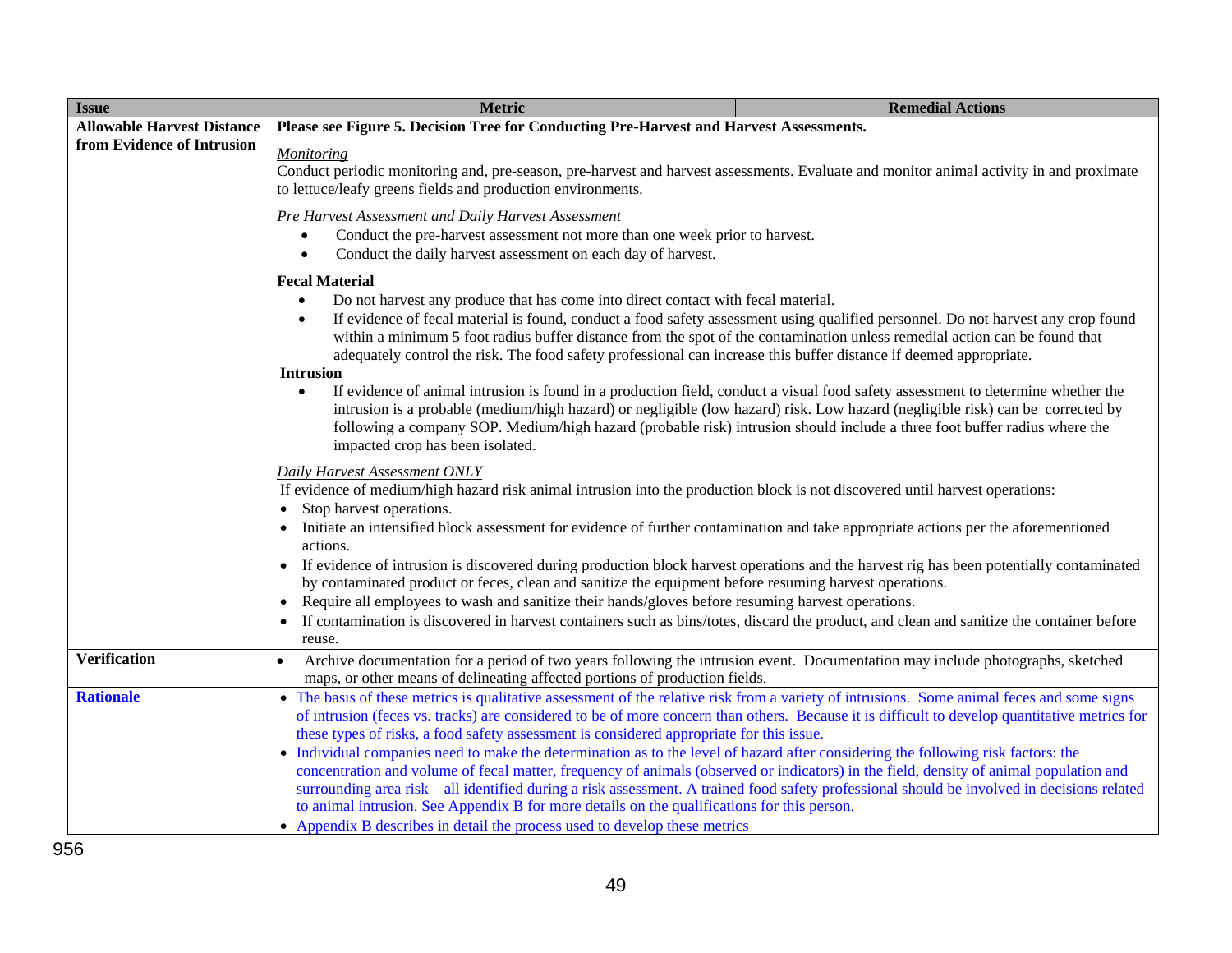| Issue | Metric | Remedial Actions |
|---|---|---|
| **Allowable Harvest Distance from Evidence of Intrusion** | **Please see Figure 5. Decision Tree for Conducting Pre-Harvest and Harvest Assessments.**<br><br>*Monitoring*<br>Conduct periodic monitoring and, pre-season, pre-harvest and harvest assessments. Evaluate and monitor animal activity in and proximate to lettuce/leafy greens fields and production environments.<br><br>*Pre Harvest Assessment and Daily Harvest Assessment*<br>• Conduct the pre-harvest assessment not more than one week prior to harvest.<br>• Conduct the daily harvest assessment on each day of harvest.<br><br>**Fecal Material**<br>• Do not harvest any produce that has come into direct contact with fecal material.<br>• If evidence of fecal material is found, conduct a food safety assessment using qualified personnel. Do not harvest any crop found within a minimum 5 foot radius buffer distance from the spot of the contamination unless remedial action can be found that adequately control the risk. The food safety professional can increase this buffer distance if deemed appropriate.<br>**Intrusion**<br>• If evidence of animal intrusion is found in a production field, conduct a visual food safety assessment to determine whether the intrusion is a probable (medium/high hazard) or negligible (low hazard) risk. Low hazard (negligible risk) can be corrected by following a company SOP. Medium/high hazard (probable risk) intrusion should include a three foot buffer radius where the impacted crop has been isolated.<br><br>*Daily Harvest Assessment ONLY*<br>If evidence of medium/high hazard risk animal intrusion into the production block is not discovered until harvest operations:<br>• Stop harvest operations.<br>• Initiate an intensified block assessment for evidence of further contamination and take appropriate actions per the aforementioned actions.<br>• If evidence of intrusion is discovered during production block harvest operations and the harvest rig has been potentially contaminated by contaminated product or feces, clean and sanitize the equipment before resuming harvest operations.<br>• Require all employees to wash and sanitize their hands/gloves before resuming harvest operations.<br>• If contamination is discovered in harvest containers such as bins/totes, discard the product, and clean and sanitize the container before reuse. | |
| **Verification** | • Archive documentation for a period of two years following the intrusion event. Documentation may include photographs, sketched maps, or other means of delineating affected portions of production fields. | |
| **Rationale** | • The basis of these metrics is qualitative assessment of the relative risk from a variety of intrusions. Some animal feces and some signs of intrusion (feces vs. tracks) are considered to be of more concern than others. Because it is difficult to develop quantitative metrics for these types of risks, a food safety assessment is considered appropriate for this issue.<br>• Individual companies need to make the determination as to the level of hazard after considering the following risk factors: the concentration and volume of fecal matter, frequency of animals (observed or indicators) in the field, density of animal population and surrounding area risk – all identified during a risk assessment. A trained food safety professional should be involved in decisions related to animal intrusion. See Appendix B for more details on the qualifications for this person.<br>• Appendix B describes in detail the process used to develop these metrics | |

956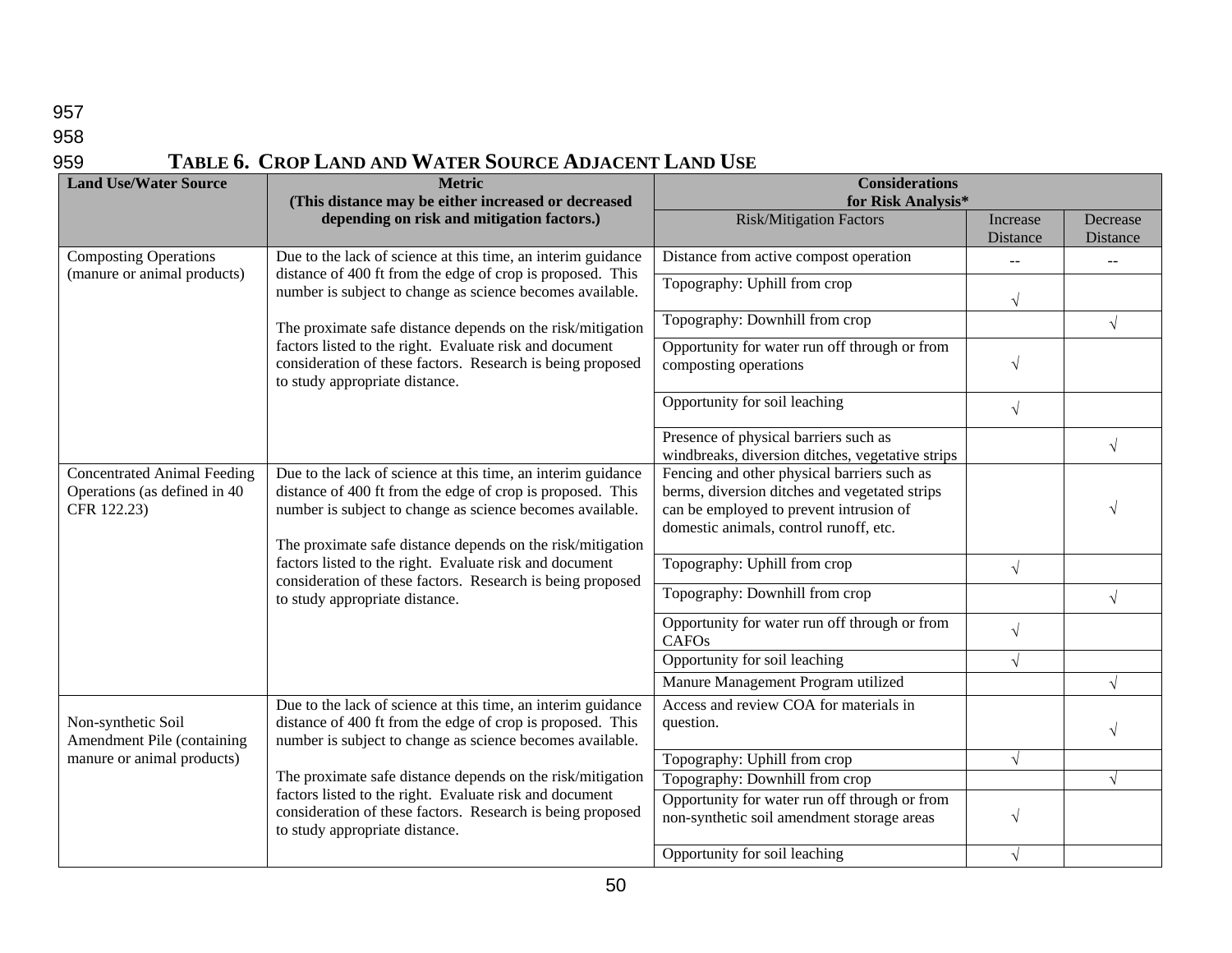### TABLE 6. CROP LAND AND WATER SOURCE ADJACENT LAND USE

| Land Use/Water Source | Metric (This distance may be either increased or decreased depending on risk and mitigation factors.) | Considerations for Risk Analysis* | | |
|---|---|---|---|---|
| | | Risk/Mitigation Factors | Increase Distance | Decrease Distance |
| Composting Operations (manure or animal products) | Due to the lack of science at this time, an interim guidance distance of 400 ft from the edge of crop is proposed. This number is subject to change as science becomes available. The proximate safe distance depends on the risk/mitigation factors listed to the right. Evaluate risk and document consideration of these factors. Research is being proposed to study appropriate distance. | Distance from active compost operation | -- | -- |
| | | Topography: Uphill from crop | √ | |
| | | Topography: Downhill from crop | | √ |
| | | Opportunity for water run off through or from composting operations | √ | |
| | | Opportunity for soil leaching | √ | |
| | | Presence of physical barriers such as windbreaks, diversion ditches, vegetative strips | | √ |
| Concentrated Animal Feeding Operations (as defined in 40 CFR 122.23) | Due to the lack of science at this time, an interim guidance distance of 400 ft from the edge of crop is proposed. This number is subject to change as science becomes available. The proximate safe distance depends on the risk/mitigation factors listed to the right. Evaluate risk and document consideration of these factors. Research is being proposed to study appropriate distance. | Fencing and other physical barriers such as berms, diversion ditches and vegetated strips can be employed to prevent intrusion of domestic animals, control runoff, etc. | | √ |
| | | Topography: Uphill from crop | √ | |
| | | Topography: Downhill from crop | | √ |
| | | Opportunity for water run off through or from CAFOs | √ | |
| | | Opportunity for soil leaching | √ | |
| | | Manure Management Program utilized | | √ |
| Non-synthetic Soil Amendment Pile (containing manure or animal products) | Due to the lack of science at this time, an interim guidance distance of 400 ft from the edge of crop is proposed. This number is subject to change as science becomes available. The proximate safe distance depends on the risk/mitigation factors listed to the right. Evaluate risk and document consideration of these factors. Research is being proposed to study appropriate distance. | Access and review COA for materials in question. | | √ |
| | | Topography: Uphill from crop | √ | |
| | | Topography: Downhill from crop | | √ |
| | | Opportunity for water run off through or from non-synthetic soil amendment storage areas | √ | |
| | | Opportunity for soil leaching | √ | |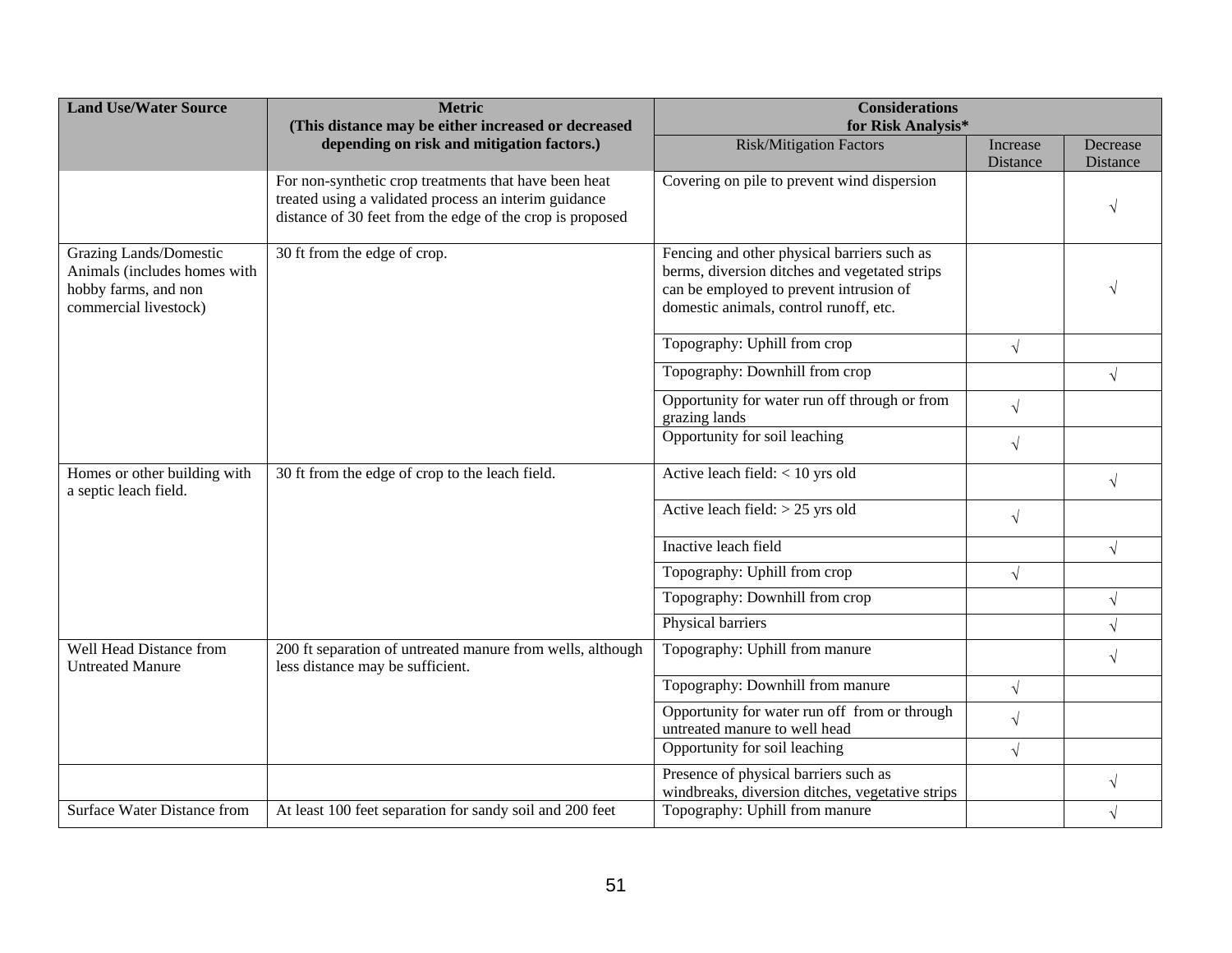| Land Use/Water Source | Metric (This distance may be either increased or decreased depending on risk and mitigation factors.) | Considerations for Risk Analysis* | | |
|---|---|---|---|---|
| | | Risk/Mitigation Factors | Increase Distance | Decrease Distance |
| | For non-synthetic crop treatments that have been heat treated using a validated process an interim guidance distance of 30 feet from the edge of the crop is proposed | Covering on pile to prevent wind dispersion | | √ |
| Grazing Lands/Domestic Animals (includes homes with hobby farms, and non commercial livestock) | 30 ft from the edge of crop. | Fencing and other physical barriers such as berms, diversion ditches and vegetated strips can be employed to prevent intrusion of domestic animals, control runoff, etc. | | √ |
| | | Topography: Uphill from crop | √ | |
| | | Topography: Downhill from crop | | √ |
| | | Opportunity for water run off through or from grazing lands | √ | |
| | | Opportunity for soil leaching | √ | |
| Homes or other building with a septic leach field. | 30 ft from the edge of crop to the leach field. | Active leach field: < 10 yrs old | | √ |
| | | Active leach field: > 25 yrs old | √ | |
| | | Inactive leach field | | √ |
| | | Topography: Uphill from crop | √ | |
| | | Topography: Downhill from crop | | √ |
| | | Physical barriers | | √ |
| Well Head Distance from Untreated Manure | 200 ft separation of untreated manure from wells, although less distance may be sufficient. | Topography: Uphill from manure | | √ |
| | | Topography: Downhill from manure | √ | |
| | | Opportunity for water run off from or through untreated manure to well head | √ | |
| | | Opportunity for soil leaching | √ | |
| | | Presence of physical barriers such as windbreaks, diversion ditches, vegetative strips | | √ |
| Surface Water Distance from | At least 100 feet separation for sandy soil and 200 feet | Topography: Uphill from manure | | √ |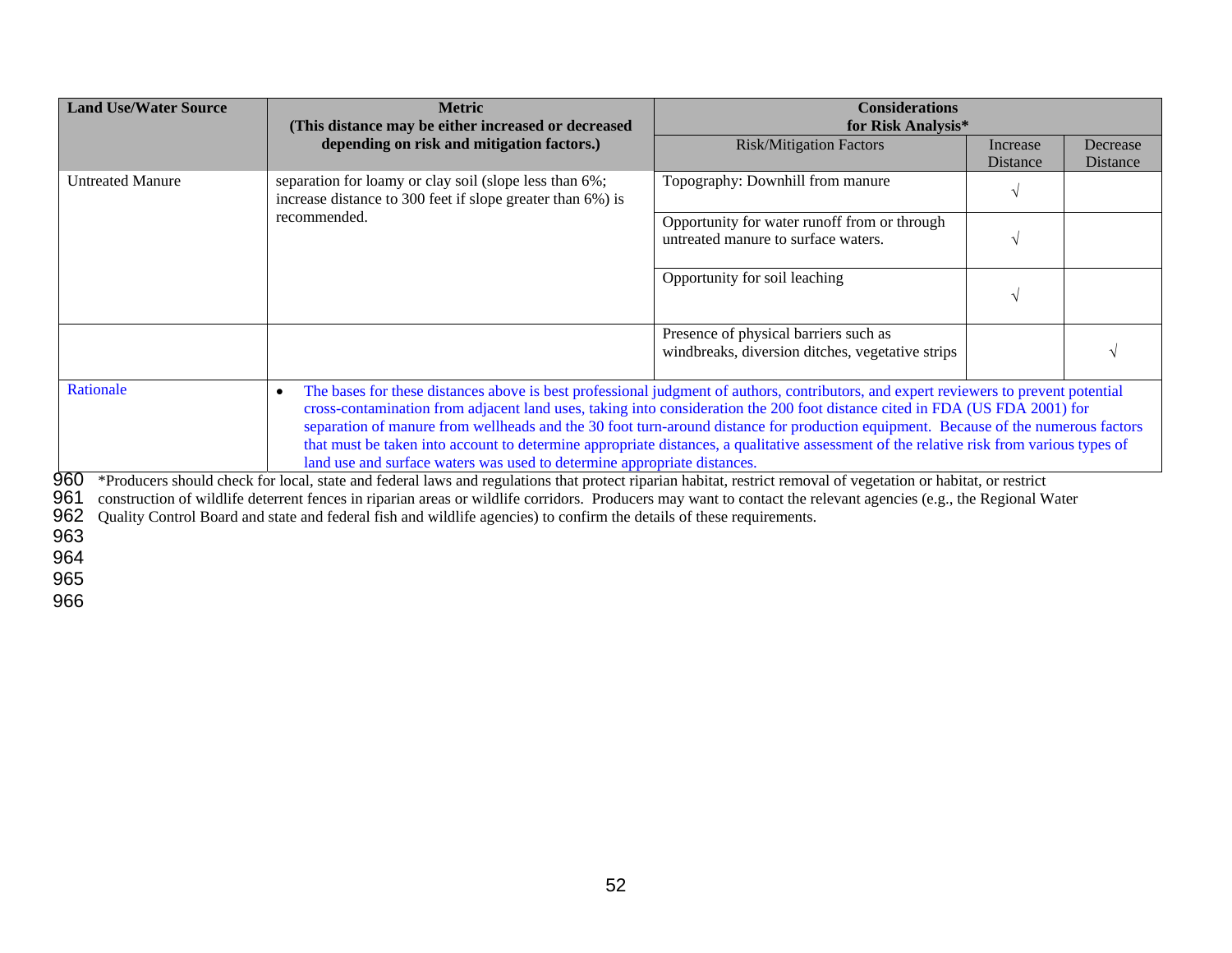| Land Use/Water Source | Metric (This distance may be either increased or decreased depending on risk and mitigation factors.) | Considerations for Risk Analysis* | | |
|---|---|---|---|---|
| | | Risk/Mitigation Factors | Increase Distance | Decrease Distance |
| Untreated Manure | separation for loamy or clay soil (slope less than 6%; increase distance to 300 feet if slope greater than 6%) is recommended. | Topography: Downhill from manure | √ | |
| | | Opportunity for water runoff from or through untreated manure to surface waters. | √ | |
| | | Opportunity for soil leaching | √ | |
| | | Presence of physical barriers such as windbreaks, diversion ditches, vegetative strips | | √ |
| Rationale | • The bases for these distances above is best professional judgment of authors, contributors, and expert reviewers to prevent potential cross-contamination from adjacent land uses, taking into consideration the 200 foot distance cited in FDA (US FDA 2001) for separation of manure from wellheads and the 30 foot turn-around distance for production equipment. Because of the numerous factors that must be taken into account to determine appropriate distances, a qualitative assessment of the relative risk from various types of land use and surface waters was used to determine appropriate distances. | | | |

960 *Producers should check for local, state and federal laws and regulations that protect riparian habitat, restrict removal of vegetation or habitat, or restrict
961 construction of wildlife deterrent fences in riparian areas or wildlife corridors. Producers may want to contact the relevant agencies (e.g., the Regional Water
962 Quality Control Board and state and federal fish and wildlife agencies) to confirm the details of these requirements.
963
964
965
966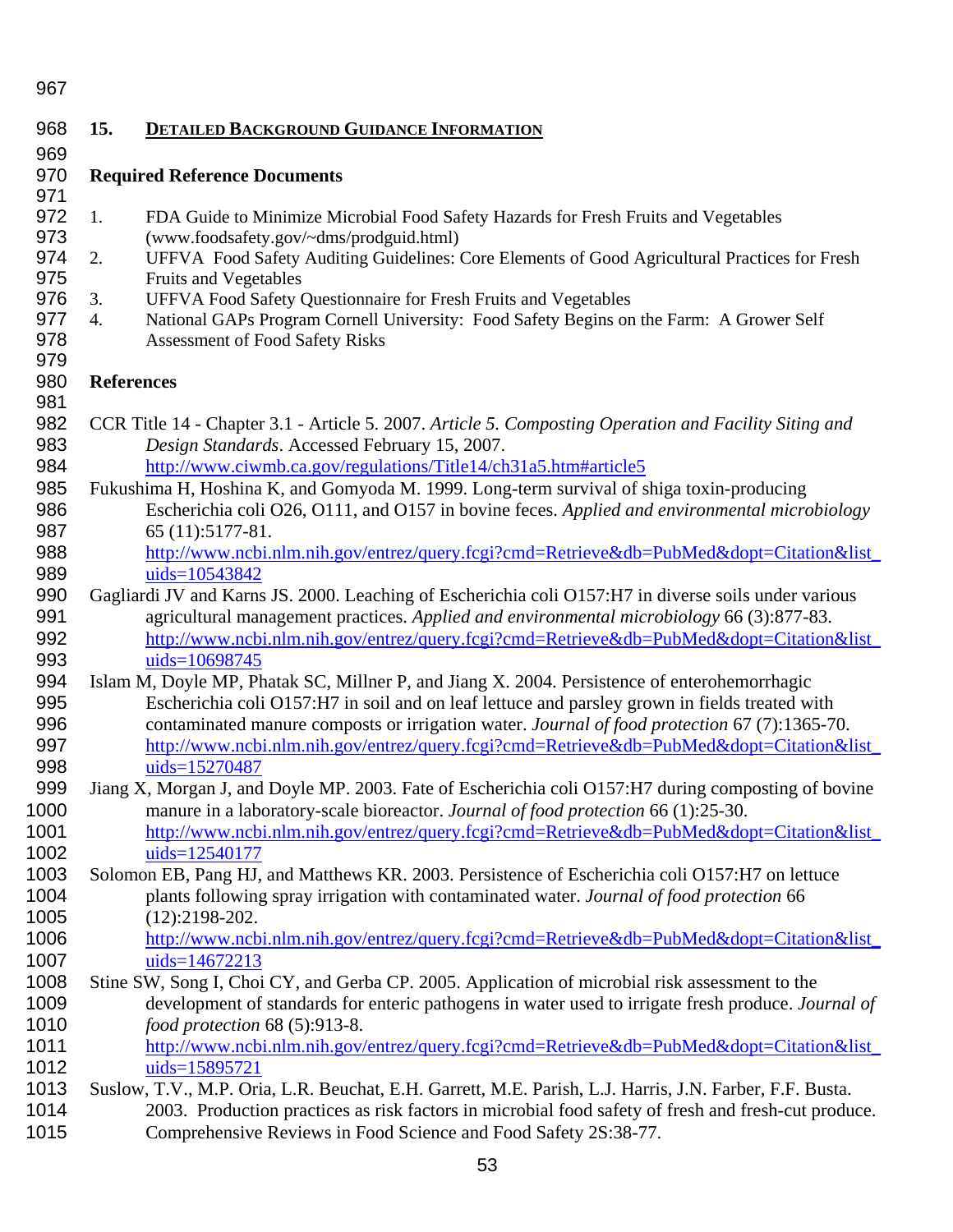## 15. DETAILED BACKGROUND GUIDANCE INFORMATION

**Required Reference Documents**

1. FDA Guide to Minimize Microbial Food Safety Hazards for Fresh Fruits and Vegetables (www.foodsafety.gov/~dms/prodguid.html)
2. UFFVA Food Safety Auditing Guidelines: Core Elements of Good Agricultural Practices for Fresh Fruits and Vegetables
3. UFFVA Food Safety Questionnaire for Fresh Fruits and Vegetables
4. National GAPs Program Cornell University: Food Safety Begins on the Farm: A Grower Self Assessment of Food Safety Risks

**References**

CCR Title 14 - Chapter 3.1 - Article 5. 2007. *Article 5. Composting Operation and Facility Siting and Design Standards*. Accessed February 15, 2007. http://www.ciwmb.ca.gov/regulations/Title14/ch31a5.htm#article5

Fukushima H, Hoshina K, and Gomyoda M. 1999. Long-term survival of shiga toxin-producing Escherichia coli O26, O111, and O157 in bovine feces. *Applied and environmental microbiology* 65 (11):5177-81. http://www.ncbi.nlm.nih.gov/entrez/query.fcgi?cmd=Retrieve&db=PubMed&dopt=Citation&list_uids=10543842

Gagliardi JV and Karns JS. 2000. Leaching of Escherichia coli O157:H7 in diverse soils under various agricultural management practices. *Applied and environmental microbiology* 66 (3):877-83. http://www.ncbi.nlm.nih.gov/entrez/query.fcgi?cmd=Retrieve&db=PubMed&dopt=Citation&list_uids=10698745

Islam M, Doyle MP, Phatak SC, Millner P, and Jiang X. 2004. Persistence of enterohemorrhagic Escherichia coli O157:H7 in soil and on leaf lettuce and parsley grown in fields treated with contaminated manure composts or irrigation water. *Journal of food protection* 67 (7):1365-70. http://www.ncbi.nlm.nih.gov/entrez/query.fcgi?cmd=Retrieve&db=PubMed&dopt=Citation&list_uids=15270487

Jiang X, Morgan J, and Doyle MP. 2003. Fate of Escherichia coli O157:H7 during composting of bovine manure in a laboratory-scale bioreactor. *Journal of food protection* 66 (1):25-30. http://www.ncbi.nlm.nih.gov/entrez/query.fcgi?cmd=Retrieve&db=PubMed&dopt=Citation&list_uids=12540177

Solomon EB, Pang HJ, and Matthews KR. 2003. Persistence of Escherichia coli O157:H7 on lettuce plants following spray irrigation with contaminated water. *Journal of food protection* 66 (12):2198-202. http://www.ncbi.nlm.nih.gov/entrez/query.fcgi?cmd=Retrieve&db=PubMed&dopt=Citation&list_uids=14672213

Stine SW, Song I, Choi CY, and Gerba CP. 2005. Application of microbial risk assessment to the development of standards for enteric pathogens in water used to irrigate fresh produce. *Journal of food protection* 68 (5):913-8. http://www.ncbi.nlm.nih.gov/entrez/query.fcgi?cmd=Retrieve&db=PubMed&dopt=Citation&list_uids=15895721

Suslow, T.V., M.P. Oria, L.R. Beuchat, E.H. Garrett, M.E. Parish, L.J. Harris, J.N. Farber, F.F. Busta. 2003. Production practices as risk factors in microbial food safety of fresh and fresh-cut produce. Comprehensive Reviews in Food Science and Food Safety 2S:38-77.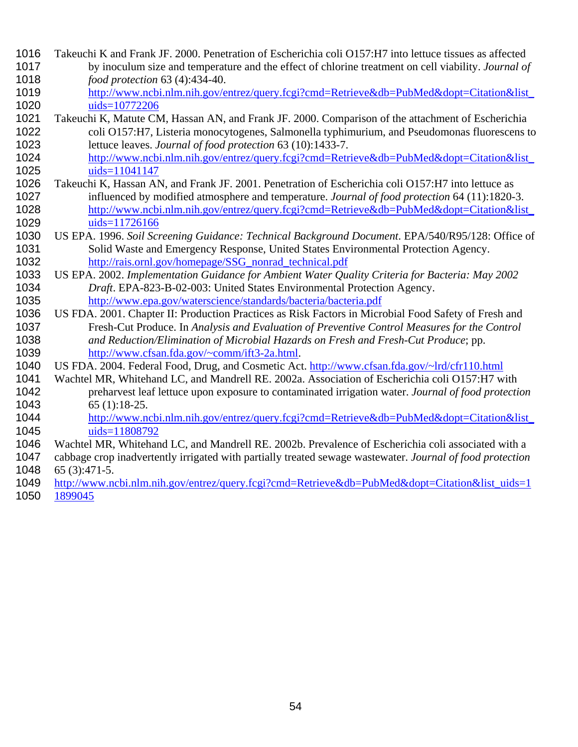Takeuchi K and Frank JF. 2000. Penetration of Escherichia coli O157:H7 into lettuce tissues as affected by inoculum size and temperature and the effect of chlorine treatment on cell viability. *Journal of food protection* 63 (4):434-40. http://www.ncbi.nlm.nih.gov/entrez/query.fcgi?cmd=Retrieve&db=PubMed&dopt=Citation&list_uids=10772206

Takeuchi K, Matute CM, Hassan AN, and Frank JF. 2000. Comparison of the attachment of Escherichia coli O157:H7, Listeria monocytogenes, Salmonella typhimurium, and Pseudomonas fluorescens to lettuce leaves. *Journal of food protection* 63 (10):1433-7. http://www.ncbi.nlm.nih.gov/entrez/query.fcgi?cmd=Retrieve&db=PubMed&dopt=Citation&list_uids=11041147

Takeuchi K, Hassan AN, and Frank JF. 2001. Penetration of Escherichia coli O157:H7 into lettuce as influenced by modified atmosphere and temperature. *Journal of food protection* 64 (11):1820-3. http://www.ncbi.nlm.nih.gov/entrez/query.fcgi?cmd=Retrieve&db=PubMed&dopt=Citation&list_uids=11726166

US EPA. 1996. *Soil Screening Guidance: Technical Background Document*. EPA/540/R95/128: Office of Solid Waste and Emergency Response, United States Environmental Protection Agency. http://rais.ornl.gov/homepage/SSG_nonrad_technical.pdf

US EPA. 2002. *Implementation Guidance for Ambient Water Quality Criteria for Bacteria: May 2002 Draft*. EPA-823-B-02-003: United States Environmental Protection Agency. http://www.epa.gov/waterscience/standards/bacteria/bacteria.pdf

US FDA. 2001. Chapter II: Production Practices as Risk Factors in Microbial Food Safety of Fresh and Fresh-Cut Produce. In *Analysis and Evaluation of Preventive Control Measures for the Control and Reduction/Elimination of Microbial Hazards on Fresh and Fresh-Cut Produce*; pp. http://www.cfsan.fda.gov/~comm/ift3-2a.html.

US FDA. 2004. Federal Food, Drug, and Cosmetic Act. http://www.cfsan.fda.gov/~lrd/cfr110.html

Wachtel MR, Whitehand LC, and Mandrell RE. 2002a. Association of Escherichia coli O157:H7 with preharvest leaf lettuce upon exposure to contaminated irrigation water. *Journal of food protection* 65 (1):18-25. http://www.ncbi.nlm.nih.gov/entrez/query.fcgi?cmd=Retrieve&db=PubMed&dopt=Citation&list_uids=11808792

Wachtel MR, Whitehand LC, and Mandrell RE. 2002b. Prevalence of Escherichia coli associated with a cabbage crop inadvertently irrigated with partially treated sewage wastewater. *Journal of food protection* 65 (3):471-5. http://www.ncbi.nlm.nih.gov/entrez/query.fcgi?cmd=Retrieve&db=PubMed&dopt=Citation&list_uids=11899045